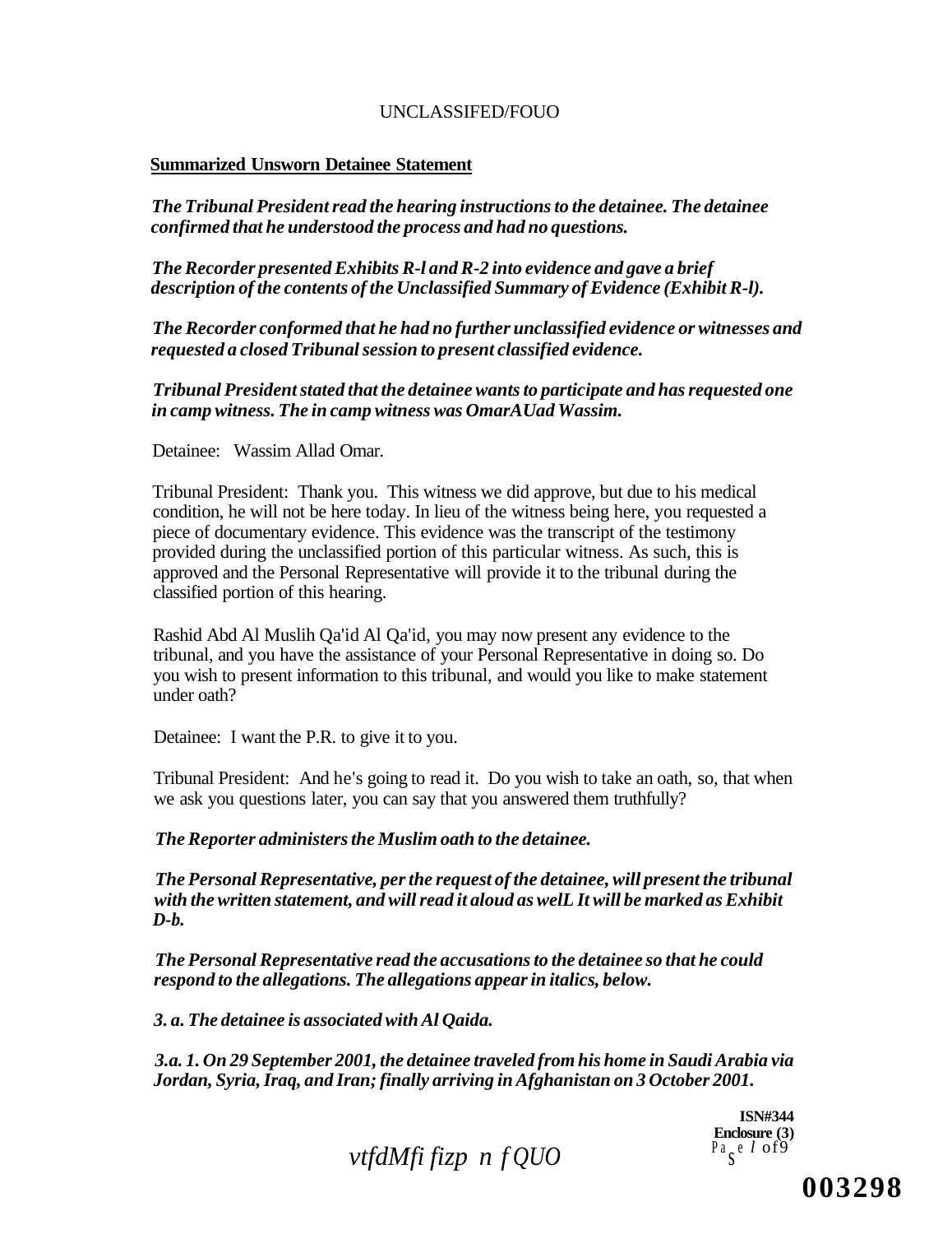**Summarized Unsworn Detainee Statement**

*The Tribunal President read the hearing instructions to the detainee. The detainee confirmed that he understood the process and had no questions.*

*The Recorder presented Exhibits R-l and R-2 into evidence and gave a brief description of the contents of the Unclassified Summary of Evidence (Exhibit R-l).*

*The Recorder conformed that he had no further unclassified evidence or witnesses and requested a closed Tribunal session to present classified evidence.*

*Tribunal President stated that the detainee wants to participate and has requested one in camp witness. The in camp witness was OmarAUad Wassim.*

Detainee: Wassim Allad Omar.

Tribunal President: Thank you. This witness we did approve, but due to his medical condition, he will not be here today. In lieu of the witness being here, you requested a piece of documentary evidence. This evidence was the transcript of the testimony provided during the unclassified portion of this particular witness. As such, this is approved and the Personal Representative will provide it to the tribunal during the classified portion of this hearing.

Rashid Abd Al Muslih Qa'id Al Qa'id, you may now present any evidence to the tribunal, and you have the assistance of your Personal Representative in doing so. Do you wish to present information to this tribunal, and would you like to make statement under oath?

Detainee: I want the P.R. to give it to you.

Tribunal President: And he's going to read it. Do you wish to take an oath, so, that when we ask you questions later, you can say that you answered them truthfully?

*The Reporter administers the Muslim oath to the detainee.*

*The Personal Representative, per the request of the detainee, will present the tribunal with the written statement, and will read it aloud as welL It will be marked as Exhibit D-b.*

*The Personal Representative read the accusations to the detainee so that he could respond to the allegations. The allegations appear in italics, below.*

***3. a. The detainee is associated with Al Qaida.***

***3.a. 1. On 29 September 2001, the detainee traveled from his home in Saudi Arabia via Jordan, Syria, Iraq, and Iran; finally arriving in Afghanistan on 3 October 2001.***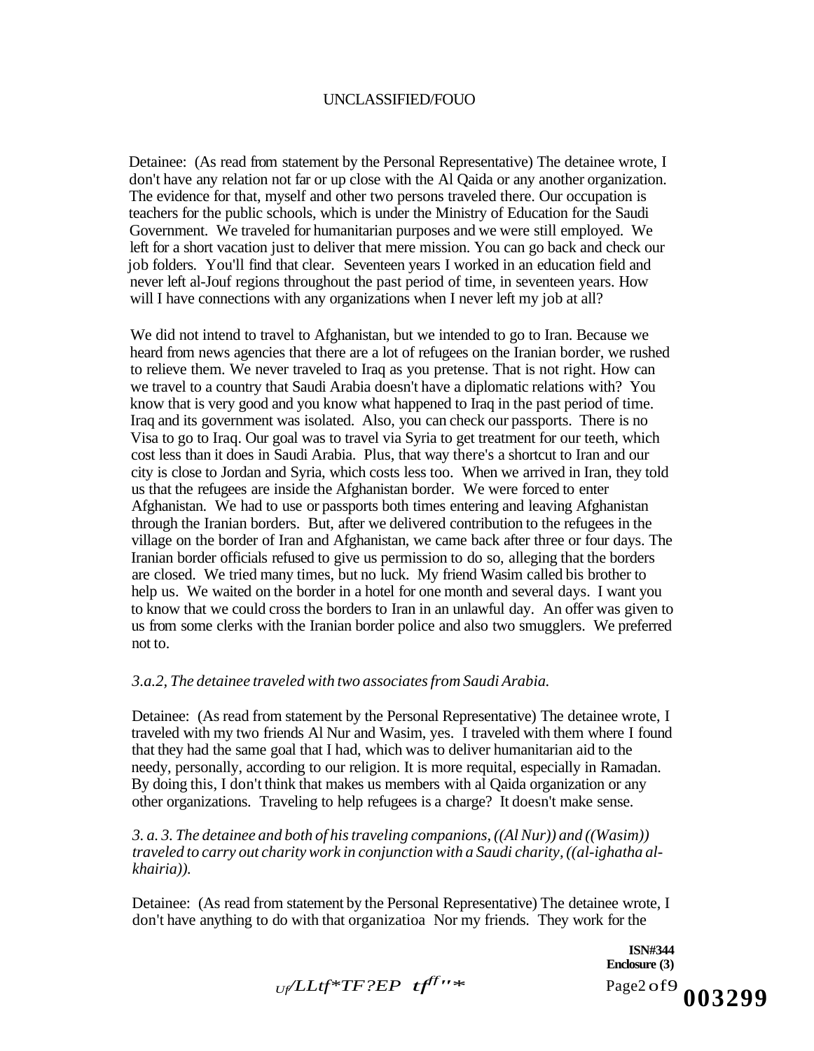Detainee: (As read from statement by the Personal Representative) The detainee wrote, I don't have any relation not far or up close with the Al Qaida or any another organization. The evidence for that, myself and other two persons traveled there. Our occupation is teachers for the public schools, which is under the Ministry of Education for the Saudi Government. We traveled for humanitarian purposes and we were still employed. We left for a short vacation just to deliver that mere mission. You can go back and check our job folders. You'll find that clear. Seventeen years I worked in an education field and never left al-Jouf regions throughout the past period of time, in seventeen years. How will I have connections with any organizations when I never left my job at all?

We did not intend to travel to Afghanistan, but we intended to go to Iran. Because we heard from news agencies that there are a lot of refugees on the Iranian border, we rushed to relieve them. We never traveled to Iraq as you pretense. That is not right. How can we travel to a country that Saudi Arabia doesn't have a diplomatic relations with? You know that is very good and you know what happened to Iraq in the past period of time. Iraq and its government was isolated. Also, you can check our passports. There is no Visa to go to Iraq. Our goal was to travel via Syria to get treatment for our teeth, which cost less than it does in Saudi Arabia. Plus, that way there's a shortcut to Iran and our city is close to Jordan and Syria, which costs less too. When we arrived in Iran, they told us that the refugees are inside the Afghanistan border. We were forced to enter Afghanistan. We had to use or passports both times entering and leaving Afghanistan through the Iranian borders. But, after we delivered contribution to the refugees in the village on the border of Iran and Afghanistan, we came back after three or four days. The Iranian border officials refused to give us permission to do so, alleging that the borders are closed. We tried many times, but no luck. My friend Wasim called bis brother to help us. We waited on the border in a hotel for one month and several days. I want you to know that we could cross the borders to Iran in an unlawful day. An offer was given to us from some clerks with the Iranian border police and also two smugglers. We preferred not to.

*3.a.2, The detainee traveled with two associates from Saudi Arabia.*

Detainee: (As read from statement by the Personal Representative) The detainee wrote, I traveled with my two friends Al Nur and Wasim, yes. I traveled with them where I found that they had the same goal that I had, which was to deliver humanitarian aid to the needy, personally, according to our religion. It is more requital, especially in Ramadan. By doing this, I don't think that makes us members with al Qaida organization or any other organizations. Traveling to help refugees is a charge? It doesn't make sense.

*3. a. 3. The detainee and both of his traveling companions, ((Al Nur)) and ((Wasim)) traveled to carry out charity work in conjunction with a Saudi charity, ((al-ighatha al-khairia)).*

Detainee: (As read from statement by the Personal Representative) The detainee wrote, I don't have anything to do with that organizatioa Nor my friends. They work for the

**ISN#344**
**Enclosure (3)**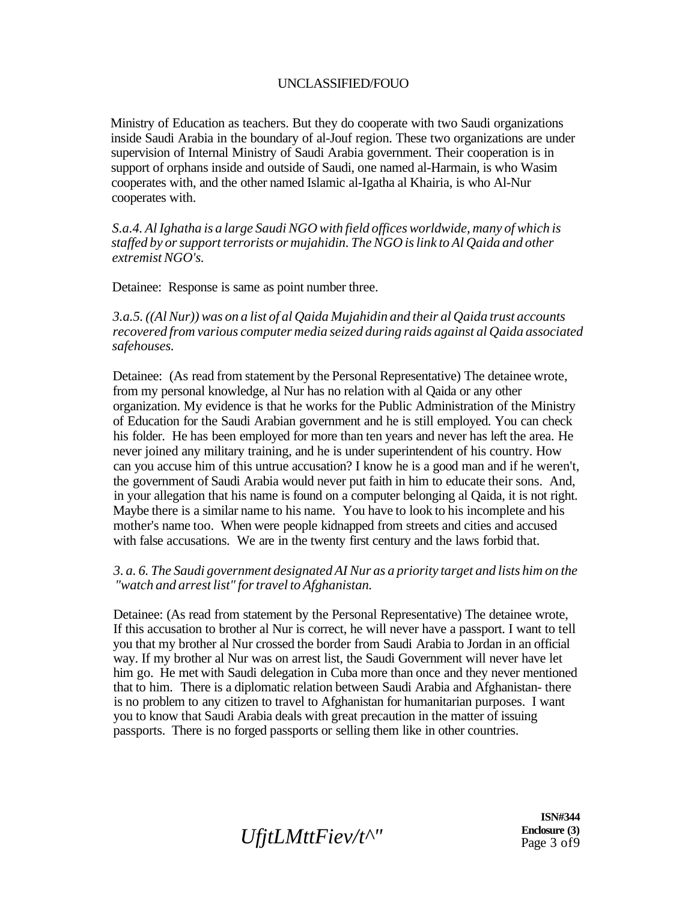Ministry of Education as teachers. But they do cooperate with two Saudi organizations inside Saudi Arabia in the boundary of al-Jouf region. These two organizations are under supervision of Internal Ministry of Saudi Arabia government. Their cooperation is in support of orphans inside and outside of Saudi, one named al-Harmain, is who Wasim cooperates with, and the other named Islamic al-Igatha al Khairia, is who Al-Nur cooperates with.

*S.a.4. Al Ighatha is a large Saudi NGO with field offices worldwide, many of which is staffed by or support terrorists or mujahidin. The NGO is link to Al Qaida and other extremist NGO's.*

Detainee: Response is same as point number three.

*3.a.5. ((Al Nur)) was on a list of al Qaida Mujahidin and their al Qaida trust accounts recovered from various computer media seized during raids against al Qaida associated safehouses.*

Detainee: (As read from statement by the Personal Representative) The detainee wrote, from my personal knowledge, al Nur has no relation with al Qaida or any other organization. My evidence is that he works for the Public Administration of the Ministry of Education for the Saudi Arabian government and he is still employed. You can check his folder. He has been employed for more than ten years and never has left the area. He never joined any military training, and he is under superintendent of his country. How can you accuse him of this untrue accusation? I know he is a good man and if he weren't, the government of Saudi Arabia would never put faith in him to educate their sons. And, in your allegation that his name is found on a computer belonging al Qaida, it is not right. Maybe there is a similar name to his name. You have to look to his incomplete and his mother's name too. When were people kidnapped from streets and cities and accused with false accusations. We are in the twenty first century and the laws forbid that.

*3. a. 6. The Saudi government designated AI Nur as a priority target and lists him on the "watch and arrest list" for travel to Afghanistan.*

Detainee: (As read from statement by the Personal Representative) The detainee wrote, If this accusation to brother al Nur is correct, he will never have a passport. I want to tell you that my brother al Nur crossed the border from Saudi Arabia to Jordan in an official way. If my brother al Nur was on arrest list, the Saudi Government will never have let him go. He met with Saudi delegation in Cuba more than once and they never mentioned that to him. There is a diplomatic relation between Saudi Arabia and Afghanistan- there is no problem to any citizen to travel to Afghanistan for humanitarian purposes. I want you to know that Saudi Arabia deals with great precaution in the matter of issuing passports. There is no forged passports or selling them like in other countries.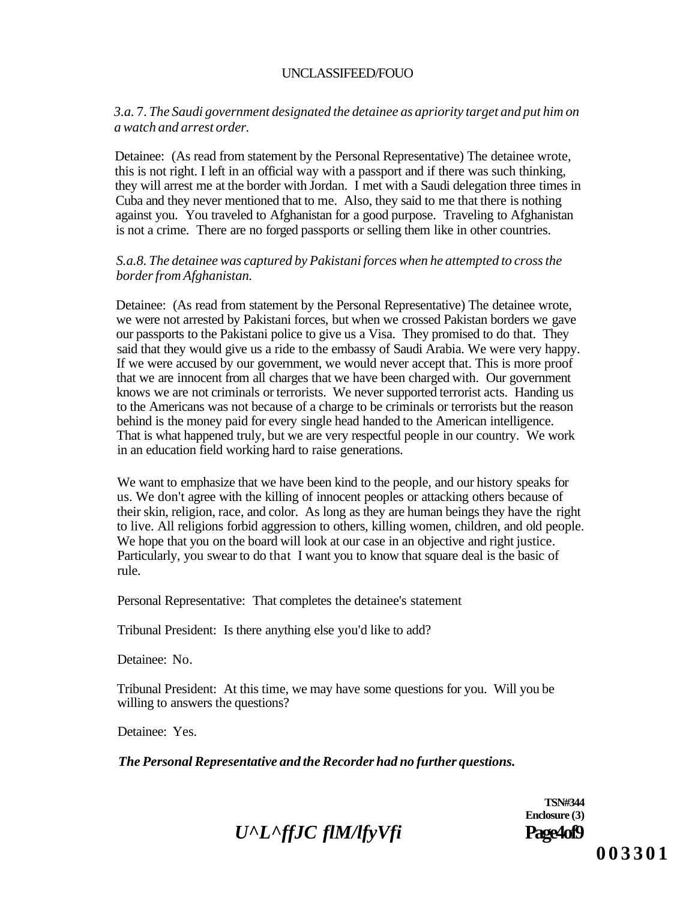*3.a. 7. The Saudi government designated the detainee as apriority target and put him on a watch and arrest order.*

Detainee: (As read from statement by the Personal Representative) The detainee wrote, this is not right. I left in an official way with a passport and if there was such thinking, they will arrest me at the border with Jordan. I met with a Saudi delegation three times in Cuba and they never mentioned that to me. Also, they said to me that there is nothing against you. You traveled to Afghanistan for a good purpose. Traveling to Afghanistan is not a crime. There are no forged passports or selling them like in other countries.

*S.a.8. The detainee was captured by Pakistani forces when he attempted to cross the border from Afghanistan.*

Detainee: (As read from statement by the Personal Representative) The detainee wrote, we were not arrested by Pakistani forces, but when we crossed Pakistan borders we gave our passports to the Pakistani police to give us a Visa. They promised to do that. They said that they would give us a ride to the embassy of Saudi Arabia. We were very happy. If we were accused by our government, we would never accept that. This is more proof that we are innocent from all charges that we have been charged with. Our government knows we are not criminals or terrorists. We never supported terrorist acts. Handing us to the Americans was not because of a charge to be criminals or terrorists but the reason behind is the money paid for every single head handed to the American intelligence. That is what happened truly, but we are very respectful people in our country. We work in an education field working hard to raise generations.

We want to emphasize that we have been kind to the people, and our history speaks for us. We don't agree with the killing of innocent peoples or attacking others because of their skin, religion, race, and color. As long as they are human beings they have the right to live. All religions forbid aggression to others, killing women, children, and old people. We hope that you on the board will look at our case in an objective and right justice. Particularly, you swear to do that I want you to know that square deal is the basic of rule.

Personal Representative: That completes the detainee's statement

Tribunal President: Is there anything else you'd like to add?

Detainee: No.

Tribunal President: At this time, we may have some questions for you. Will you be willing to answers the questions?

Detainee: Yes.

***The Personal Representative and the Recorder had no further questions.***

**TSN#344**
**Enclosure (3)**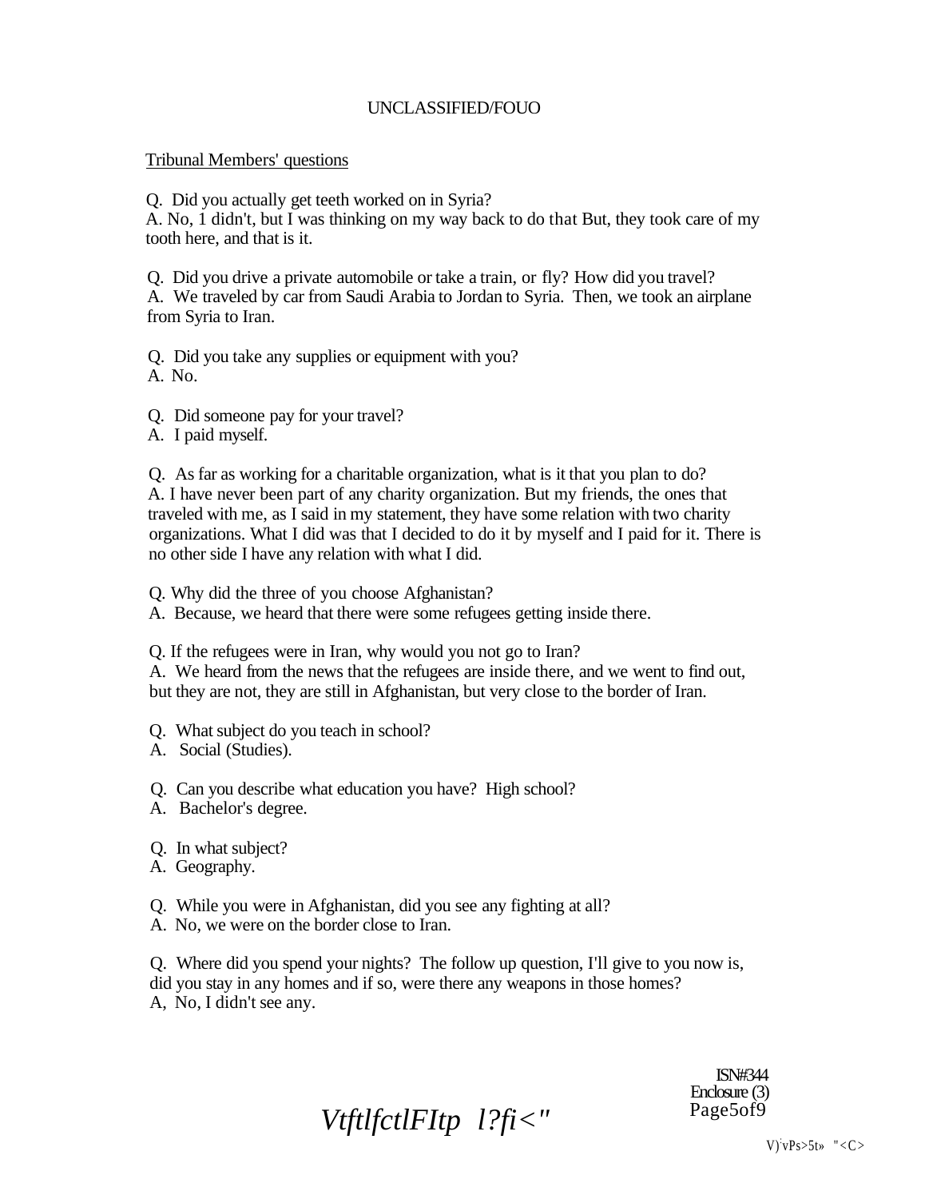Tribunal Members' questions

Q. Did you actually get teeth worked on in Syria?
A. No, 1 didn't, but I was thinking on my way back to do that But, they took care of my tooth here, and that is it.

Q. Did you drive a private automobile or take a train, or fly? How did you travel?
A. We traveled by car from Saudi Arabia to Jordan to Syria. Then, we took an airplane from Syria to Iran.

Q. Did you take any supplies or equipment with you?
A. No.

Q. Did someone pay for your travel?
A. I paid myself.

Q. As far as working for a charitable organization, what is it that you plan to do?
A. I have never been part of any charity organization. But my friends, the ones that traveled with me, as I said in my statement, they have some relation with two charity organizations. What I did was that I decided to do it by myself and I paid for it. There is no other side I have any relation with what I did.

Q. Why did the three of you choose Afghanistan?
A. Because, we heard that there were some refugees getting inside there.

Q. If the refugees were in Iran, why would you not go to Iran?
A. We heard from the news that the refugees are inside there, and we went to find out, but they are not, they are still in Afghanistan, but very close to the border of Iran.

Q. What subject do you teach in school?
A. Social (Studies).

Q. Can you describe what education you have? High school?
A. Bachelor's degree.

Q. In what subject?
A. Geography.

Q. While you were in Afghanistan, did you see any fighting at all?
A. No, we were on the border close to Iran.

Q. Where did you spend your nights? The follow up question, I'll give to you now is, did you stay in any homes and if so, were there any weapons in those homes?
A, No, I didn't see any.

ISN#344
Enclosure (3)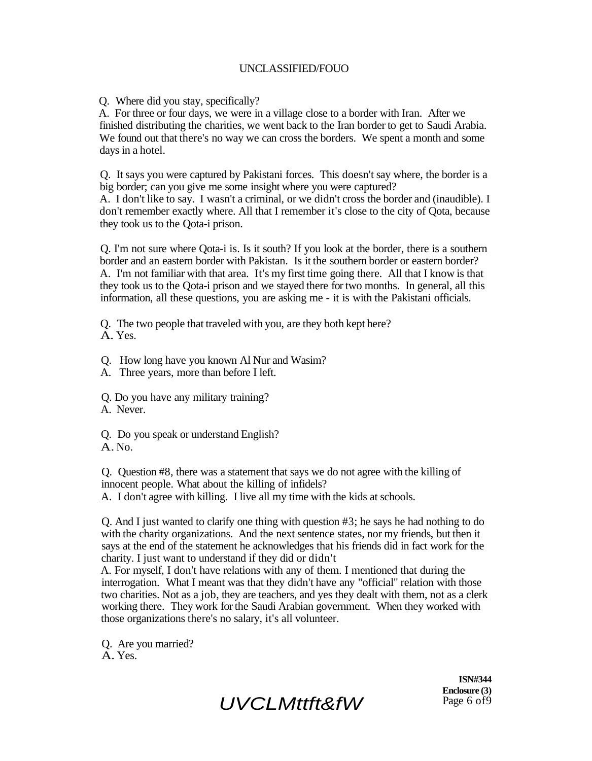Q. Where did you stay, specifically?
A. For three or four days, we were in a village close to a border with Iran. After we finished distributing the charities, we went back to the Iran border to get to Saudi Arabia. We found out that there's no way we can cross the borders. We spent a month and some days in a hotel.

Q. It says you were captured by Pakistani forces. This doesn't say where, the border is a big border; can you give me some insight where you were captured?
A. I don't like to say. I wasn't a criminal, or we didn't cross the border and (inaudible). I don't remember exactly where. All that I remember it's close to the city of Qota, because they took us to the Qota-i prison.

Q. I'm not sure where Qota-i is. Is it south? If you look at the border, there is a southern border and an eastern border with Pakistan. Is it the southern border or eastern border?
A. I'm not familiar with that area. It's my first time going there. All that I know is that they took us to the Qota-i prison and we stayed there for two months. In general, all this information, all these questions, you are asking me - it is with the Pakistani officials.

Q. The two people that traveled with you, are they both kept here?
A. Yes.

Q. How long have you known Al Nur and Wasim?
A. Three years, more than before I left.

Q. Do you have any military training?
A. Never.

Q. Do you speak or understand English?
A. No.

Q. Question #8, there was a statement that says we do not agree with the killing of innocent people. What about the killing of infidels?
A. I don't agree with killing. I live all my time with the kids at schools.

Q. And I just wanted to clarify one thing with question #3; he says he had nothing to do with the charity organizations. And the next sentence states, nor my friends, but then it says at the end of the statement he acknowledges that his friends did in fact work for the charity. I just want to understand if they did or didn't
A. For myself, I don't have relations with any of them. I mentioned that during the interrogation. What I meant was that they didn't have any "official" relation with those two charities. Not as a job, they are teachers, and yes they dealt with them, not as a clerk working there. They work for the Saudi Arabian government. When they worked with those organizations there's no salary, it's all volunteer.

Q. Are you married?
A. Yes.

**ISN#344**
**Enclosure (3)**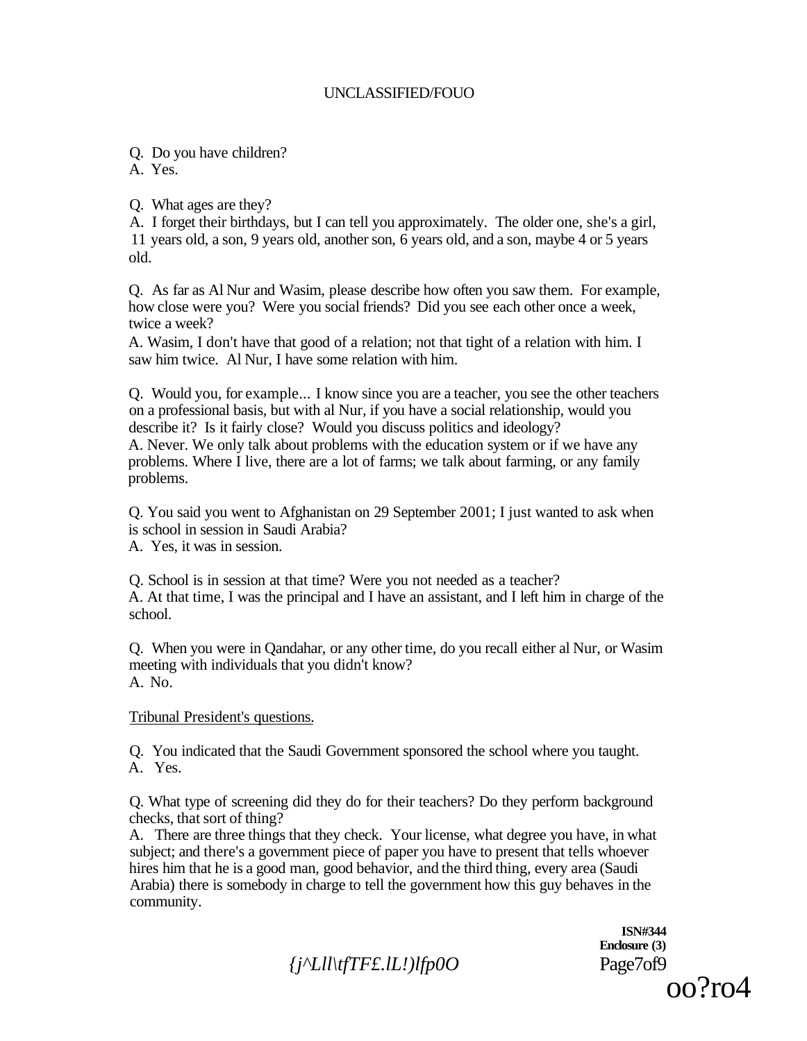Q. Do you have children?
A. Yes.

Q. What ages are they?
A. I forget their birthdays, but I can tell you approximately. The older one, she's a girl, 11 years old, a son, 9 years old, another son, 6 years old, and a son, maybe 4 or 5 years old.

Q. As far as Al Nur and Wasim, please describe how often you saw them. For example, how close were you? Were you social friends? Did you see each other once a week, twice a week?
A. Wasim, I don't have that good of a relation; not that tight of a relation with him. I saw him twice. Al Nur, I have some relation with him.

Q. Would you, for example... I know since you are a teacher, you see the other teachers on a professional basis, but with al Nur, if you have a social relationship, would you describe it? Is it fairly close? Would you discuss politics and ideology?
A. Never. We only talk about problems with the education system or if we have any problems. Where I live, there are a lot of farms; we talk about farming, or any family problems.

Q. You said you went to Afghanistan on 29 September 2001; I just wanted to ask when is school in session in Saudi Arabia?
A. Yes, it was in session.

Q. School is in session at that time? Were you not needed as a teacher?
A. At that time, I was the principal and I have an assistant, and I left him in charge of the school.

Q. When you were in Qandahar, or any other time, do you recall either al Nur, or Wasim meeting with individuals that you didn't know?
A. No.

Tribunal President's questions.

Q. You indicated that the Saudi Government sponsored the school where you taught.
A. Yes.

Q. What type of screening did they do for their teachers? Do they perform background checks, that sort of thing?
A. There are three things that they check. Your license, what degree you have, in what subject; and there's a government piece of paper you have to present that tells whoever hires him that he is a good man, good behavior, and the third thing, every area (Saudi Arabia) there is somebody in charge to tell the government how this guy behaves in the community.

ISN#344
Enclosure (3)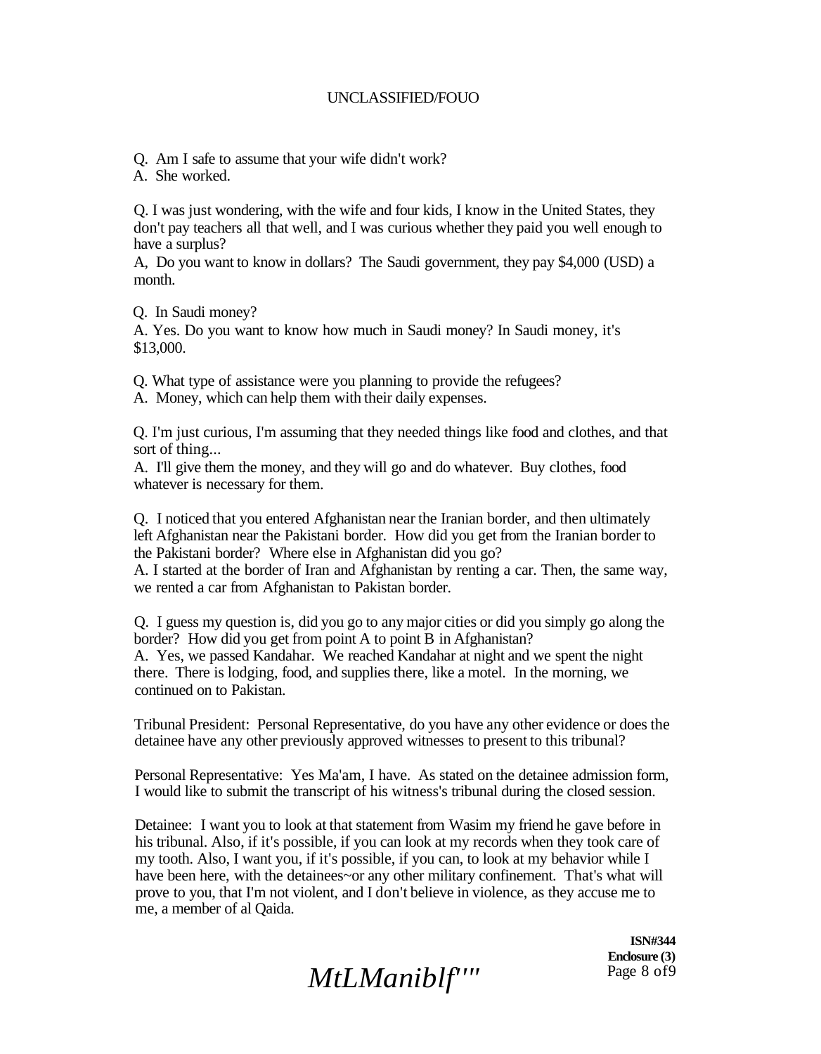Q. Am I safe to assume that your wife didn't work?
A. She worked.

Q. I was just wondering, with the wife and four kids, I know in the United States, they don't pay teachers all that well, and I was curious whether they paid you well enough to have a surplus?
A, Do you want to know in dollars? The Saudi government, they pay $4,000 (USD) a month.

Q. In Saudi money?
A. Yes. Do you want to know how much in Saudi money? In Saudi money, it's $13,000.

Q. What type of assistance were you planning to provide the refugees?
A. Money, which can help them with their daily expenses.

Q. I'm just curious, I'm assuming that they needed things like food and clothes, and that sort of thing...
A. I'll give them the money, and they will go and do whatever. Buy clothes, food whatever is necessary for them.

Q. I noticed that you entered Afghanistan near the Iranian border, and then ultimately left Afghanistan near the Pakistani border. How did you get from the Iranian border to the Pakistani border? Where else in Afghanistan did you go?
A. I started at the border of Iran and Afghanistan by renting a car. Then, the same way, we rented a car from Afghanistan to Pakistan border.

Q. I guess my question is, did you go to any major cities or did you simply go along the border? How did you get from point A to point B in Afghanistan?
A. Yes, we passed Kandahar. We reached Kandahar at night and we spent the night there. There is lodging, food, and supplies there, like a motel. In the morning, we continued on to Pakistan.

Tribunal President: Personal Representative, do you have any other evidence or does the detainee have any other previously approved witnesses to present to this tribunal?

Personal Representative: Yes Ma'am, I have. As stated on the detainee admission form, I would like to submit the transcript of his witness's tribunal during the closed session.

Detainee: I want you to look at that statement from Wasim my friend he gave before in his tribunal. Also, if it's possible, if you can look at my records when they took care of my tooth. Also, I want you, if it's possible, if you can, to look at my behavior while I have been here, with the detainees~or any other military confinement. That's what will prove to you, that I'm not violent, and I don't believe in violence, as they accuse me to me, a member of al Qaida.

**ISN#344**
**Enclosure (3)**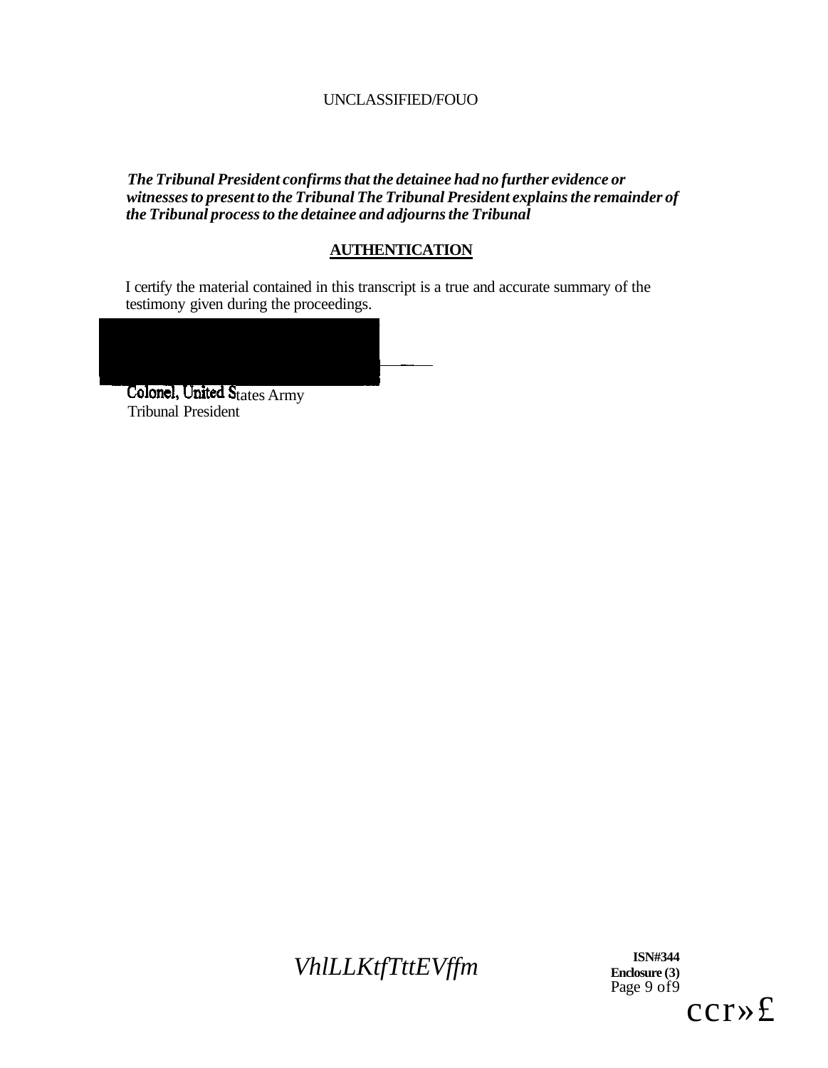*The Tribunal President confirms that the detainee had no further evidence or witnesses to present to the Tribunal The Tribunal President explains the remainder of the Tribunal process to the detainee and adjourns the Tribunal*

## AUTHENTICATION

I certify the material contained in this transcript is a true and accurate summary of the testimony given during the proceedings.

Colonel, United States Army
Tribunal President

ISN#344
Enclosure (3)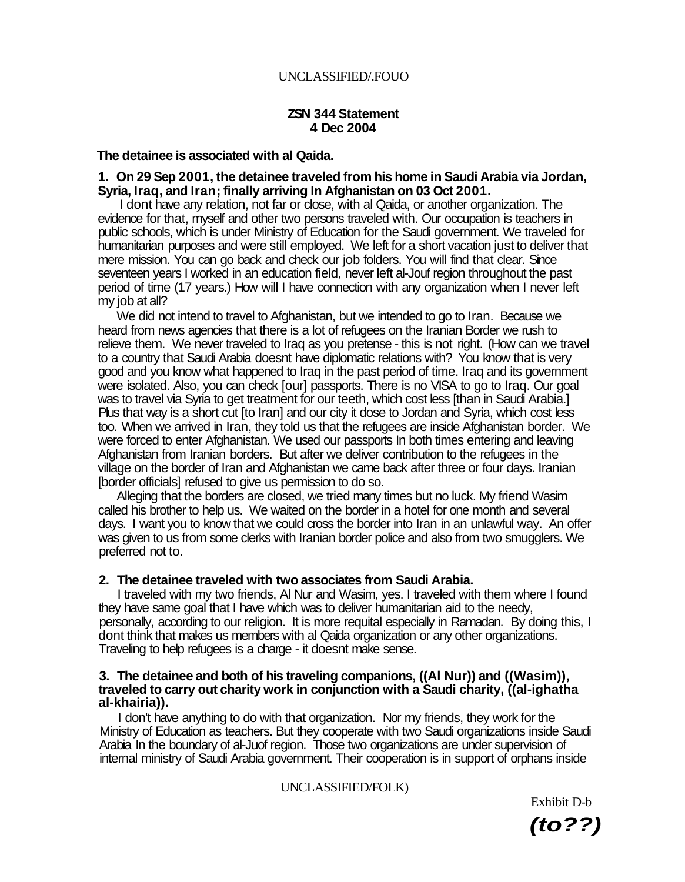**ZSN 344 Statement**
**4 Dec 2004**

**The detainee is associated with al Qaida.**

**1. On 29 Sep 2001, the detainee traveled from his home in Saudi Arabia via Jordan, Syria, Iraq, and Iran; finally arriving In Afghanistan on 03 Oct 2001.**

I dont have any relation, not far or close, with al Qaida, or another organization. The evidence for that, myself and other two persons traveled with. Our occupation is teachers in public schools, which is under Ministry of Education for the Saudi government. We traveled for humanitarian purposes and were still employed. We left for a short vacation just to deliver that mere mission. You can go back and check our job folders. You will find that clear. Since seventeen years I worked in an education field, never left al-Jouf region throughout the past period of time (17 years.) How will I have connection with any organization when I never left my job at all?

We did not intend to travel to Afghanistan, but we intended to go to Iran. Because we heard from news agencies that there is a lot of refugees on the Iranian Border we rush to relieve them. We never traveled to Iraq as you pretense - this is not right. (How can we travel to a country that Saudi Arabia doesnt have diplomatic relations with? You know that is very good and you know what happened to Iraq in the past period of time. Iraq and its government were isolated. Also, you can check [our] passports. There is no VISA to go to Iraq. Our goal was to travel via Syria to get treatment for our teeth, which cost less [than in Saudi Arabia.] Plus that way is a short cut [to Iran] and our city it dose to Jordan and Syria, which cost less too. When we arrived in Iran, they told us that the refugees are inside Afghanistan border. We were forced to enter Afghanistan. We used our passports In both times entering and leaving Afghanistan from Iranian borders. But after we deliver contribution to the refugees in the village on the border of Iran and Afghanistan we came back after three or four days. Iranian [border officials] refused to give us permission to do so.

Alleging that the borders are closed, we tried many times but no luck. My friend Wasim called his brother to help us. We waited on the border in a hotel for one month and several days. I want you to know that we could cross the border into Iran in an unlawful way. An offer was given to us from some clerks with Iranian border police and also from two smugglers. We preferred not to.

**2. The detainee traveled with two associates from Saudi Arabia.**

I traveled with my two friends, Al Nur and Wasim, yes. I traveled with them where I found they have same goal that I have which was to deliver humanitarian aid to the needy, personally, according to our religion. It is more requital especially in Ramadan. By doing this, I dont think that makes us members with al Qaida organization or any other organizations. Traveling to help refugees is a charge - it doesnt make sense.

**3. The detainee and both of his traveling companions, ((Al Nur)) and ((Wasim)), traveled to carry out charity work in conjunction with a Saudi charity, ((al-ighatha al-khairia)).**

I don't have anything to do with that organization. Nor my friends, they work for the Ministry of Education as teachers. But they cooperate with two Saudi organizations inside Saudi Arabia In the boundary of al-Juof region. Those two organizations are under supervision of internal ministry of Saudi Arabia government. Their cooperation is in support of orphans inside

Exhibit D-b

*(to??)*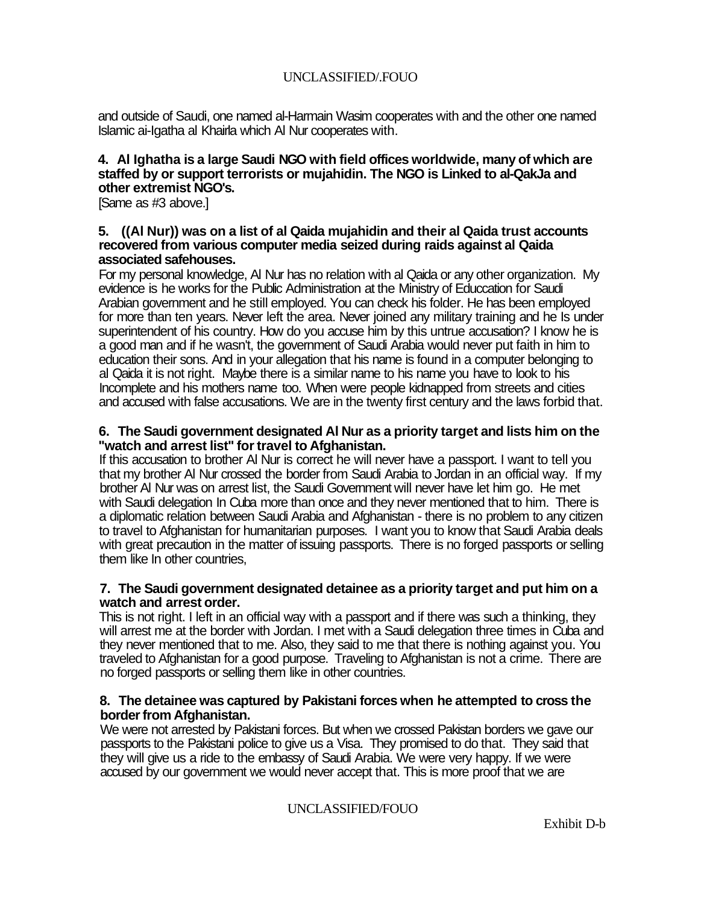and outside of Saudi, one named al-Harmain Wasim cooperates with and the other one named Islamic ai-Igatha al Khairla which Al Nur cooperates with.

**4. Al Ighatha is a large Saudi NGO with field offices worldwide, many of which are staffed by or support terrorists or mujahidin. The NGO is Linked to al-QakJa and other extremist NGO's.**
[Same as #3 above.]

**5. ((Al Nur)) was on a list of al Qaida mujahidin and their al Qaida trust accounts recovered from various computer media seized during raids against al Qaida associated safehouses.**
For my personal knowledge, Al Nur has no relation with al Qaida or any other organization. My evidence is he works for the Public Administration at the Ministry of Educcation for Saudi Arabian government and he still employed. You can check his folder. He has been employed for more than ten years. Never left the area. Never joined any military training and he Is under superintendent of his country. How do you accuse him by this untrue accusation? I know he is a good man and if he wasn't, the government of Saudi Arabia would never put faith in him to education their sons. And in your allegation that his name is found in a computer belonging to al Qaida it is not right. Maybe there is a similar name to his name you have to look to his Incomplete and his mothers name too. When were people kidnapped from streets and cities and accused with false accusations. We are in the twenty first century and the laws forbid that.

**6. The Saudi government designated Al Nur as a priority target and lists him on the "watch and arrest list" for travel to Afghanistan.**
If this accusation to brother Al Nur is correct he will never have a passport. I want to tell you that my brother Al Nur crossed the border from Saudi Arabia to Jordan in an official way. If my brother Al Nur was on arrest list, the Saudi Government will never have let him go. He met with Saudi delegation In Cuba more than once and they never mentioned that to him. There is a diplomatic relation between Saudi Arabia and Afghanistan - there is no problem to any citizen to travel to Afghanistan for humanitarian purposes. I want you to know that Saudi Arabia deals with great precaution in the matter of issuing passports. There is no forged passports or selling them like In other countries,

**7. The Saudi government designated detainee as a priority target and put him on a watch and arrest order.**
This is not right. I left in an official way with a passport and if there was such a thinking, they will arrest me at the border with Jordan. I met with a Saudi delegation three times in Cuba and they never mentioned that to me. Also, they said to me that there is nothing against you. You traveled to Afghanistan for a good purpose. Traveling to Afghanistan is not a crime. There are no forged passports or selling them like in other countries.

**8. The detainee was captured by Pakistani forces when he attempted to cross the border from Afghanistan.**
We were not arrested by Pakistani forces. But when we crossed Pakistan borders we gave our passports to the Pakistani police to give us a Visa. They promised to do that. They said that they will give us a ride to the embassy of Saudi Arabia. We were very happy. If we were accused by our government we would never accept that. This is more proof that we are

Exhibit D-b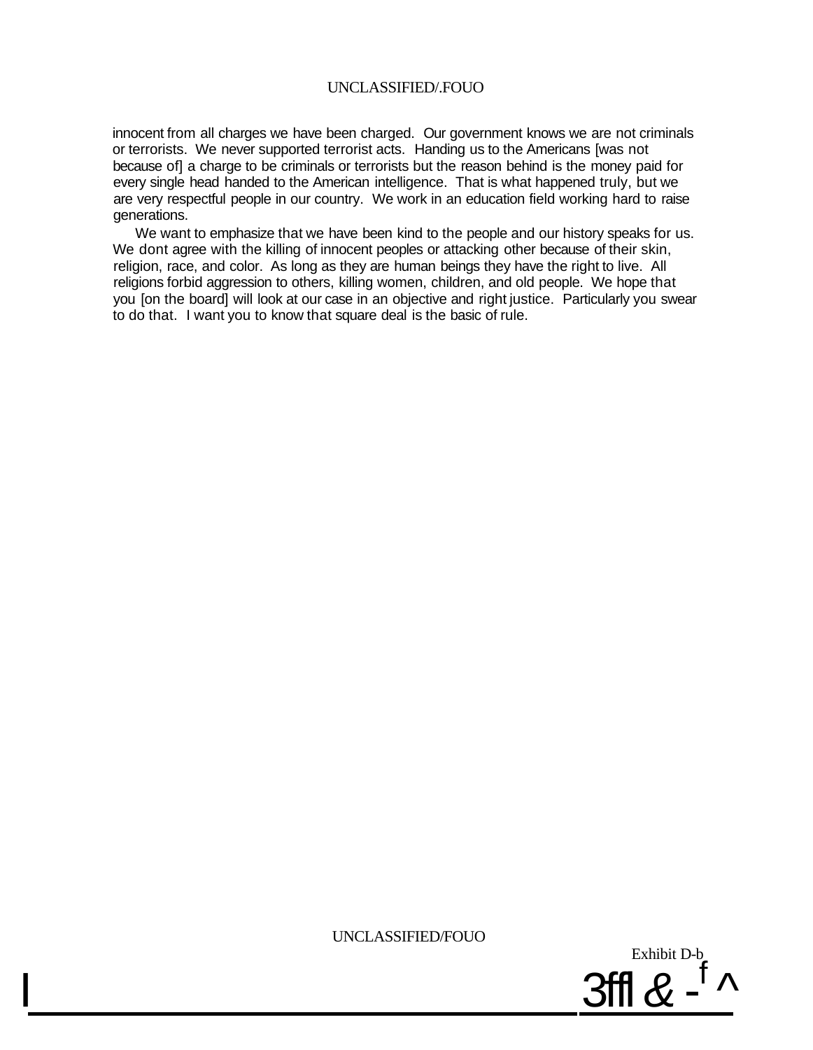innocent from all charges we have been charged. Our government knows we are not criminals or terrorists. We never supported terrorist acts. Handing us to the Americans [was not because of] a charge to be criminals or terrorists but the reason behind is the money paid for every single head handed to the American intelligence. That is what happened truly, but we are very respectful people in our country. We work in an education field working hard to raise generations.

We want to emphasize that we have been kind to the people and our history speaks for us. We dont agree with the killing of innocent peoples or attacking other because of their skin, religion, race, and color. As long as they are human beings they have the right to live. All religions forbid aggression to others, killing women, children, and old people. We hope that you [on the board] will look at our case in an objective and right justice. Particularly you swear to do that. I want you to know that square deal is the basic of rule.

Exhibit D-b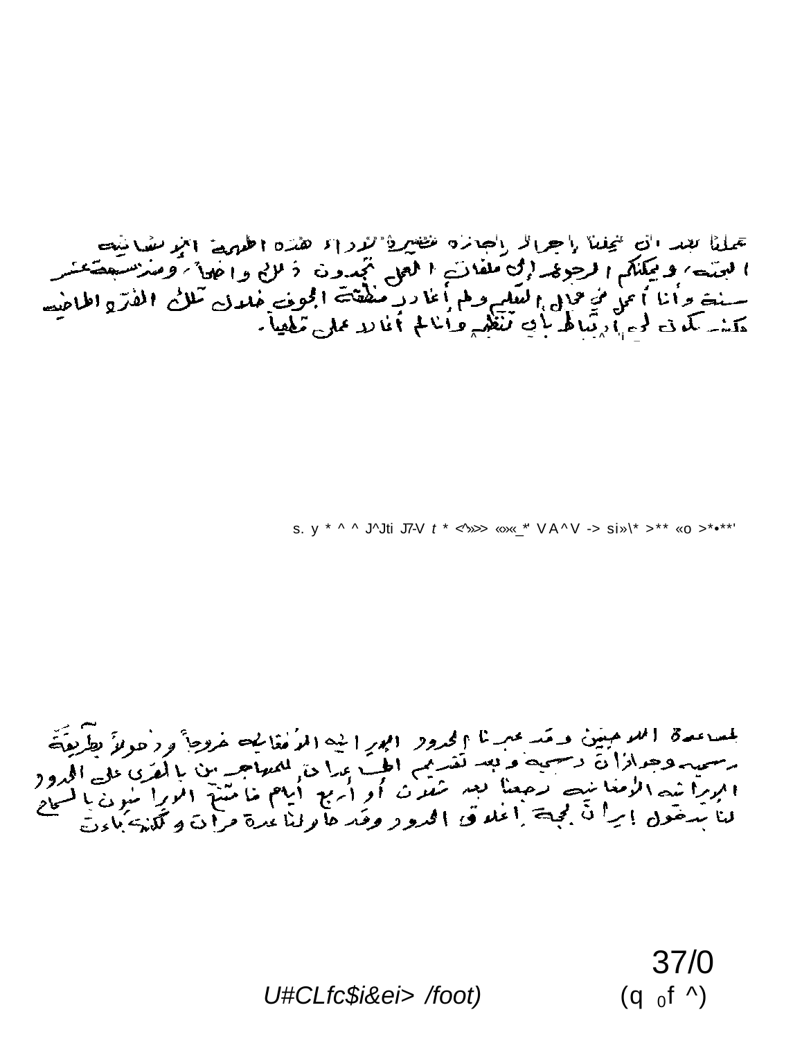عملنا بعد أن تحملنا إجراءات إجازة قصيرة لأداء هذه المهمة الإنسانية البحتة، ويمكنكم الرجوع إلى ملفات العمل تجدون ذلك واضحاً. ومنذ سبعة عشر سنة وأنا أعمل في مجال التعليم ولم أغادر منطقة الجوف خلال تلك الفترة الماضية ولم يكن لي أي ارتباط بأي تنظيم وأنا لم أغادر عملي نهائياً.

لمساعدة اللاجئين وقد عبرنا الحدود الإيرانية الأفغانية خروجاً ودخولاً بطريقة رسمية وجوازات رسمية وبعد تقديم الطعام والإعانات للمهاجرين بالقرى على الحدود الإيرانية الأفغانية رجعنا بعد ثلاث أو أربع أيام فامتنع الإيرانيون بالسماح لنا بدخول إيران بحجة إغلاق الحدود وقد حاولنا عدة مرات وكلها باءت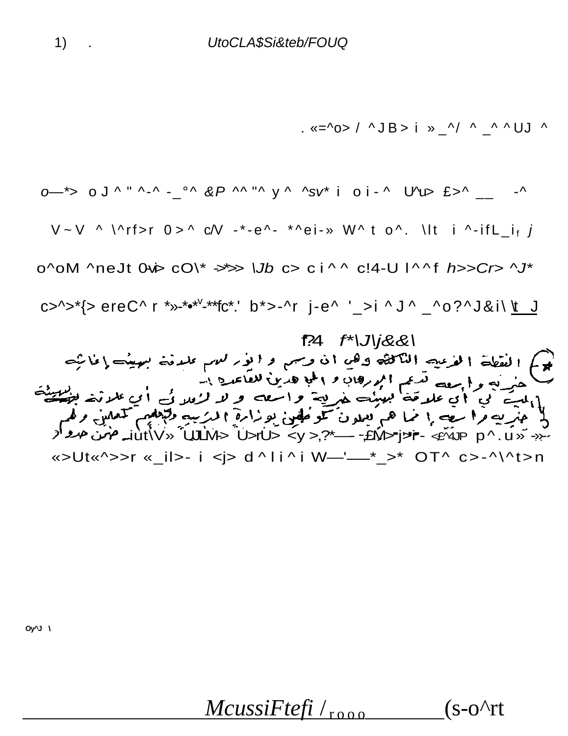1) . UtoCLA$Si&teb/FOUQ

. «=^o> / ^JB>i »_^/ ^_^^UJ ^

o—*> oJ^"^-^ -_°^ &P ^^"^ y^ ^sv* i oi-^ U^u> £>^ __ -^

V~V ^ \^rf>r 0>^ c/V -*-e^- *^ei-» W^t o^. \lt i ^-ifL_i_f j

o^oM ^neJt 0-vi> cO\* ->*>> \Jb c> ci^^ c!4-U l^^f h>>Cr> ^J*

c>^>*{> ereC^ r *»-*•*V-**fc*.' b*>-^r j-e^ '_>i ^J^ _^o?^J&i\ \t J

f?4 f*\J\j&&\

★ النقطة الفرعية الثالثة وهي ان وسم و الوزر للاسم عاملاً فيه ببهيئة إغاثية خيرية واسعة تدعم الإرهاب و المجاهدين للقاعدة إ..

الميت لي أي علاقة ببهيئة خيرية واسعة و لا لأولادي أي علاقة ببهيئة خيرية واسعة إنما هم يعملون كموظفين بوزارة التربية والتعليم كمعلمين ولهم ضمن حدود

iut\V» UJLM> U>rU> <y>,?*— -£M>-j>r- <£^4JP p^.u» ->-

«>Ut«^>>r «_il>- i <j> d^li^i W—'—*_>* OT^ c>-^\^t>n

Oy^J \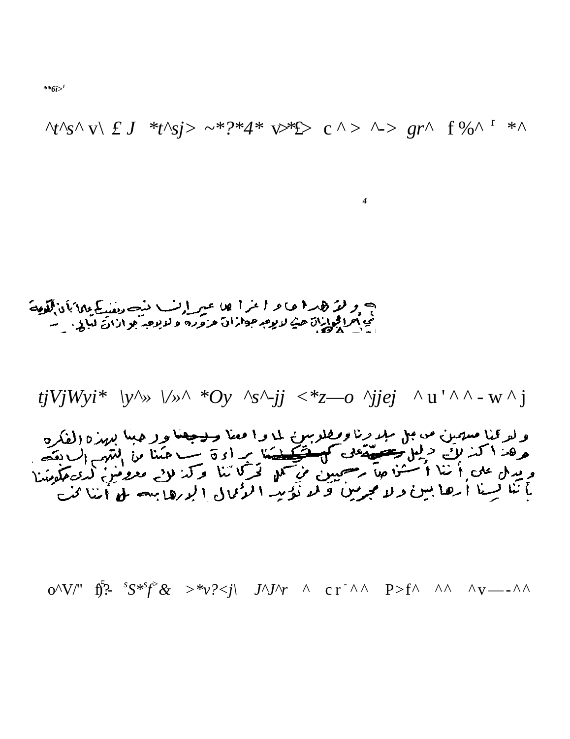**6i>1

^t^s^ v\ £ J *t^sj> ~*?*4* v>*£> c ^ > ^-> gr^ f %^ r *^

4

و لو هذا ما اعترفنا به عبر ... نفسه ونفسك على أن الدولة
في اصدار الجوازات حيث لا يوجد جوازات مزورة و لا يوجد جوازات لنا ...

tjVjWyi* \y^» \/»^ *Oy ^s^-jj <*z—o ^jjej ^ u ' ^ ^ - w ^ j

ولو كنا مسجونين من قبل بلادنا ومطلوبين لما وافقنا ورجعنا ورحبنا بهذه الفكرة
وهذا أكبر دليل على ثقتنا ببراءة ساحتنا من التهم السابقة
ويدل على أننا أشخاص صالحين في كل تحركاتنا وكذلك معروفين لدى حكومتنا
بأننا لسنا إرهابيين ولا مجرمين ولم نؤيد الأعمال الإرهابية بل أننا نحن

o^V/" f)?- sS*sf> & >*v?<j\ J^J^r ^ c r ^ ^ P>f^ ^^ ^v—-^^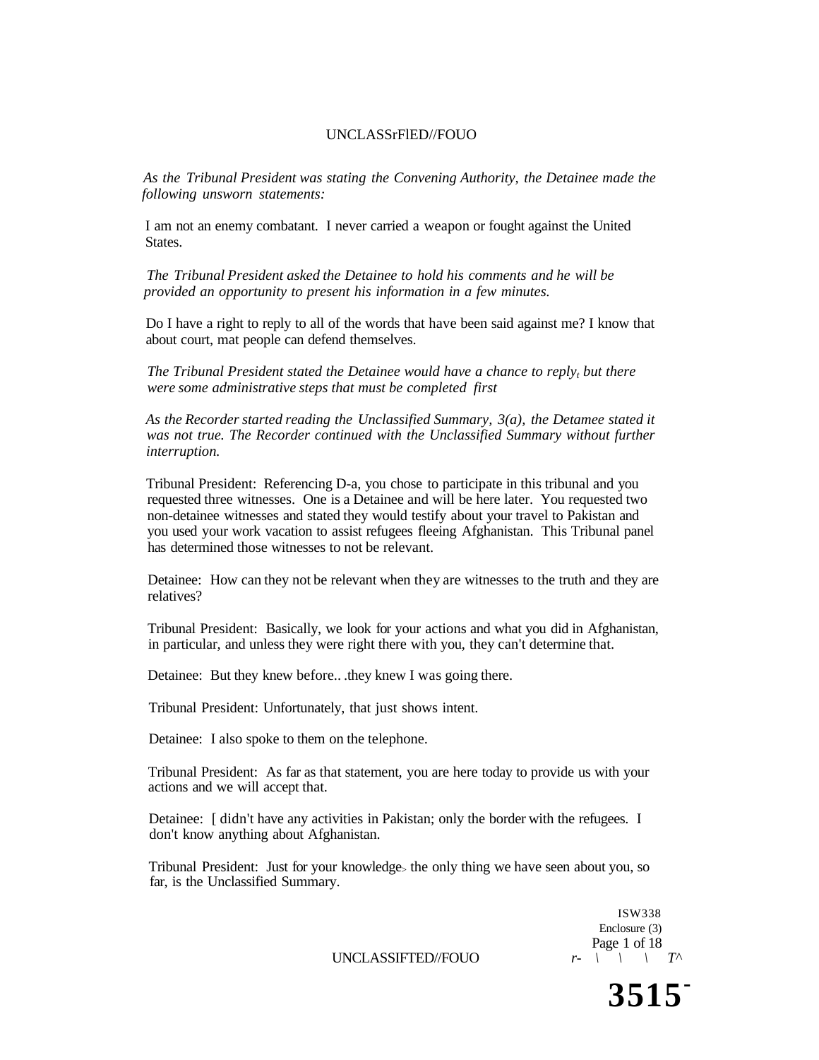*As the Tribunal President was stating the Convening Authority, the Detainee made the following unsworn statements:*

I am not an enemy combatant. I never carried a weapon or fought against the United States.

*The Tribunal President asked the Detainee to hold his comments and he will be provided an opportunity to present his information in a few minutes.*

Do I have a right to reply to all of the words that have been said against me? I know that about court, mat people can defend themselves.

*The Tribunal President stated the Detainee would have a chance to reply, but there were some administrative steps that must be completed first*

*As the Recorder started reading the Unclassified Summary, 3(a), the Detamee stated it was not true. The Recorder continued with the Unclassified Summary without further interruption.*

Tribunal President: Referencing D-a, you chose to participate in this tribunal and you requested three witnesses. One is a Detainee and will be here later. You requested two non-detainee witnesses and stated they would testify about your travel to Pakistan and you used your work vacation to assist refugees fleeing Afghanistan. This Tribunal panel has determined those witnesses to not be relevant.

Detainee: How can they not be relevant when they are witnesses to the truth and they are relatives?

Tribunal President: Basically, we look for your actions and what you did in Afghanistan, in particular, and unless they were right there with you, they can't determine that.

Detainee: But they knew before.. .they knew I was going there.

Tribunal President: Unfortunately, that just shows intent.

Detainee: I also spoke to them on the telephone.

Tribunal President: As far as that statement, you are here today to provide us with your actions and we will accept that.

Detainee: [ didn't have any activities in Pakistan; only the border with the refugees. I don't know anything about Afghanistan.

Tribunal President: Just for your knowledge, the only thing we have seen about you, so far, is the Unclassified Summary.

ISW338
Enclosure (3)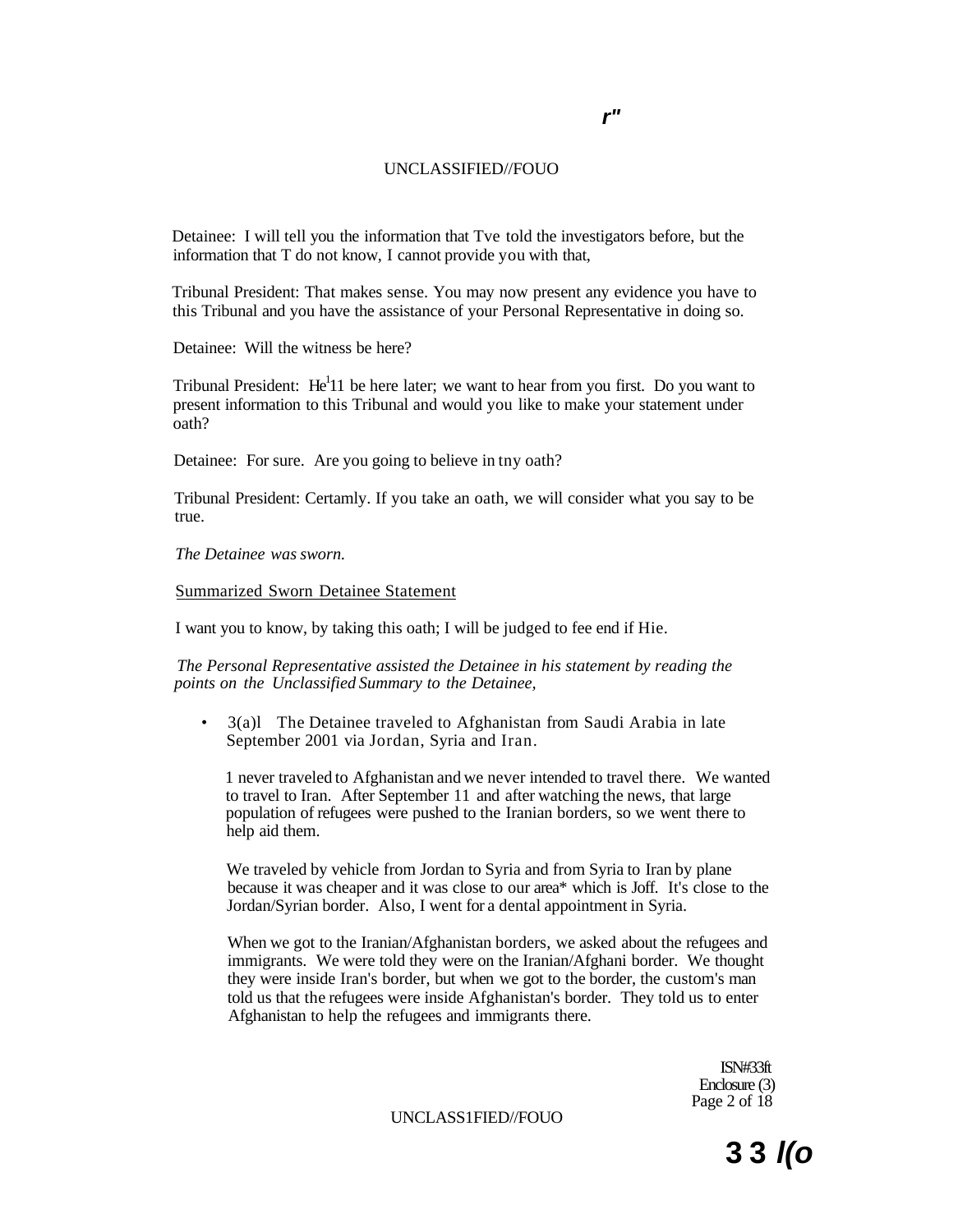Detainee: I will tell you the information that Tve told the investigators before, but the information that T do not know, I cannot provide you with that,

Tribunal President: That makes sense. You may now present any evidence you have to this Tribunal and you have the assistance of your Personal Representative in doing so.

Detainee: Will the witness be here?

Tribunal President: He[1]11 be here later; we want to hear from you first. Do you want to present information to this Tribunal and would you like to make your statement under oath?

Detainee: For sure. Are you going to believe in tny oath?

Tribunal President: Certamly. If you take an oath, we will consider what you say to be true.

*The Detainee was sworn.*

Summarized Sworn Detainee Statement

I want you to know, by taking this oath; I will be judged to fee end if Hie.

*The Personal Representative assisted the Detainee in his statement by reading the points on the Unclassified Summary to the Detainee,*

- 3(a)l The Detainee traveled to Afghanistan from Saudi Arabia in late September 2001 via Jordan, Syria and Iran.

  1 never traveled to Afghanistan and we never intended to travel there. We wanted to travel to Iran. After September 11 and after watching the news, that large population of refugees were pushed to the Iranian borders, so we went there to help aid them.

  We traveled by vehicle from Jordan to Syria and from Syria to Iran by plane because it was cheaper and it was close to our area* which is Joff. It's close to the Jordan/Syrian border. Also, I went for a dental appointment in Syria.

  When we got to the Iranian/Afghanistan borders, we asked about the refugees and immigrants. We were told they were on the Iranian/Afghani border. We thought they were inside Iran's border, but when we got to the border, the custom's man told us that the refugees were inside Afghanistan's border. They told us to enter Afghanistan to help the refugees and immigrants there.

ISN#33ft
Enclosure (3)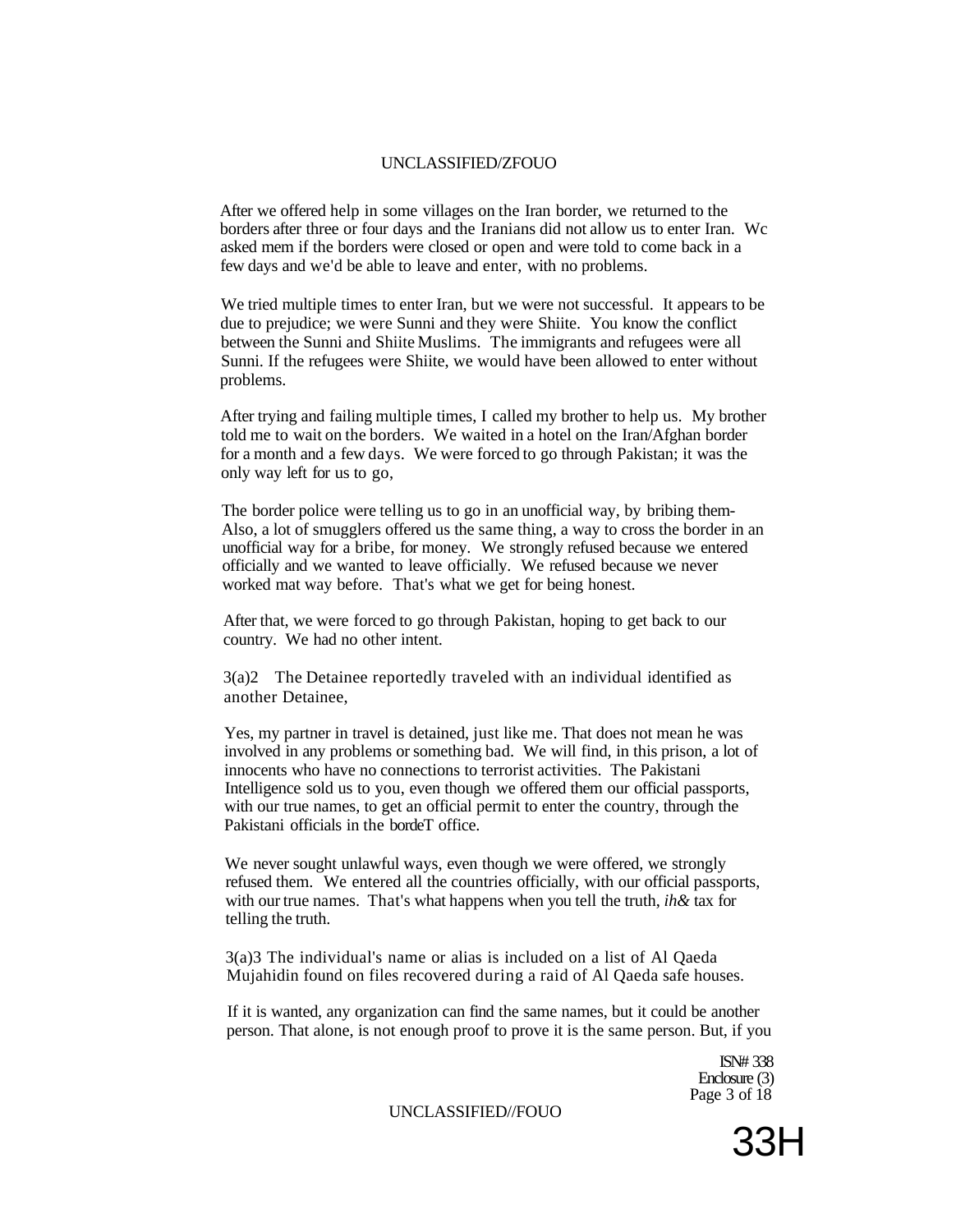After we offered help in some villages on the Iran border, we returned to the borders after three or four days and the Iranians did not allow us to enter Iran. Wc asked mem if the borders were closed or open and were told to come back in a few days and we'd be able to leave and enter, with no problems.

We tried multiple times to enter Iran, but we were not successful. It appears to be due to prejudice; we were Sunni and they were Shiite. You know the conflict between the Sunni and Shiite Muslims. The immigrants and refugees were all Sunni. If the refugees were Shiite, we would have been allowed to enter without problems.

After trying and failing multiple times, I called my brother to help us. My brother told me to wait on the borders. We waited in a hotel on the Iran/Afghan border for a month and a few days. We were forced to go through Pakistan; it was the only way left for us to go,

The border police were telling us to go in an unofficial way, by bribing them- Also, a lot of smugglers offered us the same thing, a way to cross the border in an unofficial way for a bribe, for money. We strongly refused because we entered officially and we wanted to leave officially. We refused because we never worked mat way before. That's what we get for being honest.

After that, we were forced to go through Pakistan, hoping to get back to our country. We had no other intent.

3(a)2 The Detainee reportedly traveled with an individual identified as another Detainee,

Yes, my partner in travel is detained, just like me. That does not mean he was involved in any problems or something bad. We will find, in this prison, a lot of innocents who have no connections to terrorist activities. The Pakistani Intelligence sold us to you, even though we offered them our official passports, with our true names, to get an official permit to enter the country, through the Pakistani officials in the bordeT office.

We never sought unlawful ways, even though we were offered, we strongly refused them. We entered all the countries officially, with our official passports, with our true names. That's what happens when you tell the truth, *ih&* tax for telling the truth.

3(a)3 The individual's name or alias is included on a list of Al Qaeda Mujahidin found on files recovered during a raid of Al Qaeda safe houses.

If it is wanted, any organization can find the same names, but it could be another person. That alone, is not enough proof to prove it is the same person. But, if you

ISN# 338
Enclosure (3)

33H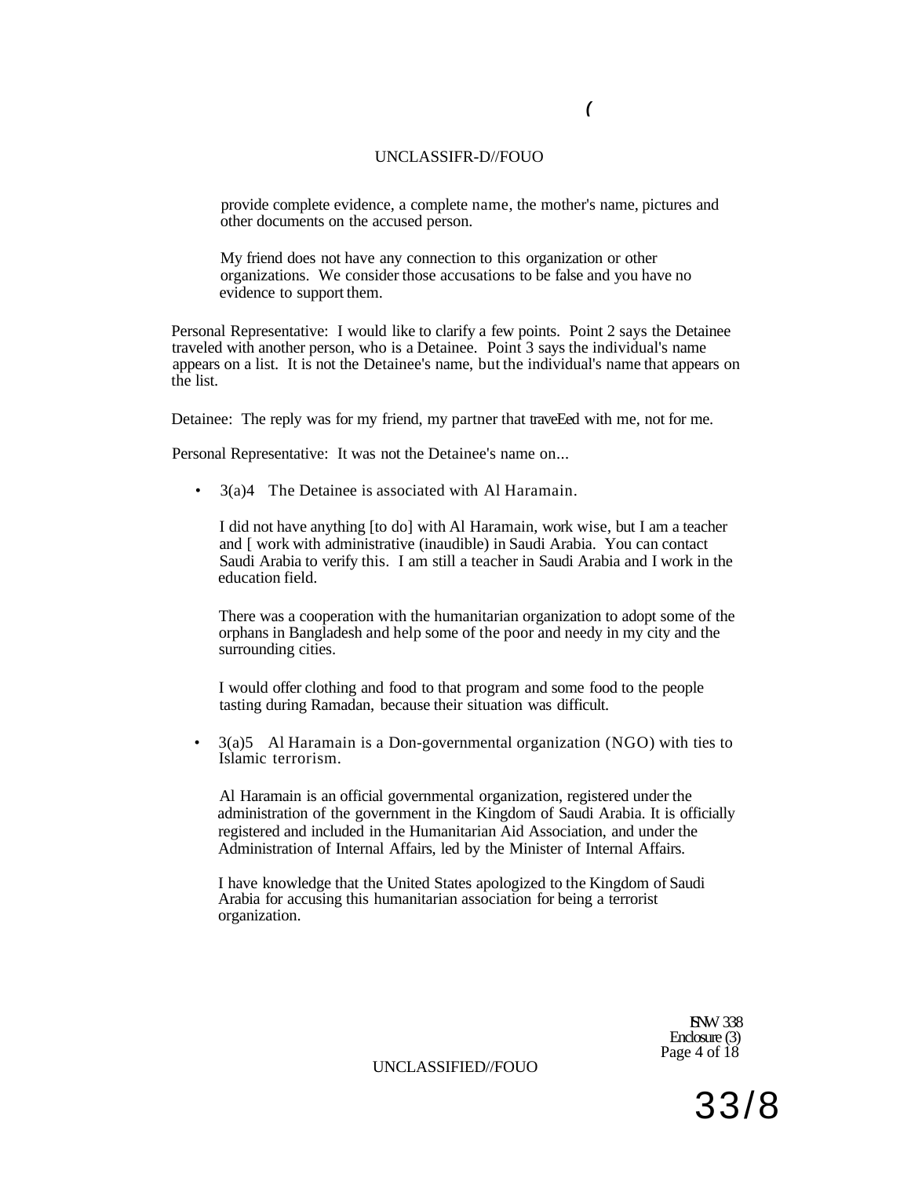provide complete evidence, a complete name, the mother's name, pictures and other documents on the accused person.

My friend does not have any connection to this organization or other organizations. We consider those accusations to be false and you have no evidence to support them.

Personal Representative: I would like to clarify a few points. Point 2 says the Detainee traveled with another person, who is a Detainee. Point 3 says the individual's name appears on a list. It is not the Detainee's name, but the individual's name that appears on the list.

Detainee: The reply was for my friend, my partner that traveEed with me, not for me.

Personal Representative: It was not the Detainee's name on...

- 3(a)4 The Detainee is associated with Al Haramain.

  I did not have anything [to do] with Al Haramain, work wise, but I am a teacher and [ work with administrative (inaudible) in Saudi Arabia. You can contact Saudi Arabia to verify this. I am still a teacher in Saudi Arabia and I work in the education field.

  There was a cooperation with the humanitarian organization to adopt some of the orphans in Bangladesh and help some of the poor and needy in my city and the surrounding cities.

  I would offer clothing and food to that program and some food to the people tasting during Ramadan, because their situation was difficult.

- 3(a)5 Al Haramain is a Don-governmental organization (NGO) with ties to Islamic terrorism.

  Al Haramain is an official governmental organization, registered under the administration of the government in the Kingdom of Saudi Arabia. It is officially registered and included in the Humanitarian Aid Association, and under the Administration of Internal Affairs, led by the Minister of Internal Affairs.

  I have knowledge that the United States apologized to the Kingdom of Saudi Arabia for accusing this humanitarian association for being a terrorist organization.

ISN# 338
Enclosure (3)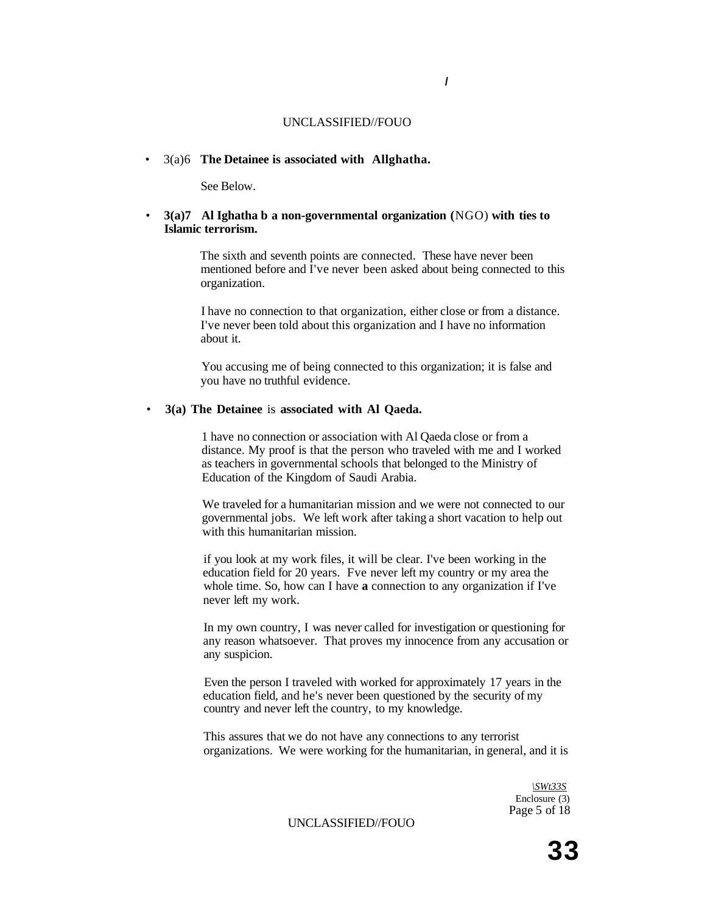- 3(a)6 **The Detainee is associated with Allghatha.**

  See Below.

- **3(a)7 Al Ighatha b a non-governmental organization (**NGO) **with ties to Islamic terrorism.**

  The sixth and seventh points are connected. These have never been mentioned before and I've never been asked about being connected to this organization.

  I have no connection to that organization, either close or from a distance. I've never been told about this organization and I have no information about it.

  You accusing me of being connected to this organization; it is false and you have no truthful evidence.

- **3(a) The Detainee** is **associated with Al Qaeda.**

  1 have no connection or association with Al Qaeda close or from a distance. My proof is that the person who traveled with me and I worked as teachers in governmental schools that belonged to the Ministry of Education of the Kingdom of Saudi Arabia.

  We traveled for a humanitarian mission and we were not connected to our governmental jobs. We left work after taking a short vacation to help out with this humanitarian mission.

  if you look at my work files, it will be clear. I've been working in the education field for 20 years. Fve never left my country or my area the whole time. So, how can I have **a** connection to any organization if I've never left my work.

  In my own country, I was never called for investigation or questioning for any reason whatsoever. That proves my innocence from any accusation or any suspicion.

  Even the person I traveled with worked for approximately 17 years in the education field, and he's never been questioned by the security of my country and never left the country, to my knowledge.

  This assures that we do not have any connections to any terrorist organizations. We were working for the humanitarian, in general, and it is

*\SWt33S*
Enclosure (3)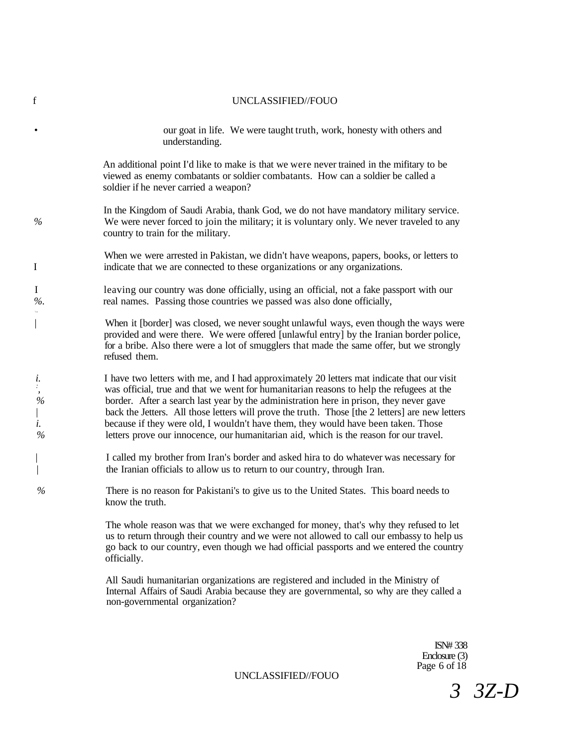our goat in life. We were taught truth, work, honesty with others and understanding.

An additional point I'd like to make is that we were never trained in the mifitary to be viewed as enemy combatants or soldier combatants. How can a soldier be called a soldier if he never carried a weapon?

In the Kingdom of Saudi Arabia, thank God, we do not have mandatory military service. We were never forced to join the military; it is voluntary only. We never traveled to any country to train for the military.

When we were arrested in Pakistan, we didn't have weapons, papers, books, or letters to indicate that we are connected to these organizations or any organizations.

leaving our country was done officially, using an official, not a fake passport with our real names. Passing those countries we passed was also done officially,

When it [border] was closed, we never sought unlawful ways, even though the ways were provided and were there. We were offered [unlawful entry] by the Iranian border police, for a bribe. Also there were a lot of smugglers that made the same offer, but we strongly refused them.

I have two letters with me, and I had approximately 20 letters mat indicate that our visit was official, true and that we went for humanitarian reasons to help the refugees at the border. After a search last year by the administration here in prison, they never gave back the Jetters. All those letters will prove the truth. Those [the 2 letters] are new letters because if they were old, I wouldn't have them, they would have been taken. Those letters prove our innocence, our humanitarian aid, which is the reason for our travel.

I called my brother from Iran's border and asked hira to do whatever was necessary for the Iranian officials to allow us to return to our country, through Iran.

There is no reason for Pakistani's to give us to the United States. This board needs to know the truth.

The whole reason was that we were exchanged for money, that's why they refused to let us to return through their country and we were not allowed to call our embassy to help us go back to our country, even though we had official passports and we entered the country officially.

All Saudi humanitarian organizations are registered and included in the Ministry of Internal Affairs of Saudi Arabia because they are governmental, so why are they called a non-governmental organization?

ISN# 338
Enclosure (3)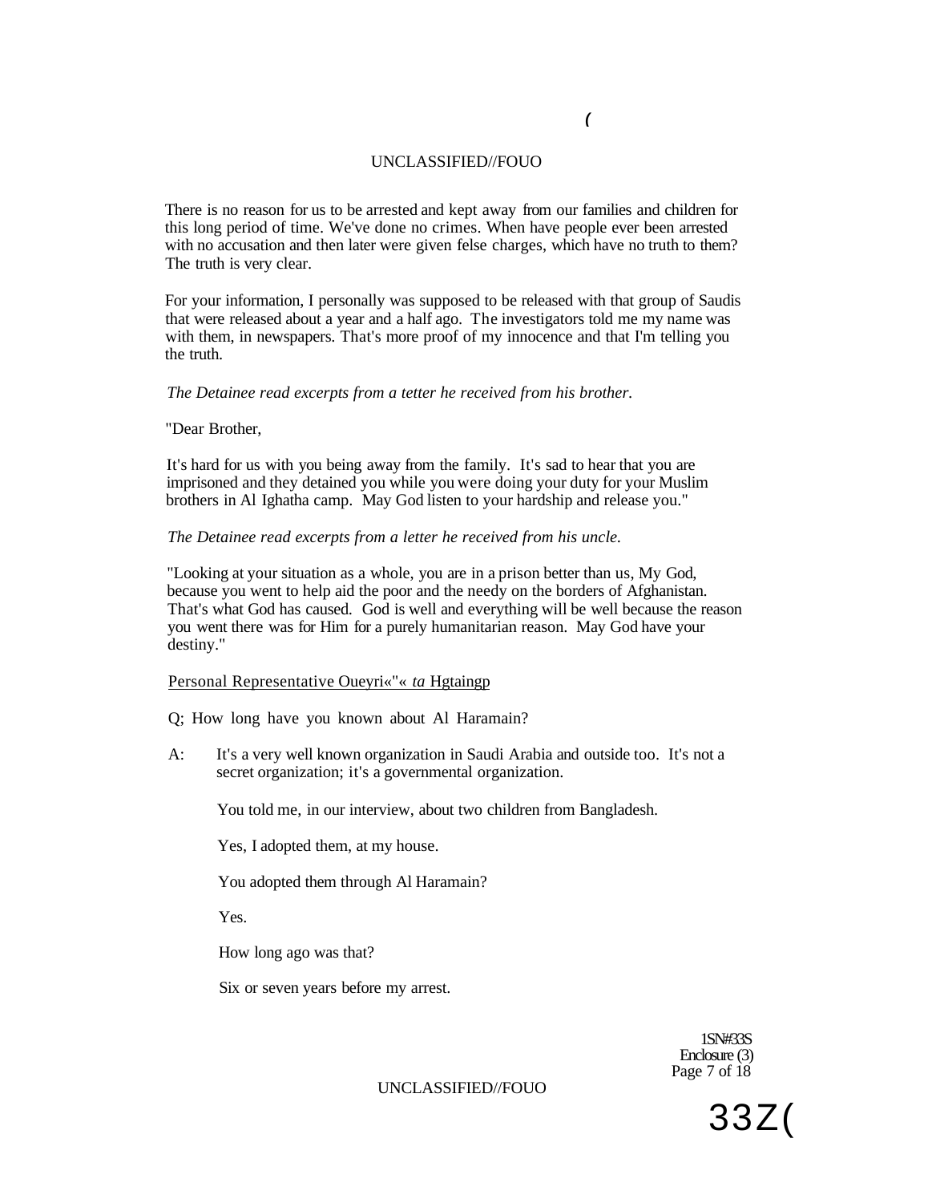There is no reason for us to be arrested and kept away from our families and children for this long period of time. We've done no crimes. When have people ever been arrested with no accusation and then later were given felse charges, which have no truth to them? The truth is very clear.

For your information, I personally was supposed to be released with that group of Saudis that were released about a year and a half ago. The investigators told me my name was with them, in newspapers. That's more proof of my innocence and that I'm telling you the truth.

*The Detainee read excerpts from a tetter he received from his brother.*

"Dear Brother,

It's hard for us with you being away from the family. It's sad to hear that you are imprisoned and they detained you while you were doing your duty for your Muslim brothers in Al Ighatha camp. May God listen to your hardship and release you."

*The Detainee read excerpts from a letter he received from his uncle.*

"Looking at your situation as a whole, you are in a prison better than us, My God, because you went to help aid the poor and the needy on the borders of Afghanistan. That's what God has caused. God is well and everything will be well because the reason you went there was for Him for a purely humanitarian reason. May God have your destiny."

Personal Representative Oueyri«"« *ta* Hgtaingp

Q; How long have you known about Al Haramain?

A: It's a very well known organization in Saudi Arabia and outside too. It's not a secret organization; it's a governmental organization.

You told me, in our interview, about two children from Bangladesh.

Yes, I adopted them, at my house.

You adopted them through Al Haramain?

Yes.

How long ago was that?

Six or seven years before my arrest.

1SN#33S
Enclosure (3)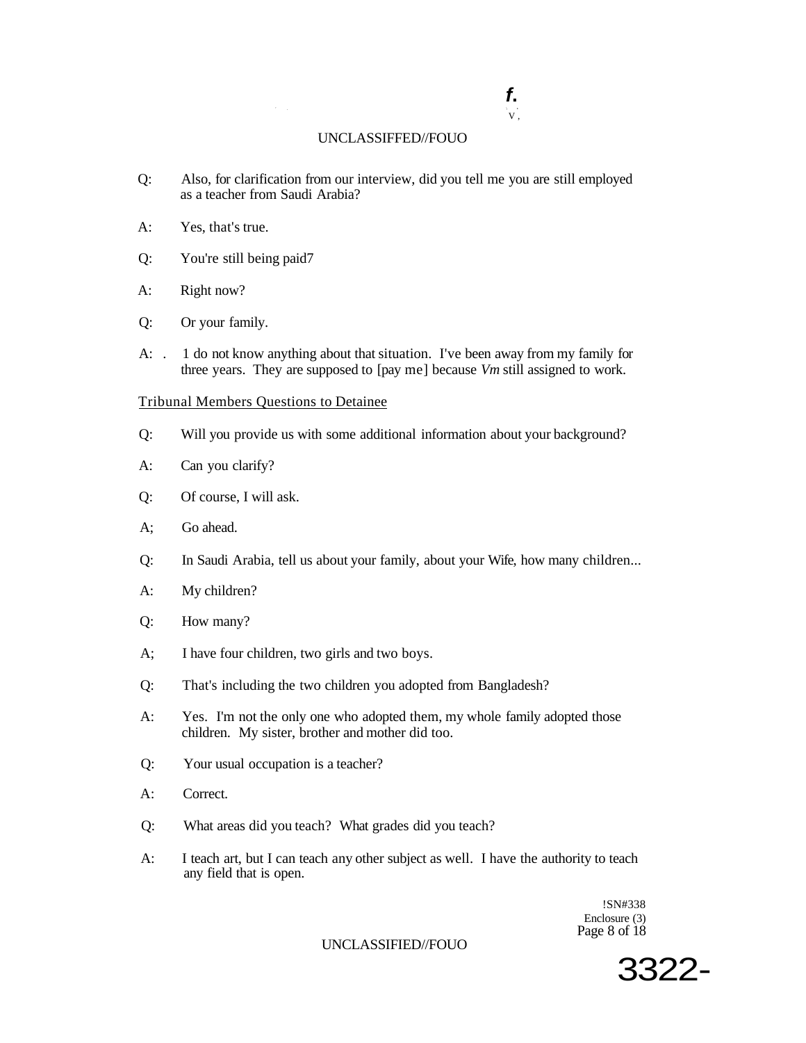Q: Also, for clarification from our interview, did you tell me you are still employed as a teacher from Saudi Arabia?

A: Yes, that's true.

Q: You're still being paid7

A: Right now?

Q: Or your family.

A: . 1 do not know anything about that situation. I've been away from my family for three years. They are supposed to [pay me] because *Vm* still assigned to work.

Tribunal Members Questions to Detainee

Q: Will you provide us with some additional information about your background?

A: Can you clarify?

Q: Of course, I will ask.

A; Go ahead.

Q: In Saudi Arabia, tell us about your family, about your Wife, how many children...

A: My children?

Q: How many?

A; I have four children, two girls and two boys.

Q: That's including the two children you adopted from Bangladesh?

A: Yes. I'm not the only one who adopted them, my whole family adopted those children. My sister, brother and mother did too.

Q: Your usual occupation is a teacher?

A: Correct.

Q: What areas did you teach? What grades did you teach?

A: I teach art, but I can teach any other subject as well. I have the authority to teach any field that is open.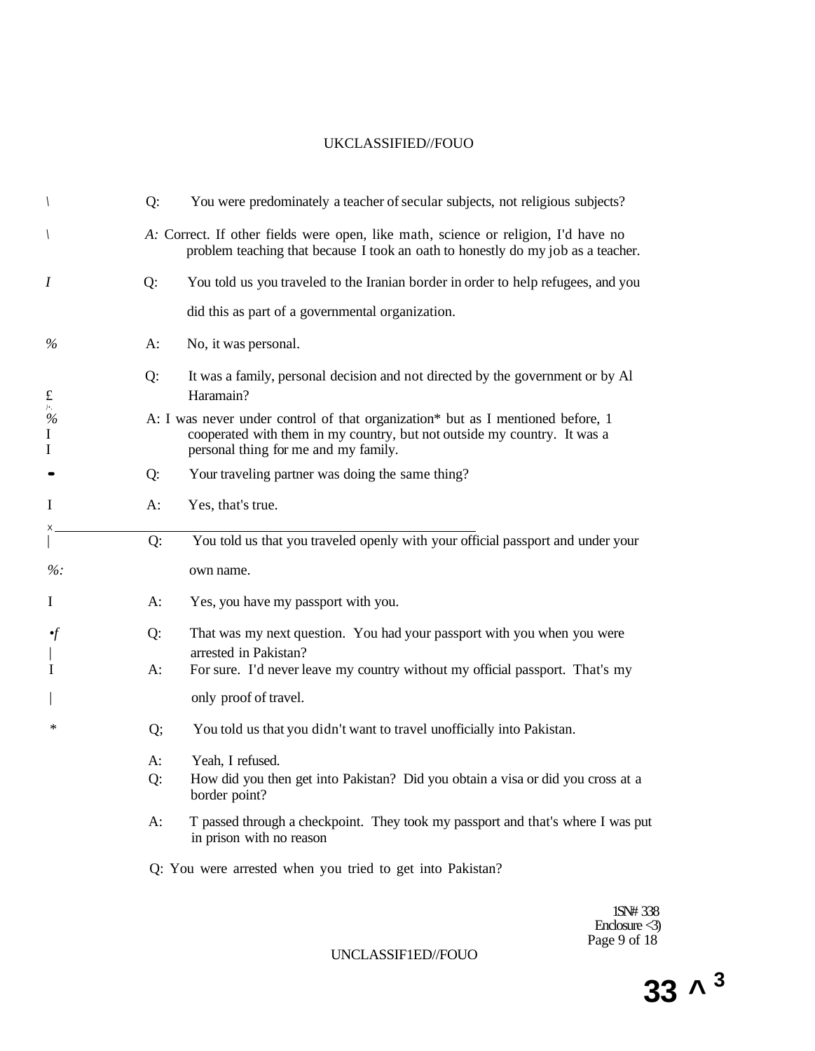Q: You were predominately a teacher of secular subjects, not religious subjects?

A: Correct. If other fields were open, like math, science or religion, I'd have no problem teaching that because I took an oath to honestly do my job as a teacher.

Q: You told us you traveled to the Iranian border in order to help refugees, and you did this as part of a governmental organization.

A: No, it was personal.

Q: It was a family, personal decision and not directed by the government or by Al Haramain?

A: I was never under control of that organization* but as I mentioned before, 1 cooperated with them in my country, but not outside my country. It was a personal thing for me and my family.

Q: Your traveling partner was doing the same thing?

A: Yes, that's true.

Q: You told us that you traveled openly with your official passport and under your own name.

A: Yes, you have my passport with you.

Q: That was my next question. You had your passport with you when you were arrested in Pakistan?

A: For sure. I'd never leave my country without my official passport. That's my only proof of travel.

Q; You told us that you didn't want to travel unofficially into Pakistan.

A: Yeah, I refused.

Q: How did you then get into Pakistan? Did you obtain a visa or did you cross at a border point?

A: T passed through a checkpoint. They took my passport and that's where I was put in prison with no reason

Q: You were arrested when you tried to get into Pakistan?

1SN# 338
Enclosure <3)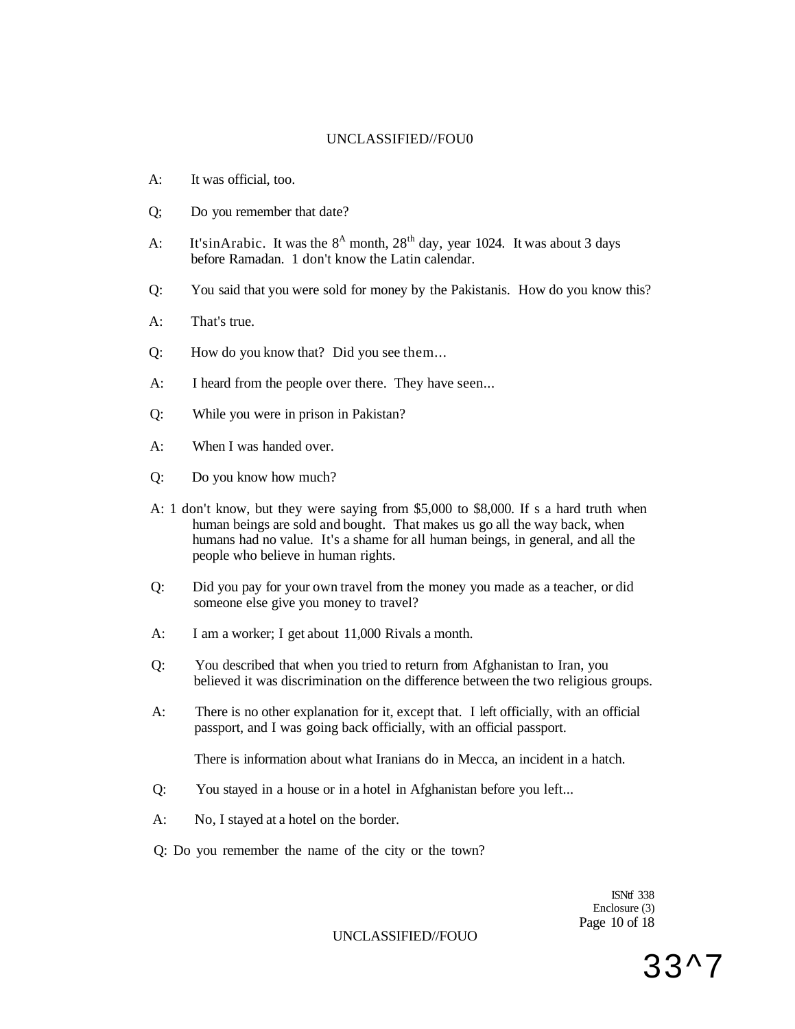A: It was official, too.

Q; Do you remember that date?

A: It'sinArabic. It was the 8^A month, 28th day, year 1024. It was about 3 days before Ramadan. 1 don't know the Latin calendar.

Q: You said that you were sold for money by the Pakistanis. How do you know this?

A: That's true.

Q: How do you know that? Did you see them...

A: I heard from the people over there. They have seen...

Q: While you were in prison in Pakistan?

A: When I was handed over.

Q: Do you know how much?

A: 1 don't know, but they were saying from $5,000 to $8,000. If s a hard truth when human beings are sold and bought. That makes us go all the way back, when humans had no value. It's a shame for all human beings, in general, and all the people who believe in human rights.

Q: Did you pay for your own travel from the money you made as a teacher, or did someone else give you money to travel?

A: I am a worker; I get about 11,000 Rivals a month.

Q: You described that when you tried to return from Afghanistan to Iran, you believed it was discrimination on the difference between the two religious groups.

A: There is no other explanation for it, except that. I left officially, with an official passport, and I was going back officially, with an official passport.

There is information about what Iranians do in Mecca, an incident in a hatch.

Q: You stayed in a house or in a hotel in Afghanistan before you left...

A: No, I stayed at a hotel on the border.

Q: Do you remember the name of the city or the town?

ISNtf 338
Enclosure (3)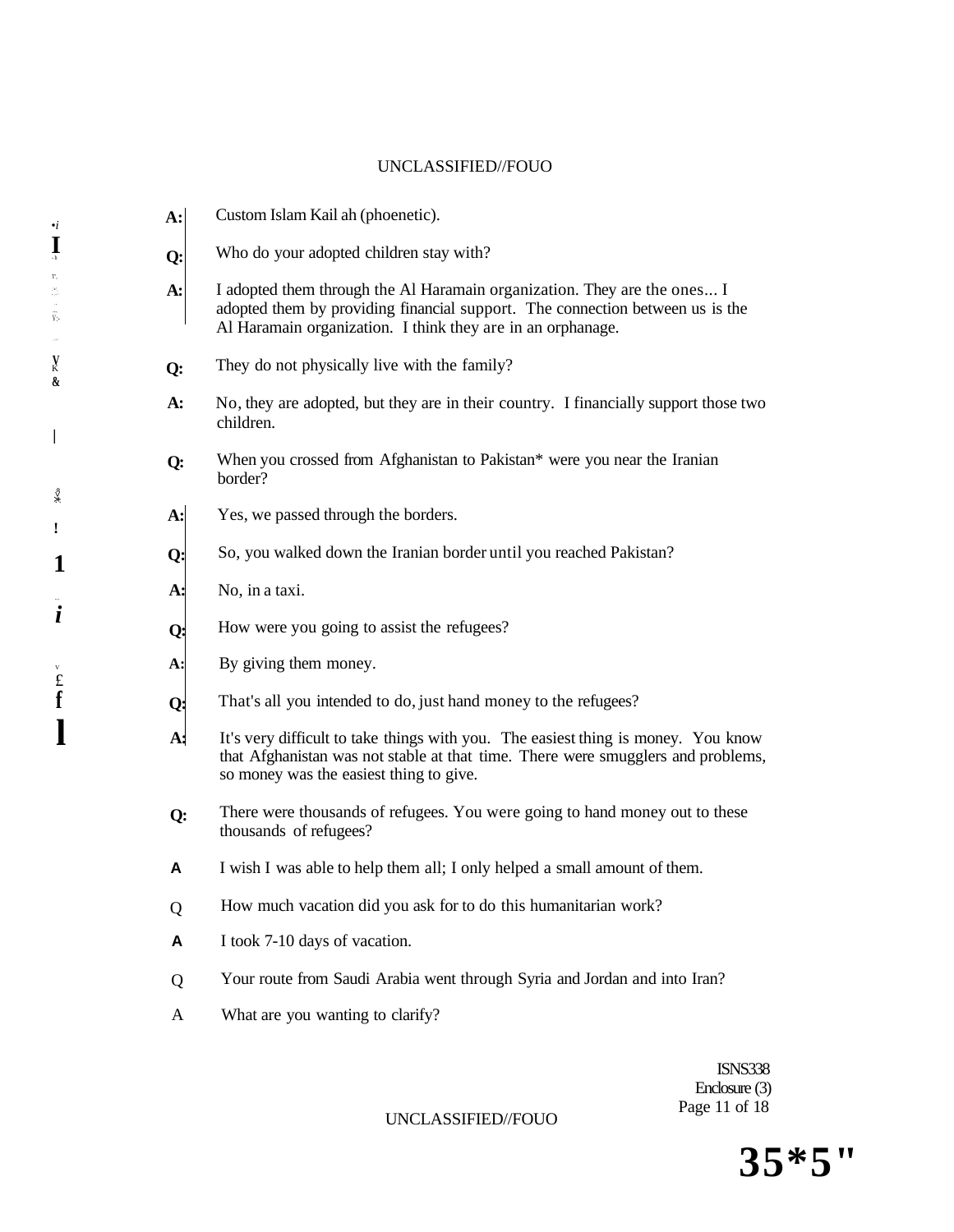**A:** Custom Islam Kail ah (phoenetic).

**Q:** Who do your adopted children stay with?

**A:** I adopted them through the Al Haramain organization. They are the ones... I adopted them by providing financial support. The connection between us is the Al Haramain organization. I think they are in an orphanage.

**Q:** They do not physically live with the family?

**A:** No, they are adopted, but they are in their country. I financially support those two children.

**Q:** When you crossed from Afghanistan to Pakistan* were you near the Iranian border?

**A:** Yes, we passed through the borders.

**Q:** So, you walked down the Iranian border until you reached Pakistan?

**A:** No, in a taxi.

**Q:** How were you going to assist the refugees?

**A:** By giving them money.

**Q:** That's all you intended to do, just hand money to the refugees?

**A:** It's very difficult to take things with you. The easiest thing is money. You know that Afghanistan was not stable at that time. There were smugglers and problems, so money was the easiest thing to give.

**Q:** There were thousands of refugees. You were going to hand money out to these thousands of refugees?

**A** I wish I was able to help them all; I only helped a small amount of them.

Q How much vacation did you ask for to do this humanitarian work?

**A** I took 7-10 days of vacation.

Q Your route from Saudi Arabia went through Syria and Jordan and into Iran?

A What are you wanting to clarify?

ISNS338
Enclosure (3)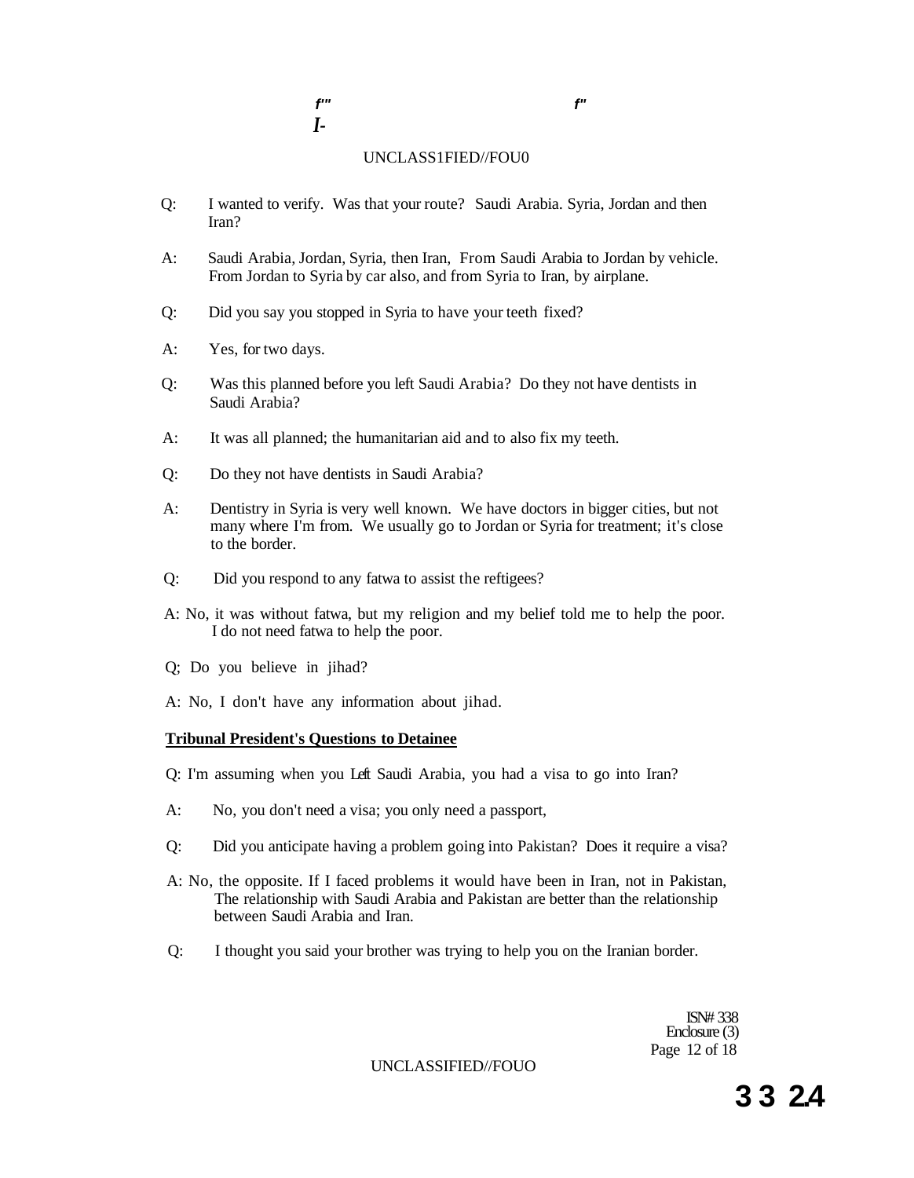Q: I wanted to verify. Was that your route? Saudi Arabia. Syria, Jordan and then Iran?

A: Saudi Arabia, Jordan, Syria, then Iran, From Saudi Arabia to Jordan by vehicle. From Jordan to Syria by car also, and from Syria to Iran, by airplane.

Q: Did you say you stopped in Syria to have your teeth fixed?

A: Yes, for two days.

Q: Was this planned before you left Saudi Arabia? Do they not have dentists in Saudi Arabia?

A: It was all planned; the humanitarian aid and to also fix my teeth.

Q: Do they not have dentists in Saudi Arabia?

A: Dentistry in Syria is very well known. We have doctors in bigger cities, but not many where I'm from. We usually go to Jordan or Syria for treatment; it's close to the border.

Q: Did you respond to any fatwa to assist the reftigees?

A: No, it was without fatwa, but my religion and my belief told me to help the poor. I do not need fatwa to help the poor.

Q; Do you believe in jihad?

A: No, I don't have any information about jihad.

**Tribunal President's Questions to Detainee**

Q: I'm assuming when you Left Saudi Arabia, you had a visa to go into Iran?

A: No, you don't need a visa; you only need a passport,

Q: Did you anticipate having a problem going into Pakistan? Does it require a visa?

A: No, the opposite. If I faced problems it would have been in Iran, not in Pakistan, The relationship with Saudi Arabia and Pakistan are better than the relationship between Saudi Arabia and Iran.

Q: I thought you said your brother was trying to help you on the Iranian border.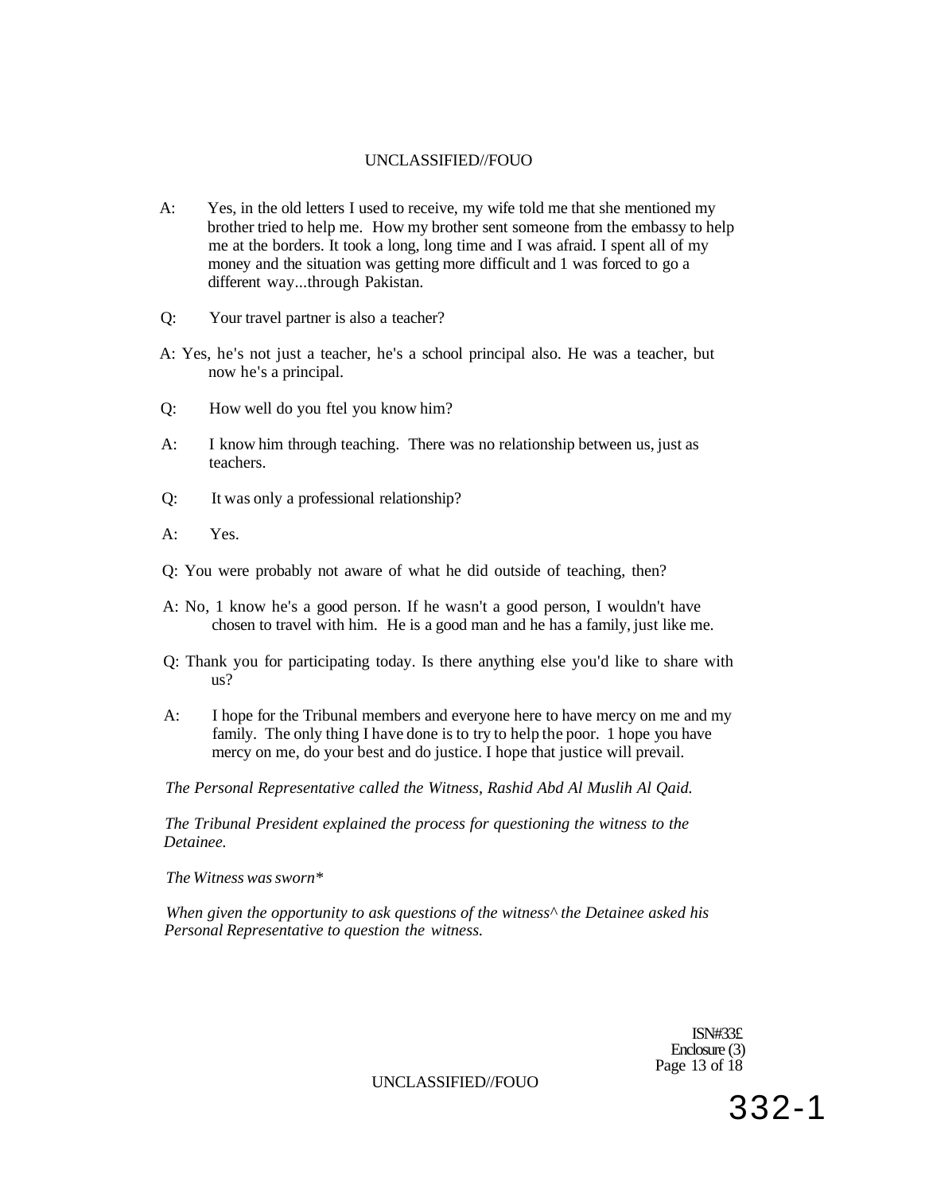A: Yes, in the old letters I used to receive, my wife told me that she mentioned my brother tried to help me. How my brother sent someone from the embassy to help me at the borders. It took a long, long time and I was afraid. I spent all of my money and the situation was getting more difficult and 1 was forced to go a different way...through Pakistan.

Q: Your travel partner is also a teacher?

A: Yes, he's not just a teacher, he's a school principal also. He was a teacher, but now he's a principal.

Q: How well do you ftel you know him?

A: I know him through teaching. There was no relationship between us, just as teachers.

Q: It was only a professional relationship?

A: Yes.

Q: You were probably not aware of what he did outside of teaching, then?

A: No, 1 know he's a good person. If he wasn't a good person, I wouldn't have chosen to travel with him. He is a good man and he has a family, just like me.

Q: Thank you for participating today. Is there anything else you'd like to share with us?

A: I hope for the Tribunal members and everyone here to have mercy on me and my family. The only thing I have done is to try to help the poor. 1 hope you have mercy on me, do your best and do justice. I hope that justice will prevail.

*The Personal Representative called the Witness, Rashid Abd Al Muslih Al Qaid.*

*The Tribunal President explained the process for questioning the witness to the Detainee.*

*The Witness was sworn**

*When given the opportunity to ask questions of the witness^ the Detainee asked his Personal Representative to question the witness.*

ISN#33£
Enclosure (3)

332-1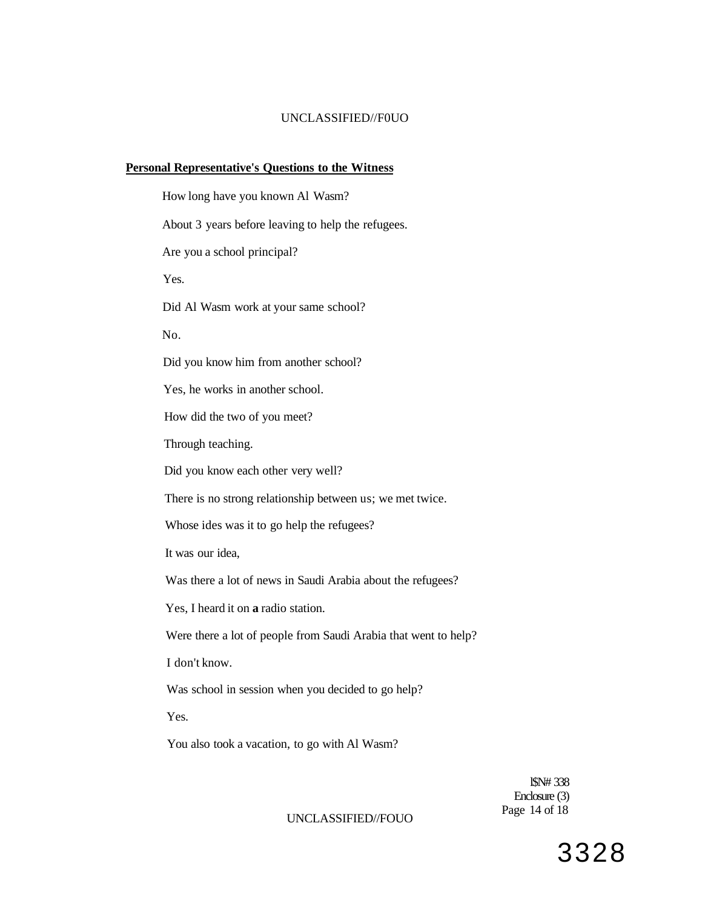**Personal Representative's Questions to the Witness**

How long have you known Al Wasm?

About 3 years before leaving to help the refugees.

Are you a school principal?

Yes.

Did Al Wasm work at your same school?

No.

Did you know him from another school?

Yes, he works in another school.

How did the two of you meet?

Through teaching.

Did you know each other very well?

There is no strong relationship between us; we met twice.

Whose ides was it to go help the refugees?

It was our idea,

Was there a lot of news in Saudi Arabia about the refugees?

Yes, I heard it on **a** radio station.

Were there a lot of people from Saudi Arabia that went to help?

I don't know.

Was school in session when you decided to go help?

Yes.

You also took a vacation, to go with Al Wasm?

ISN# 338
Enclosure (3)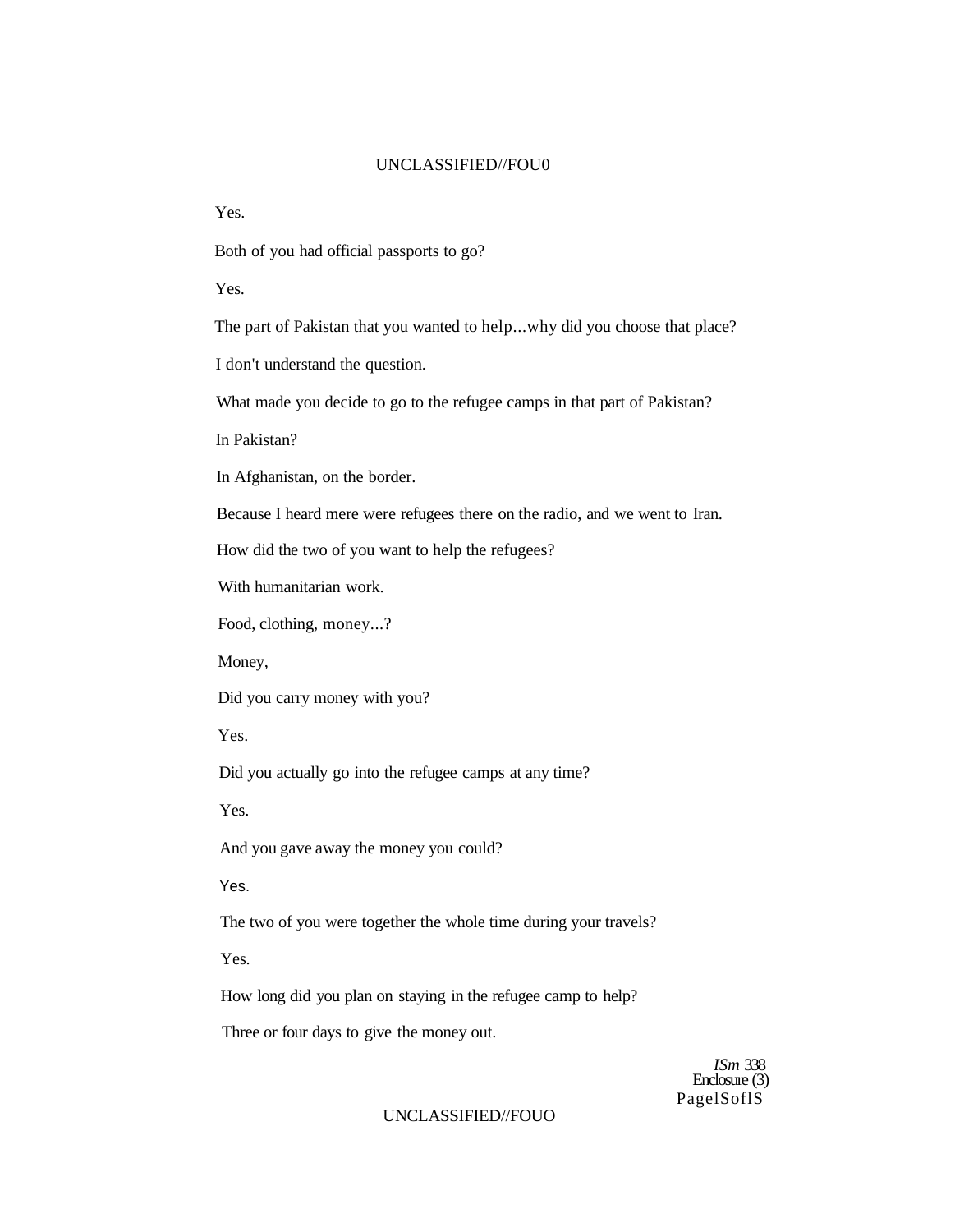Yes.

Both of you had official passports to go?

Yes.

The part of Pakistan that you wanted to help...why did you choose that place?

I don't understand the question.

What made you decide to go to the refugee camps in that part of Pakistan?

In Pakistan?

In Afghanistan, on the border.

Because I heard mere were refugees there on the radio, and we went to Iran.

How did the two of you want to help the refugees?

With humanitarian work.

Food, clothing, money...?

Money,

Did you carry money with you?

Yes.

Did you actually go into the refugee camps at any time?

Yes.

And you gave away the money you could?

Yes.

The two of you were together the whole time during your travels?

Yes.

How long did you plan on staying in the refugee camp to help?

Three or four days to give the money out.

*ISm* 338
Enclosure (3)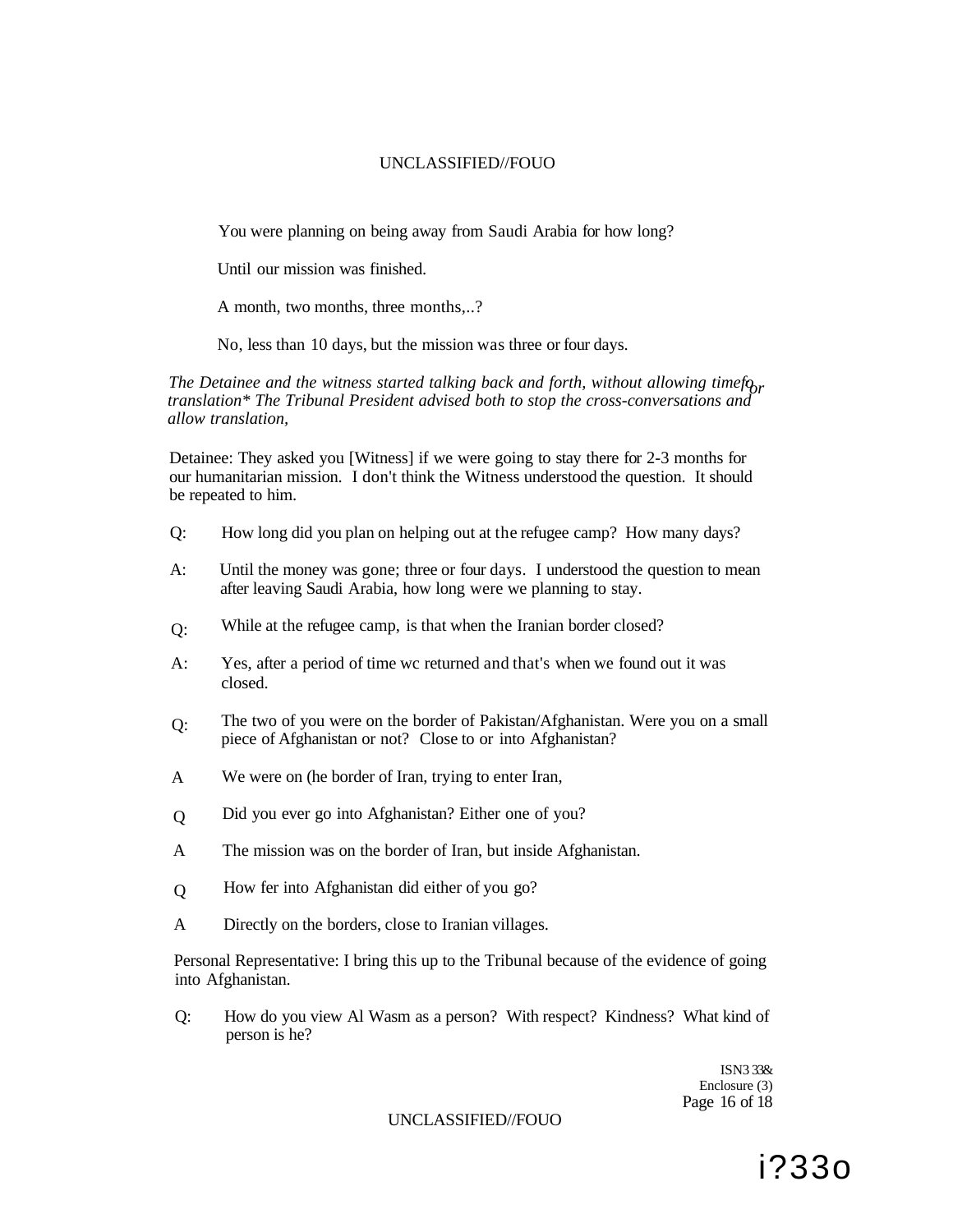You were planning on being away from Saudi Arabia for how long?

Until our mission was finished.

A month, two months, three months,..?

No, less than 10 days, but the mission was three or four days.

*The Detainee and the witness started talking back and forth, without allowing time for translation* The Tribunal President advised both to stop the cross-conversations and allow translation,*

Detainee: They asked you [Witness] if we were going to stay there for 2-3 months for our humanitarian mission. I don't think the Witness understood the question. It should be repeated to him.

Q: How long did you plan on helping out at the refugee camp? How many days?

A: Until the money was gone; three or four days. I understood the question to mean after leaving Saudi Arabia, how long were we planning to stay.

Q: While at the refugee camp, is that when the Iranian border closed?

A: Yes, after a period of time wc returned and that's when we found out it was closed.

Q: The two of you were on the border of Pakistan/Afghanistan. Were you on a small piece of Afghanistan or not? Close to or into Afghanistan?

A We were on (he border of Iran, trying to enter Iran,

Q Did you ever go into Afghanistan? Either one of you?

A The mission was on the border of Iran, but inside Afghanistan.

Q How fer into Afghanistan did either of you go?

A Directly on the borders, close to Iranian villages.

Personal Representative: I bring this up to the Tribunal because of the evidence of going into Afghanistan.

Q: How do you view Al Wasm as a person? With respect? Kindness? What kind of person is he?

ISN3 33&
Enclosure (3)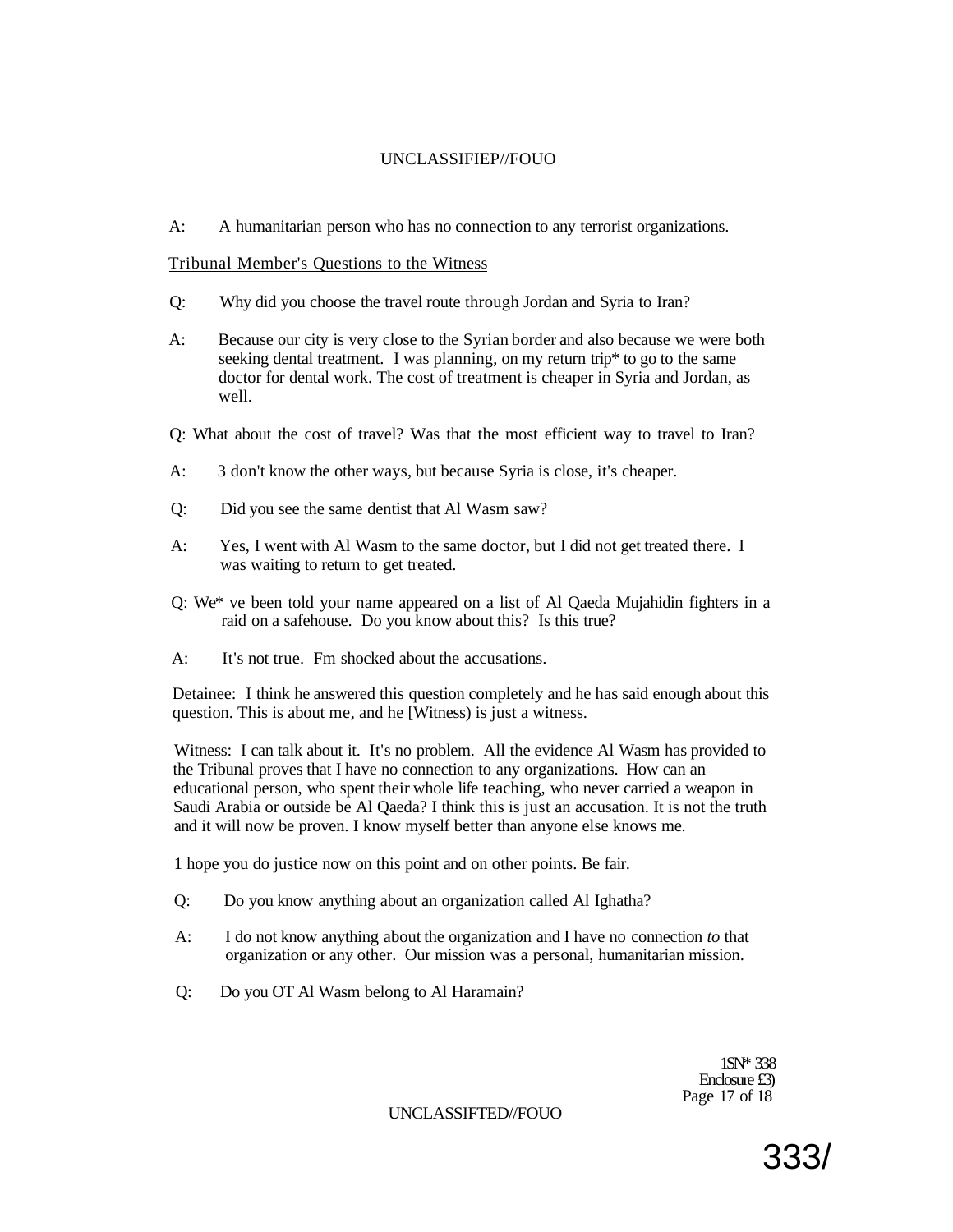A: A humanitarian person who has no connection to any terrorist organizations.

Tribunal Member's Questions to the Witness

Q: Why did you choose the travel route through Jordan and Syria to Iran?

A: Because our city is very close to the Syrian border and also because we were both seeking dental treatment. I was planning, on my return trip* to go to the same doctor for dental work. The cost of treatment is cheaper in Syria and Jordan, as well.

Q: What about the cost of travel? Was that the most efficient way to travel to Iran?

A: 3 don't know the other ways, but because Syria is close, it's cheaper.

Q: Did you see the same dentist that Al Wasm saw?

A: Yes, I went with Al Wasm to the same doctor, but I did not get treated there. I was waiting to return to get treated.

Q: We* ve been told your name appeared on a list of Al Qaeda Mujahidin fighters in a raid on a safehouse. Do you know about this? Is this true?

A: It's not true. Fm shocked about the accusations.

Detainee: I think he answered this question completely and he has said enough about this question. This is about me, and he [Witness) is just a witness.

Witness: I can talk about it. It's no problem. All the evidence Al Wasm has provided to the Tribunal proves that I have no connection to any organizations. How can an educational person, who spent their whole life teaching, who never carried a weapon in Saudi Arabia or outside be Al Qaeda? I think this is just an accusation. It is not the truth and it will now be proven. I know myself better than anyone else knows me.

1 hope you do justice now on this point and on other points. Be fair.

Q: Do you know anything about an organization called Al Ighatha?

A: I do not know anything about the organization and I have no connection *to* that organization or any other. Our mission was a personal, humanitarian mission.

Q: Do you OT Al Wasm belong to Al Haramain?

1SN* 338
Enclosure £3)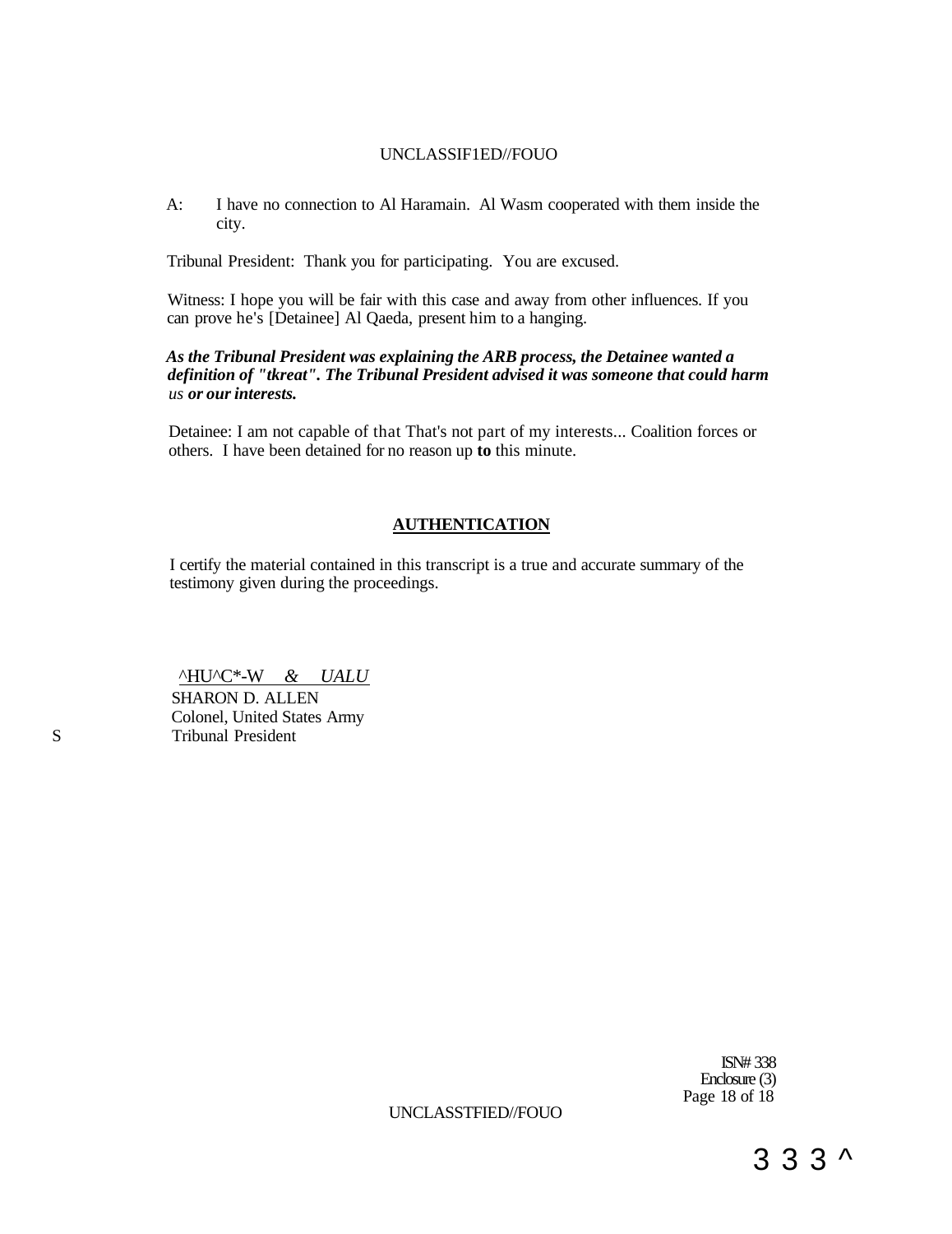A: I have no connection to Al Haramain. Al Wasm cooperated with them inside the city.

Tribunal President: Thank you for participating. You are excused.

Witness: I hope you will be fair with this case and away from other influences. If you can prove he's [Detainee] Al Qaeda, present him to a hanging.

***As the Tribunal President was explaining the ARB process, the Detainee wanted a definition of "tkreat". The Tribunal President advised it was someone that could harm*** *us* ***or our interests.***

Detainee: I am not capable of that That's not part of my interests... Coalition forces or others. I have been detained for no reason up **to** this minute.

## AUTHENTICATION

I certify the material contained in this transcript is a true and accurate summary of the testimony given during the proceedings.

^HU^C*-W *& UALU*
SHARON D. ALLEN
Colonel, United States Army
Tribunal President

ISN# 338
Enclosure (3)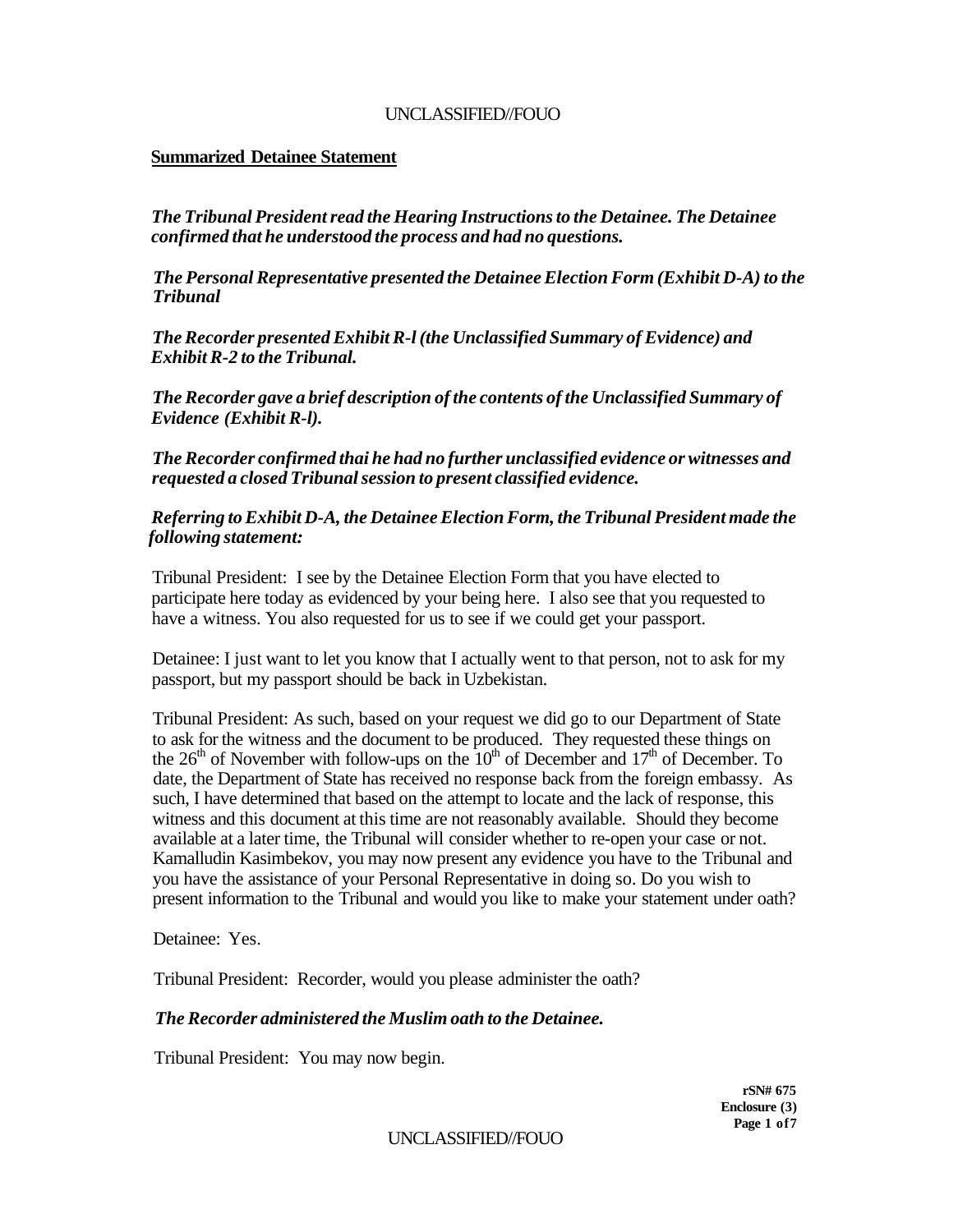**Summarized Detainee Statement**

***The Tribunal President read the Hearing Instructions to the Detainee. The Detainee confirmed that he understood the process and had no questions.***

***The Personal Representative presented the Detainee Election Form (Exhibit D-A) to the Tribunal***

***The Recorder presented Exhibit R-l (the Unclassified Summary of Evidence) and Exhibit R-2 to the Tribunal.***

***The Recorder gave a brief description of the contents of the Unclassified Summary of Evidence (Exhibit R-l).***

***The Recorder confirmed thai he had no further unclassified evidence or witnesses and requested a closed Tribunal session to present classified evidence.***

***Referring to Exhibit D-A, the Detainee Election Form, the Tribunal President made the following statement:***

Tribunal President: I see by the Detainee Election Form that you have elected to participate here today as evidenced by your being here. I also see that you requested to have a witness. You also requested for us to see if we could get your passport.

Detainee: I just want to let you know that I actually went to that person, not to ask for my passport, but my passport should be back in Uzbekistan.

Tribunal President: As such, based on your request we did go to our Department of State to ask for the witness and the document to be produced. They requested these things on the 26th of November with follow-ups on the 10th of December and 17th of December. To date, the Department of State has received no response back from the foreign embassy. As such, I have determined that based on the attempt to locate and the lack of response, this witness and this document at this time are not reasonably available. Should they become available at a later time, the Tribunal will consider whether to re-open your case or not. Kamalludin Kasimbekov, you may now present any evidence you have to the Tribunal and you have the assistance of your Personal Representative in doing so. Do you wish to present information to the Tribunal and would you like to make your statement under oath?

Detainee: Yes.

Tribunal President: Recorder, would you please administer the oath?

***The Recorder administered the Muslim oath to the Detainee.***

Tribunal President: You may now begin.

**rSN# 675**
**Enclosure (3)**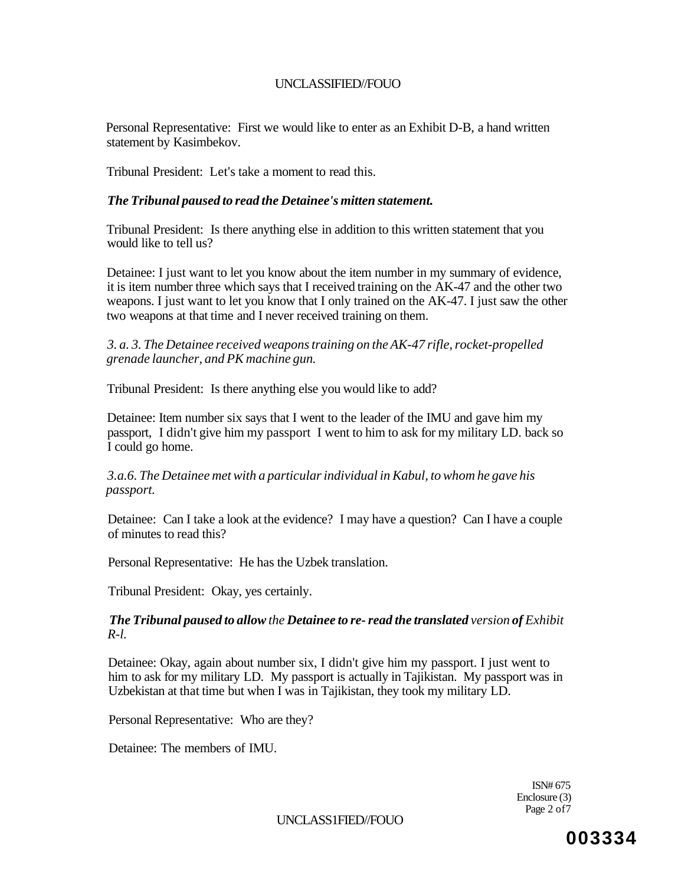Personal Representative: First we would like to enter as an Exhibit D-B, a hand written statement by Kasimbekov.

Tribunal President: Let's take a moment to read this.

***The Tribunal paused to read the Detainee's mitten statement.***

Tribunal President: Is there anything else in addition to this written statement that you would like to tell us?

Detainee: I just want to let you know about the item number in my summary of evidence, it is item number three which says that I received training on the AK-47 and the other two weapons. I just want to let you know that I only trained on the AK-47. I just saw the other two weapons at that time and I never received training on them.

*3. a. 3. The Detainee received weapons training on the AK-47 rifle, rocket-propelled grenade launcher, and PK machine gun.*

Tribunal President: Is there anything else you would like to add?

Detainee: Item number six says that I went to the leader of the IMU and gave him my passport, I didn't give him my passport I went to him to ask for my military LD. back so I could go home.

*3.a.6. The Detainee met with a particular individual in Kabul, to whom he gave his passport.*

Detainee: Can I take a look at the evidence? I may have a question? Can I have a couple of minutes to read this?

Personal Representative: He has the Uzbek translation.

Tribunal President: Okay, yes certainly.

***The Tribunal paused to allow** the **Detainee to re- read the translated** version **of** Exhibit R-l.*

Detainee: Okay, again about number six, I didn't give him my passport. I just went to him to ask for my military LD. My passport is actually in Tajikistan. My passport was in Uzbekistan at that time but when I was in Tajikistan, they took my military LD.

Personal Representative: Who are they?

Detainee: The members of IMU.

ISN# 675
Enclosure (3)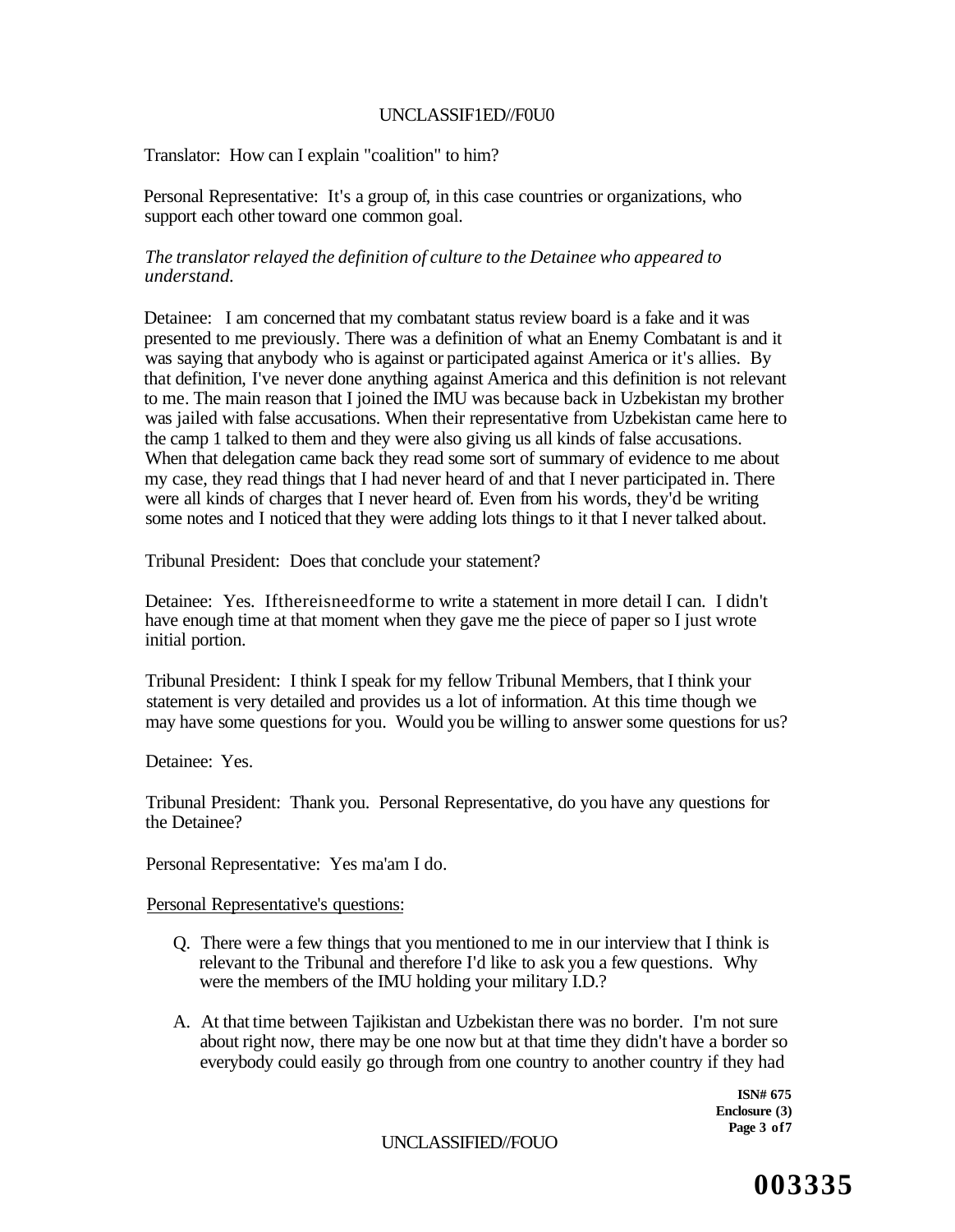Translator: How can I explain "coalition" to him?

Personal Representative: It's a group of, in this case countries or organizations, who support each other toward one common goal.

*The translator relayed the definition of culture to the Detainee who appeared to understand.*

Detainee: I am concerned that my combatant status review board is a fake and it was presented to me previously. There was a definition of what an Enemy Combatant is and it was saying that anybody who is against or participated against America or it's allies. By that definition, I've never done anything against America and this definition is not relevant to me. The main reason that I joined the IMU was because back in Uzbekistan my brother was jailed with false accusations. When their representative from Uzbekistan came here to the camp 1 talked to them and they were also giving us all kinds of false accusations. When that delegation came back they read some sort of summary of evidence to me about my case, they read things that I had never heard of and that I never participated in. There were all kinds of charges that I never heard of. Even from his words, they'd be writing some notes and I noticed that they were adding lots things to it that I never talked about.

Tribunal President: Does that conclude your statement?

Detainee: Yes. Ifthereisneedforme to write a statement in more detail I can. I didn't have enough time at that moment when they gave me the piece of paper so I just wrote initial portion.

Tribunal President: I think I speak for my fellow Tribunal Members, that I think your statement is very detailed and provides us a lot of information. At this time though we may have some questions for you. Would you be willing to answer some questions for us?

Detainee: Yes.

Tribunal President: Thank you. Personal Representative, do you have any questions for the Detainee?

Personal Representative: Yes ma'am I do.

Personal Representative's questions:

Q. There were a few things that you mentioned to me in our interview that I think is relevant to the Tribunal and therefore I'd like to ask you a few questions. Why were the members of the IMU holding your military I.D.?

A. At that time between Tajikistan and Uzbekistan there was no border. I'm not sure about right now, there may be one now but at that time they didn't have a border so everybody could easily go through from one country to another country if they had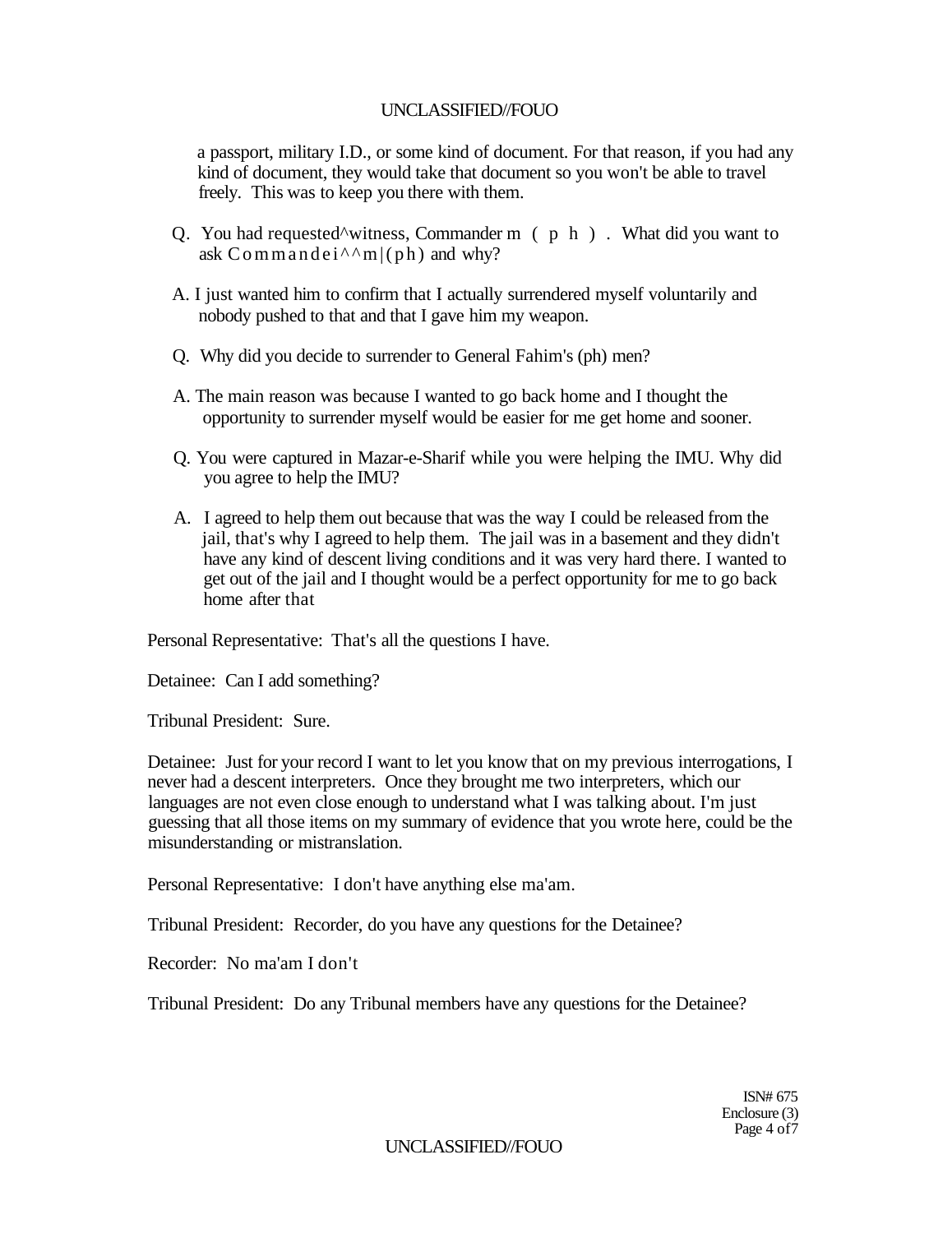a passport, military I.D., or some kind of document. For that reason, if you had any kind of document, they would take that document so you won't be able to travel freely. This was to keep you there with them.

Q. You had requested^witness, Commander m (ph). What did you want to ask Commandei^^m|(ph) and why?

A. I just wanted him to confirm that I actually surrendered myself voluntarily and nobody pushed to that and that I gave him my weapon.

Q. Why did you decide to surrender to General Fahim's (ph) men?

A. The main reason was because I wanted to go back home and I thought the opportunity to surrender myself would be easier for me get home and sooner.

Q. You were captured in Mazar-e-Sharif while you were helping the IMU. Why did you agree to help the IMU?

A. I agreed to help them out because that was the way I could be released from the jail, that's why I agreed to help them. The jail was in a basement and they didn't have any kind of descent living conditions and it was very hard there. I wanted to get out of the jail and I thought would be a perfect opportunity for me to go back home after that

Personal Representative: That's all the questions I have.

Detainee: Can I add something?

Tribunal President: Sure.

Detainee: Just for your record I want to let you know that on my previous interrogations, I never had a descent interpreters. Once they brought me two interpreters, which our languages are not even close enough to understand what I was talking about. I'm just guessing that all those items on my summary of evidence that you wrote here, could be the misunderstanding or mistranslation.

Personal Representative: I don't have anything else ma'am.

Tribunal President: Recorder, do you have any questions for the Detainee?

Recorder: No ma'am I don't

Tribunal President: Do any Tribunal members have any questions for the Detainee?

ISN# 675
Enclosure (3)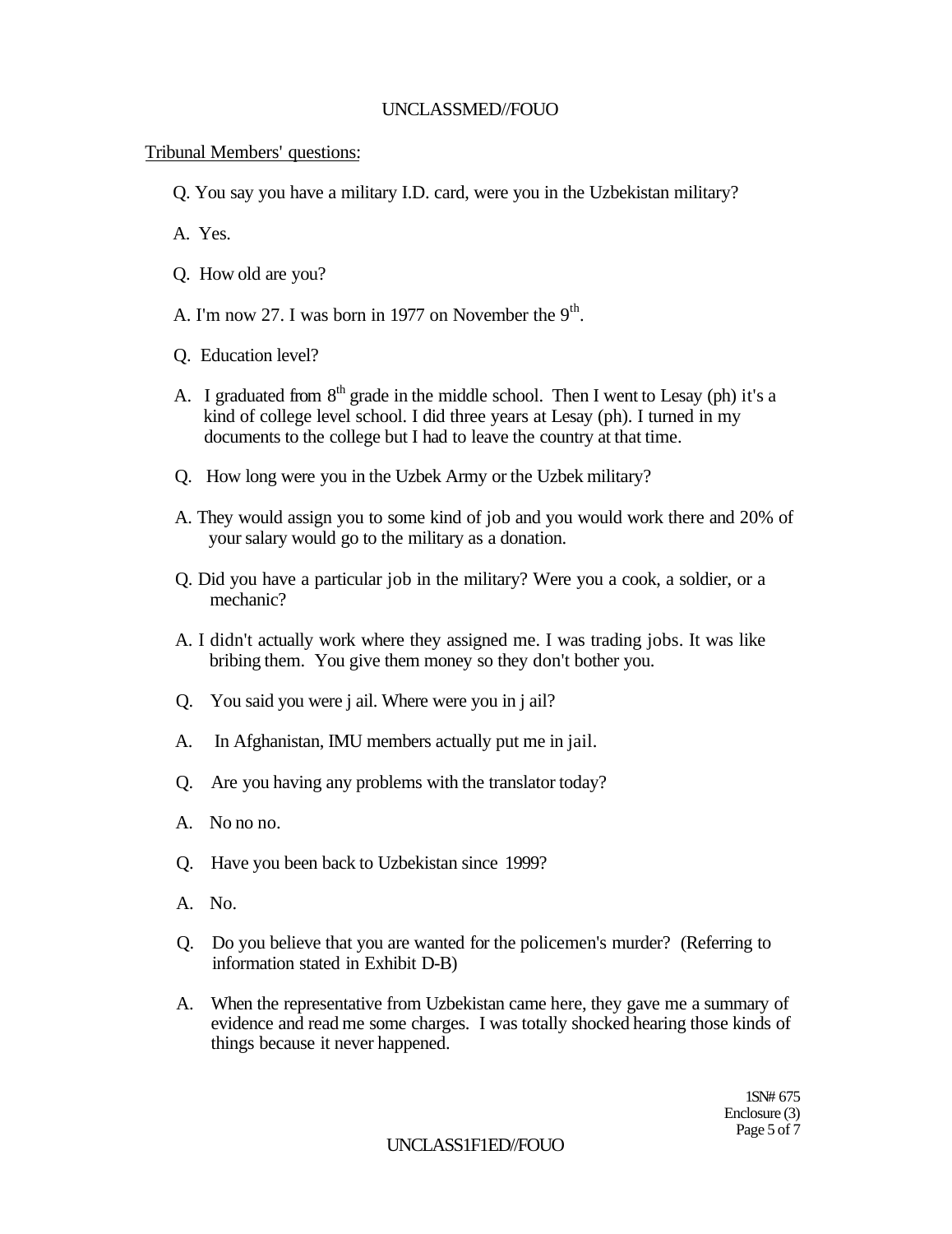Tribunal Members' questions:

Q. You say you have a military I.D. card, were you in the Uzbekistan military?

A. Yes.

Q. How old are you?

A. I'm now 27. I was born in 1977 on November the 9th.

Q. Education level?

A. I graduated from 8th grade in the middle school. Then I went to Lesay (ph) it's a kind of college level school. I did three years at Lesay (ph). I turned in my documents to the college but I had to leave the country at that time.

Q. How long were you in the Uzbek Army or the Uzbek military?

A. They would assign you to some kind of job and you would work there and 20% of your salary would go to the military as a donation.

Q. Did you have a particular job in the military? Were you a cook, a soldier, or a mechanic?

A. I didn't actually work where they assigned me. I was trading jobs. It was like bribing them. You give them money so they don't bother you.

Q. You said you were j ail. Where were you in j ail?

A. In Afghanistan, IMU members actually put me in jail.

Q. Are you having any problems with the translator today?

A. No no no.

Q. Have you been back to Uzbekistan since 1999?

A. No.

Q. Do you believe that you are wanted for the policemen's murder? (Referring to information stated in Exhibit D-B)

A. When the representative from Uzbekistan came here, they gave me a summary of evidence and read me some charges. I was totally shocked hearing those kinds of things because it never happened.

1SN# 675
Enclosure (3)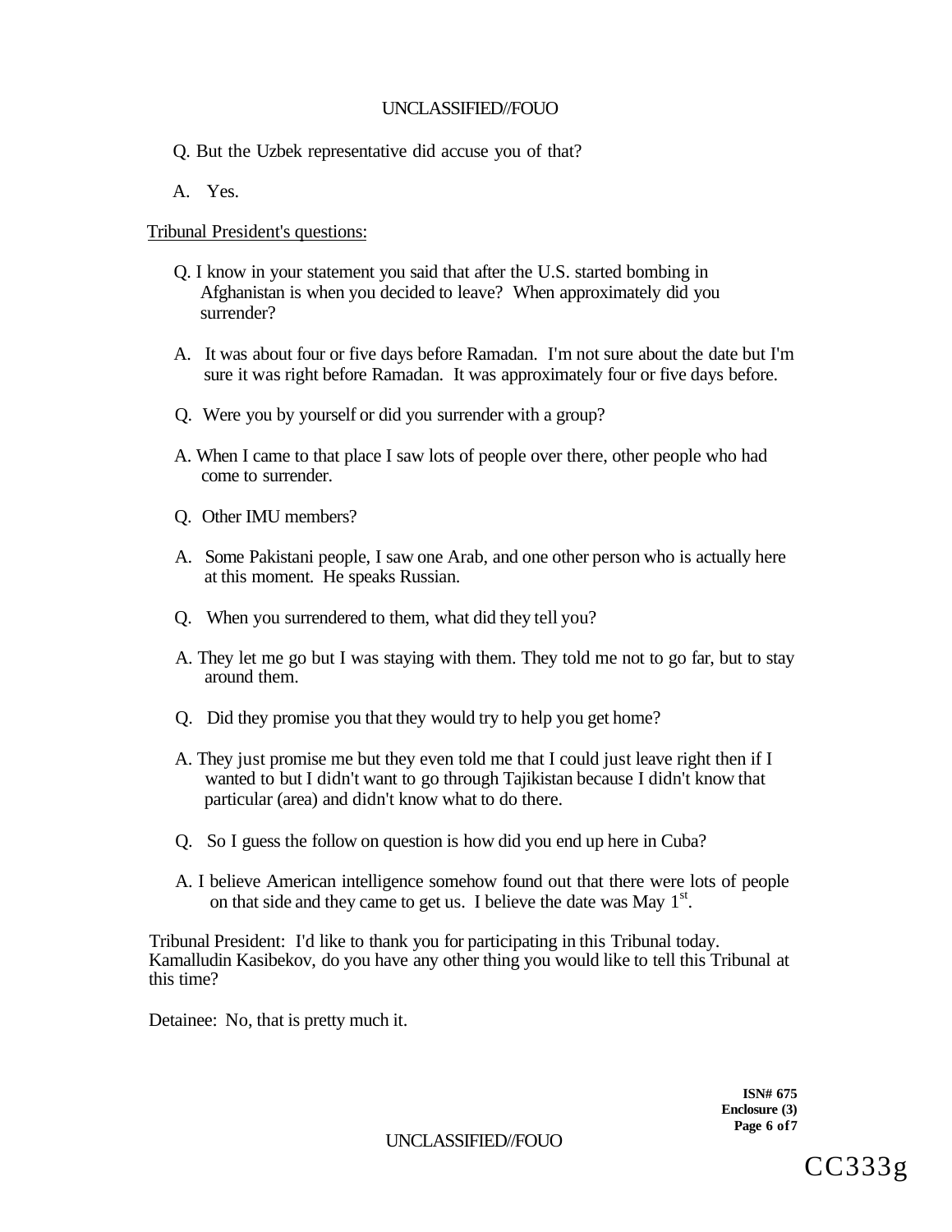Q. But the Uzbek representative did accuse you of that?

A. Yes.

Tribunal President's questions:

Q. I know in your statement you said that after the U.S. started bombing in Afghanistan is when you decided to leave? When approximately did you surrender?

A. It was about four or five days before Ramadan. I'm not sure about the date but I'm sure it was right before Ramadan. It was approximately four or five days before.

Q. Were you by yourself or did you surrender with a group?

A. When I came to that place I saw lots of people over there, other people who had come to surrender.

Q. Other IMU members?

A. Some Pakistani people, I saw one Arab, and one other person who is actually here at this moment. He speaks Russian.

Q. When you surrendered to them, what did they tell you?

A. They let me go but I was staying with them. They told me not to go far, but to stay around them.

Q. Did they promise you that they would try to help you get home?

A. They just promise me but they even told me that I could just leave right then if I wanted to but I didn't want to go through Tajikistan because I didn't know that particular (area) and didn't know what to do there.

Q. So I guess the follow on question is how did you end up here in Cuba?

A. I believe American intelligence somehow found out that there were lots of people on that side and they came to get us. I believe the date was May 1st.

Tribunal President: I'd like to thank you for participating in this Tribunal today. Kamalludin Kasibekov, do you have any other thing you would like to tell this Tribunal at this time?

Detainee: No, that is pretty much it.

**ISN# 675**
**Enclosure (3)**

CC333g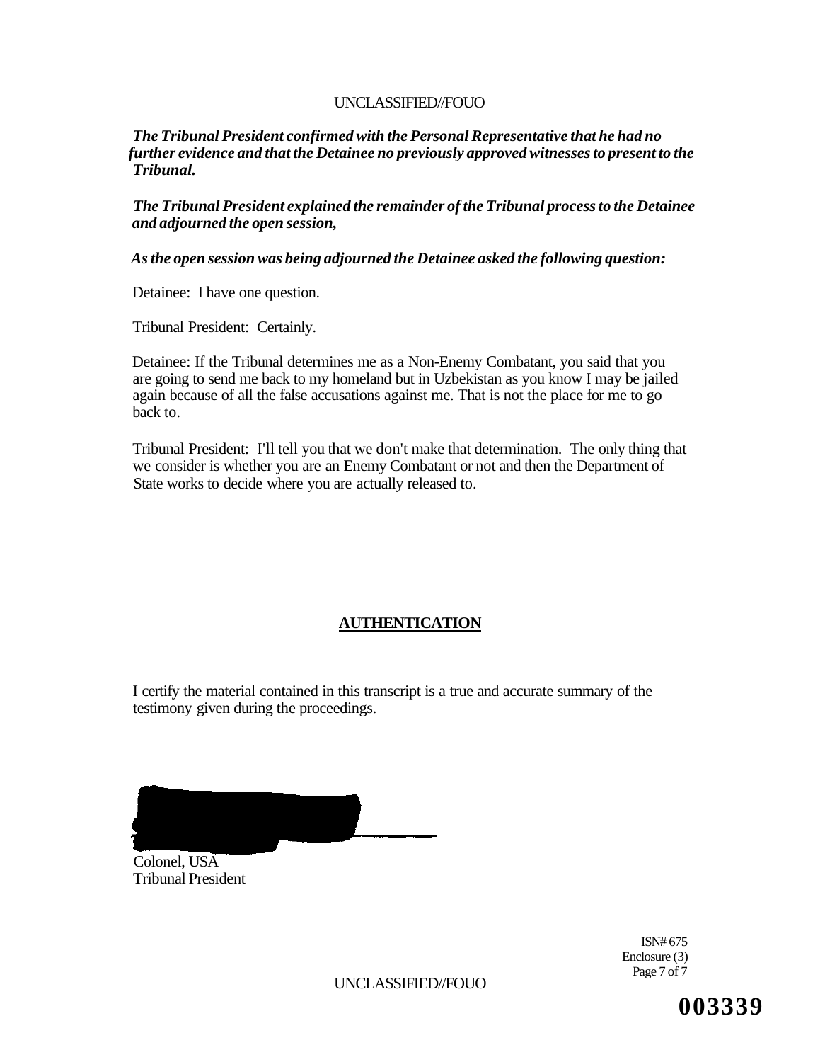*The Tribunal President confirmed with the Personal Representative that he had no further evidence and that the Detainee no previously approved witnesses to present to the Tribunal.*

*The Tribunal President explained the remainder of the Tribunal process to the Detainee and adjourned the open session,*

*As the open session was being adjourned the Detainee asked the following question:*

Detainee: I have one question.

Tribunal President: Certainly.

Detainee: If the Tribunal determines me as a Non-Enemy Combatant, you said that you are going to send me back to my homeland but in Uzbekistan as you know I may be jailed again because of all the false accusations against me. That is not the place for me to go back to.

Tribunal President: I'll tell you that we don't make that determination. The only thing that we consider is whether you are an Enemy Combatant or not and then the Department of State works to decide where you are actually released to.

## AUTHENTICATION

I certify the material contained in this transcript is a true and accurate summary of the testimony given during the proceedings.

Colonel, USA
Tribunal President

ISN# 675
Enclosure (3)

003339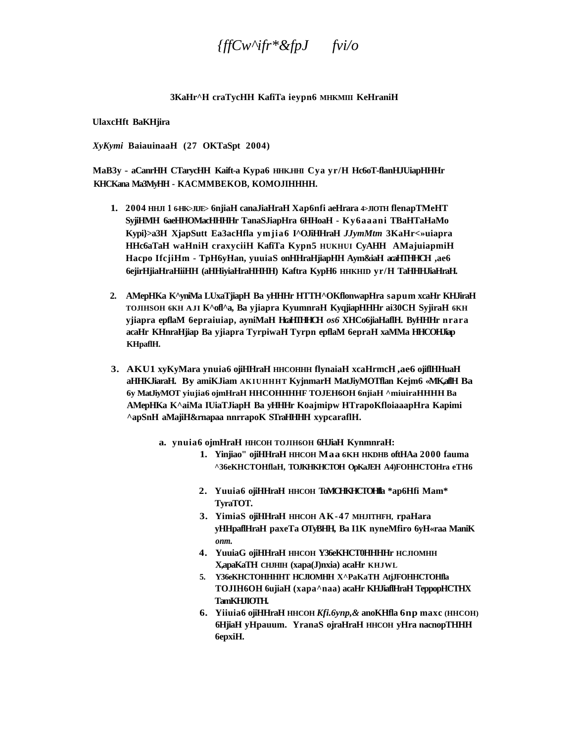*{ffCw^ifr*&fpJ fvi/o*

**3KaHr^H craTycHH KafiTa ieypn6 MHKMIII KeHraniH**

**UlaxcHft BaKHjira**

*XyKymi* **BaiauinaaH (27 OKTaSpt 2004)**

**MaB3y - aCanrHH CTarycHH Kaift-a Kypa6 HHK.HHI Cya yr/H Hc6oT-flanHJUiapHHHr KHCKana Ma3MyHH - KACMMBEKOB, KOMOJIHHHH.**

1. **2004 HHJI 1 6-HK>JIJE> 6njiaH canaJiaHraH Xap6nfi aeHrara 4>JIOTH flenapTMeHT SyjiHMH 6aeHHOMacHHHHr TanaSJiapHra 6HHoaH - Ky6aaani TBaHTaHaMo Kypi}>a3H XjapSutt Ea3acHfla ymjia6 I^OJiHHraH *JJymMtm* 3KaHr<»uiapra HHc6aTaH waHniH craxyciiH KafiTa Kypn5 HUKHUI CyAHH AMajuiapmiH Hacpo IfcjiHm - TpH6yHan, yuuiaS onHHraHjiapHH Aym&iaH acaHTHHCH ,ae6 6ejirHjiaHraHiiHH (aHHiyiaHraHHHH) Kaftra KypH6 HHKHID yr/H TaHHHJiaHraH.**

2. **AMepHKa K^yniMa LUxaTjiapH Ba yHHHr HTTH^OKflonwapHra sapum xcaHr KHJiraH TOJIHSOH 6KH AJI K^ofl^a, Ba yjiapra KyumnraH KyqjiapHHHr ai30CH SyjiraH 6KH yjiapra epflaM 6epraiuiap, ayniMaH HcaHTHHCH *os6* XHCo6jiaHaflH. ByHHHr nrara acaHr KHnraHjiap Ba yjiapra TyrpiwaH Tyrpn epflaM 6epraH xaMMa HHCOHJiap KHpaflH.**

3. **AKU1 xyKyMara ynuia6 ojiHHraH HHCOHHH flynaiaH xcaHrmcH ,ae6 ojiflHHuaH aHHKJiaraH. By amiKJiam AKIUHHHT KyjnmarH MatJiyMOTflan Kejm6 «MK,aflH Ba 6y MatJiyMOT yiujia6 ojmHraH HHCOHHHHF TOJEH6OH 6njiaH ^miuiraHHHH Ba AMepHKa K^aiMa IUiaTJiapH Ba yHHHr Koajmipw HTrapoKfloiaaapHra Kapimi ^apSnH aMajiH&rnapaa nnrrapoK STraHHHH xypcaraflH.**

   a. **ynuia6 ojmHraH HHCOH TOJIH6OH 6HJiaH KynmnraH:**

      1. **Yinjiao" ojiHHraH HHCOH Maa 6KH HKDHB oftHAa 2000 fauma ^36eKHCTOHflaH, TOJKHKHCTOH OpKaJEH A4)FOHHCTOHra eTH6**

      2. **Yuuia6 ojiHHraH HHCOH ToMCHKHCTOHfla *ap6Hfi Mam* TyraTOT.**

      3. **YimiaS ojiHHraH HHCOH AK-47 MHJITHFH, rpaHara yHHpaflHraH paxeTa OTyBHH, Ba I1K nyneMfiro 6yH«raa ManiK *onm.***

      4. **YuuiaG ojiHHraH HHCOH Y36eKHCT0HHHHr HCJIOMHH X,apaKaTH CHJHIH (xapa(J)nxia) acaHr KHJWL**

      5. **Y36eKHCTOHHHHT HCJIOMHH X^PaKaTH AtjJFOHHCTOHfla TOJIH6OH 6ujiaH (xapa^naa) acaHr KHJiaflHraH TeppopHCTHX TamKHJIOTH.**

      6. **Yiiuia6 ojiHHraH HHCOH *Kfi.6ynp,&* anoKHfla 6np maxc (HHCOH) 6HjiaH yHpauum. YranaS ojraHraH HHCOH yHra nacnopTHHH 6epxiH.**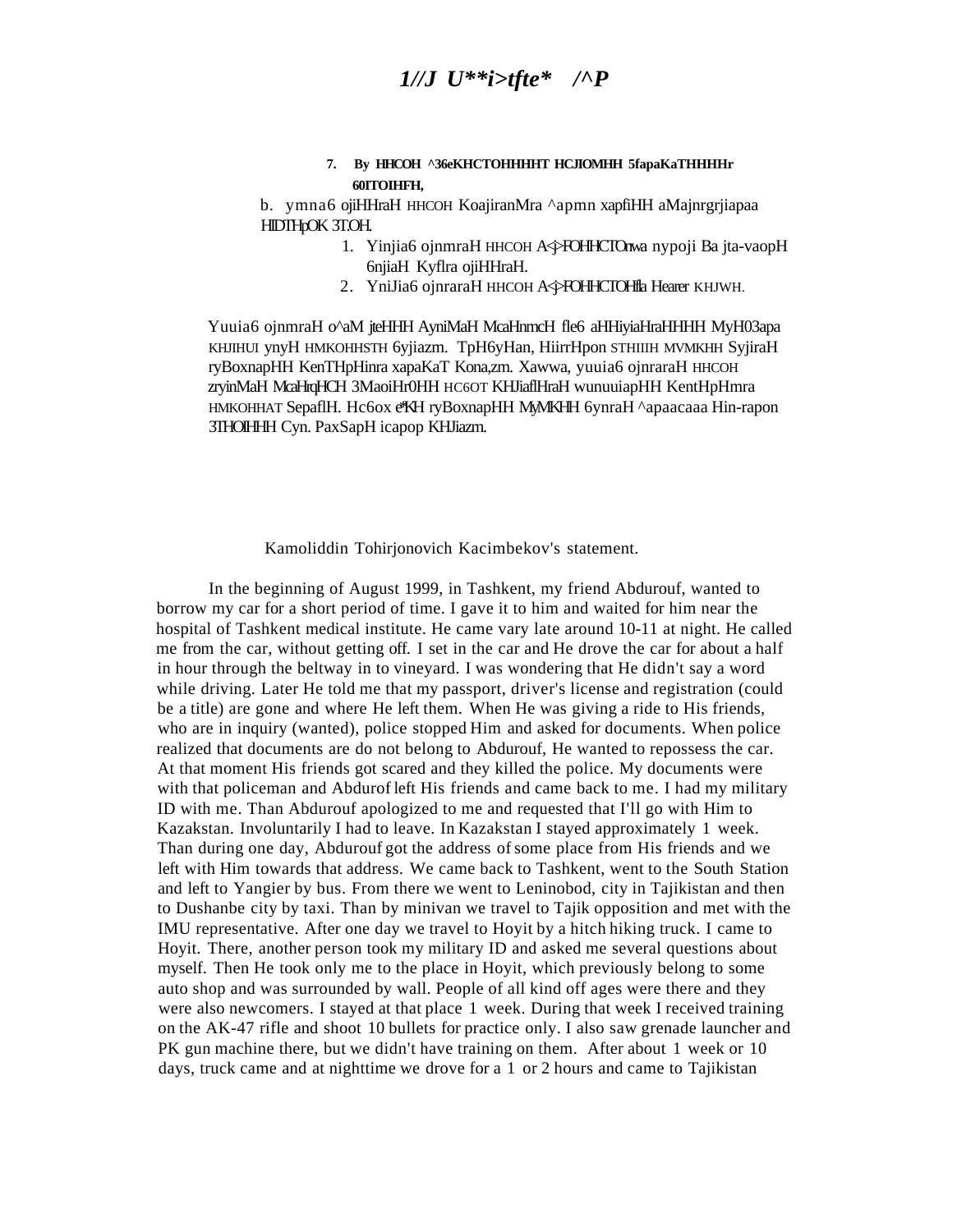# 1//J U**i>tfte* /^P

7. **By HHCOH ^36eKHCTOHHHHT HCJIOMHH 5fapaKaTHHHHr 60ITOIHFH,**

b. ymna6 ojiHHraH HHCOH KoajiranMra ^apmn xapfiHH aMajnrgrjiapaa HIDTHpOK 3T.OH.

1. Yinjia6 ojnmraH HHCOH A<|>FOHHCTOnwa nypoji Ba jta-vaopH 6njiaH Kyflra ojiHHraH.
2. YniJia6 ojnraraH HHCOH A<|>FOHHCTOHfla Hearer KHJWH.

Yuuia6 ojnmraH o^aM jteHHH AyniMaH McaHnmcH fle6 aHHiyiaHraHHHH MyH03apa KHJIHUI ynyH HMKOHHSTH 6yjiazm. TpH6yHan, HiirrHpon STHIIIH MVMKHH SyjiraH ryBoxnapHH KenTHpHinra xapaKaT Kona,zm. Xawwa, yuuia6 ojnraraH HHCOH zryinMaH McaHrqHCH 3MaoiHr0HH HC6OT KHJiaflHraH wunuuiapHH KentHpHmra HMKOHHAT SepaflH. Hc6ox e*KH ryBoxnapHH MyMKHH 6ynraH ^apaacaaa Hin-rapon 3THOIHHH Cyn. PaxSapH icapop KHJiazm.

Kamoliddin Tohirjonovich Kacimbekov's statement.

In the beginning of August 1999, in Tashkent, my friend Abdurouf, wanted to borrow my car for a short period of time. I gave it to him and waited for him near the hospital of Tashkent medical institute. He came vary late around 10-11 at night. He called me from the car, without getting off. I set in the car and He drove the car for about a half in hour through the beltway in to vineyard. I was wondering that He didn't say a word while driving. Later He told me that my passport, driver's license and registration (could be a title) are gone and where He left them. When He was giving a ride to His friends, who are in inquiry (wanted), police stopped Him and asked for documents. When police realized that documents are do not belong to Abdurouf, He wanted to repossess the car. At that moment His friends got scared and they killed the police. My documents were with that policeman and Abdurof left His friends and came back to me. I had my military ID with me. Than Abdurouf apologized to me and requested that I'll go with Him to Kazakstan. Involuntarily I had to leave. In Kazakstan I stayed approximately 1 week. Than during one day, Abdurouf got the address of some place from His friends and we left with Him towards that address. We came back to Tashkent, went to the South Station and left to Yangier by bus. From there we went to Leninobod, city in Tajikistan and then to Dushanbe city by taxi. Than by minivan we travel to Tajik opposition and met with the IMU representative. After one day we travel to Hoyit by a hitch hiking truck. I came to Hoyit. There, another person took my military ID and asked me several questions about myself. Then He took only me to the place in Hoyit, which previously belong to some auto shop and was surrounded by wall. People of all kind off ages were there and they were also newcomers. I stayed at that place 1 week. During that week I received training on the AK-47 rifle and shoot 10 bullets for practice only. I also saw grenade launcher and PK gun machine there, but we didn't have training on them. After about 1 week or 10 days, truck came and at nighttime we drove for a 1 or 2 hours and came to Tajikistan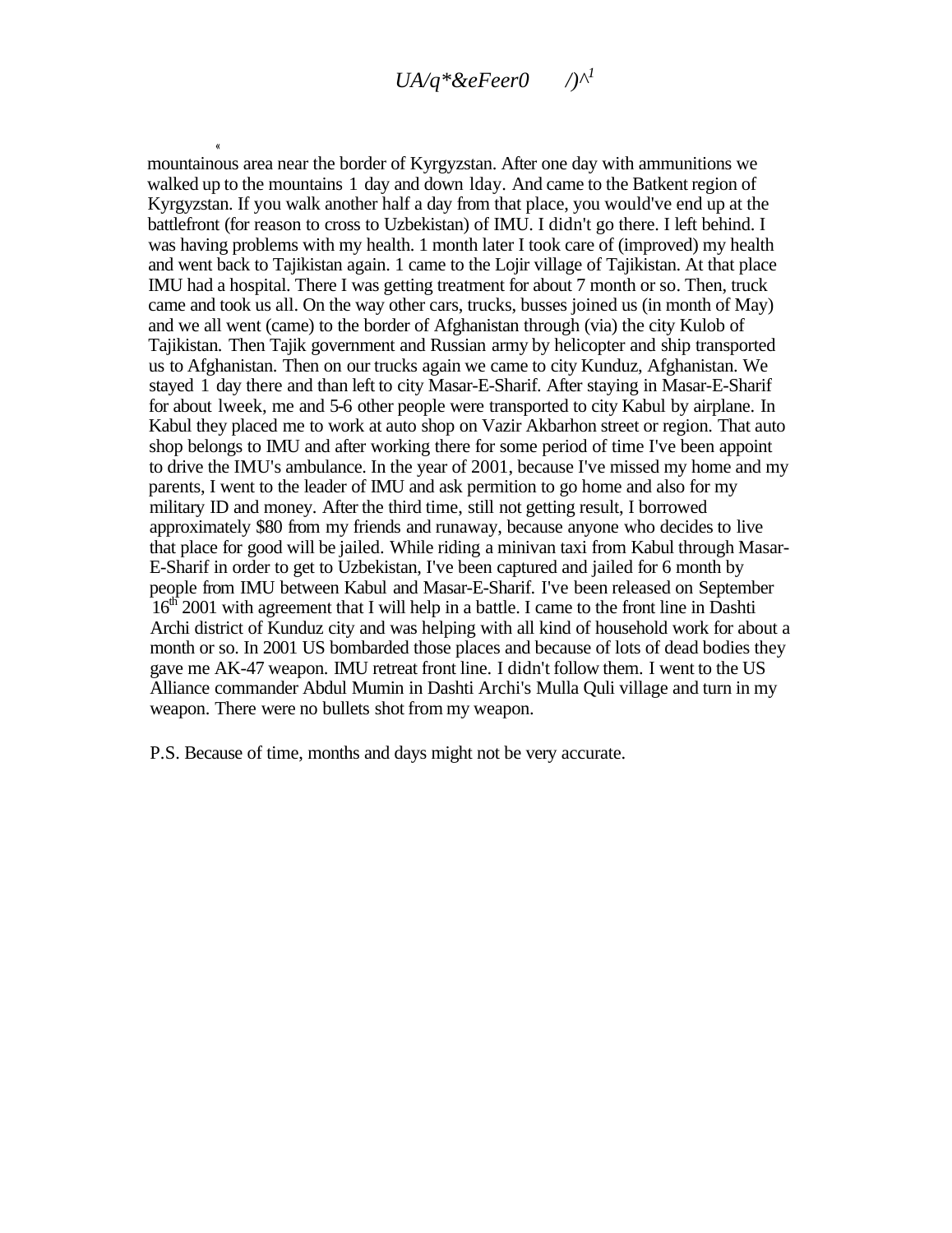mountainous area near the border of Kyrgyzstan. After one day with ammunitions we walked up to the mountains 1 day and down 1day. And came to the Batkent region of Kyrgyzstan. If you walk another half a day from that place, you would've end up at the battlefront (for reason to cross to Uzbekistan) of IMU. I didn't go there. I left behind. I was having problems with my health. 1 month later I took care of (improved) my health and went back to Tajikistan again. 1 came to the Lojir village of Tajikistan. At that place IMU had a hospital. There I was getting treatment for about 7 month or so. Then, truck came and took us all. On the way other cars, trucks, busses joined us (in month of May) and we all went (came) to the border of Afghanistan through (via) the city Kulob of Tajikistan. Then Tajik government and Russian army by helicopter and ship transported us to Afghanistan. Then on our trucks again we came to city Kunduz, Afghanistan. We stayed 1 day there and than left to city Masar-E-Sharif. After staying in Masar-E-Sharif for about 1week, me and 5-6 other people were transported to city Kabul by airplane. In Kabul they placed me to work at auto shop on Vazir Akbarhon street or region. That auto shop belongs to IMU and after working there for some period of time I've been appoint to drive the IMU's ambulance. In the year of 2001, because I've missed my home and my parents, I went to the leader of IMU and ask permition to go home and also for my military ID and money. After the third time, still not getting result, I borrowed approximately $80 from my friends and runaway, because anyone who decides to live that place for good will be jailed. While riding a minivan taxi from Kabul through Masar-E-Sharif in order to get to Uzbekistan, I've been captured and jailed for 6 month by people from IMU between Kabul and Masar-E-Sharif. I've been released on September 16th 2001 with agreement that I will help in a battle. I came to the front line in Dashti Archi district of Kunduz city and was helping with all kind of household work for about a month or so. In 2001 US bombarded those places and because of lots of dead bodies they gave me AK-47 weapon. IMU retreat front line. I didn't follow them. I went to the US Alliance commander Abdul Mumin in Dashti Archi's Mulla Quli village and turn in my weapon. There were no bullets shot from my weapon.

P.S. Because of time, months and days might not be very accurate.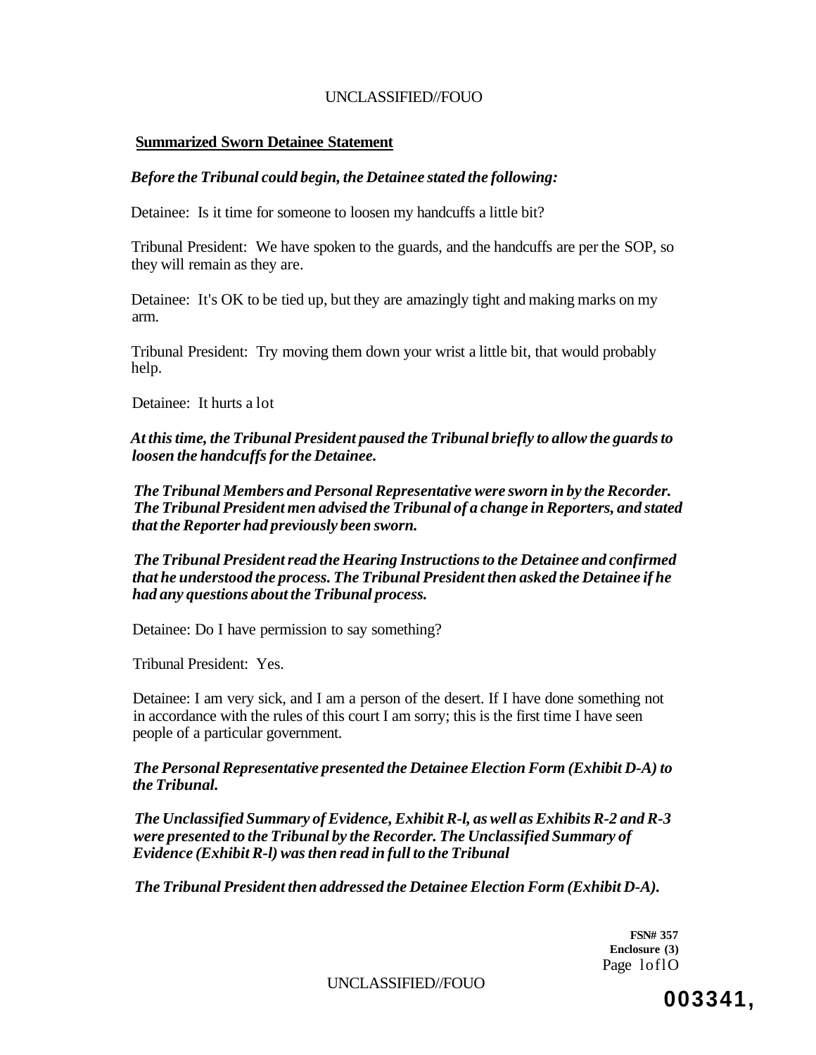## **Summarized Sworn Detainee Statement**

***Before the Tribunal could begin, the Detainee stated the following:***

Detainee: Is it time for someone to loosen my handcuffs a little bit?

Tribunal President: We have spoken to the guards, and the handcuffs are per the SOP, so they will remain as they are.

Detainee: It's OK to be tied up, but they are amazingly tight and making marks on my arm.

Tribunal President: Try moving them down your wrist a little bit, that would probably help.

Detainee: It hurts a lot

***At this time, the Tribunal President paused the Tribunal briefly to allow the guards to loosen the handcuffs for the Detainee.***

***The Tribunal Members and Personal Representative were sworn in by the Recorder. The Tribunal President men advised the Tribunal of a change in Reporters, and stated that the Reporter had previously been sworn.***

***The Tribunal President read the Hearing Instructions to the Detainee and confirmed that he understood the process. The Tribunal President then asked the Detainee if he had any questions about the Tribunal process.***

Detainee: Do I have permission to say something?

Tribunal President: Yes.

Detainee: I am very sick, and I am a person of the desert. If I have done something not in accordance with the rules of this court I am sorry; this is the first time I have seen people of a particular government.

***The Personal Representative presented the Detainee Election Form (Exhibit D-A) to the Tribunal.***

***The Unclassified Summary of Evidence, Exhibit R-l, as well as Exhibits R-2 and R-3 were presented to the Tribunal by the Recorder. The Unclassified Summary of Evidence (Exhibit R-l) was then read in full to the Tribunal***

***The Tribunal President then addressed the Detainee Election Form (Exhibit D-A).***

**FSN# 357**
**Enclosure (3)**
Page 1 of 10

**003341,**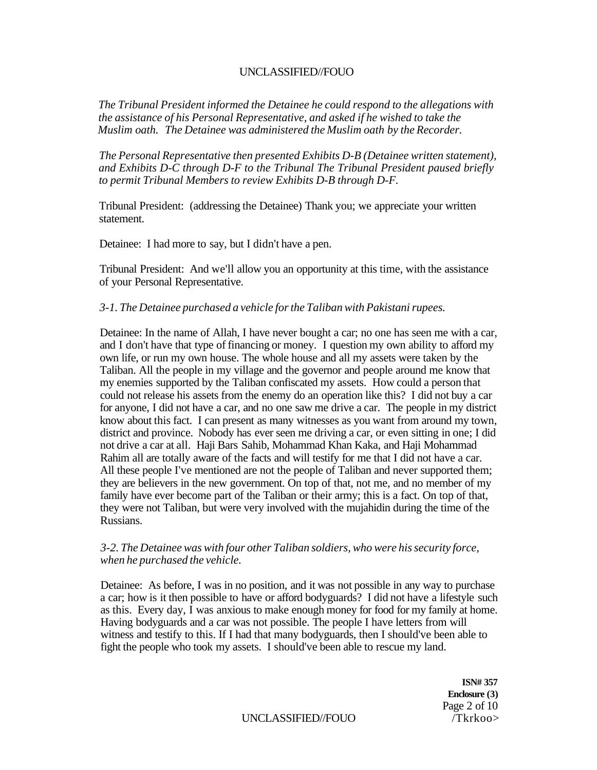*The Tribunal President informed the Detainee he could respond to the allegations with the assistance of his Personal Representative, and asked if he wished to take the Muslim oath. The Detainee was administered the Muslim oath by the Recorder.*

*The Personal Representative then presented Exhibits D-B (Detainee written statement), and Exhibits D-C through D-F to the Tribunal The Tribunal President paused briefly to permit Tribunal Members to review Exhibits D-B through D-F.*

Tribunal President: (addressing the Detainee) Thank you; we appreciate your written statement.

Detainee: I had more to say, but I didn't have a pen.

Tribunal President: And we'll allow you an opportunity at this time, with the assistance of your Personal Representative.

*3-1. The Detainee purchased a vehicle for the Taliban with Pakistani rupees.*

Detainee: In the name of Allah, I have never bought a car; no one has seen me with a car, and I don't have that type of financing or money. I question my own ability to afford my own life, or run my own house. The whole house and all my assets were taken by the Taliban. All the people in my village and the governor and people around me know that my enemies supported by the Taliban confiscated my assets. How could a person that could not release his assets from the enemy do an operation like this? I did not buy a car for anyone, I did not have a car, and no one saw me drive a car. The people in my district know about this fact. I can present as many witnesses as you want from around my town, district and province. Nobody has ever seen me driving a car, or even sitting in one; I did not drive a car at all. Haji Bars Sahib, Mohammad Khan Kaka, and Haji Mohammad Rahim all are totally aware of the facts and will testify for me that I did not have a car. All these people I've mentioned are not the people of Taliban and never supported them; they are believers in the new government. On top of that, not me, and no member of my family have ever become part of the Taliban or their army; this is a fact. On top of that, they were not Taliban, but were very involved with the mujahidin during the time of the Russians.

*3-2. The Detainee was with four other Taliban soldiers, who were his security force, when he purchased the vehicle.*

Detainee: As before, I was in no position, and it was not possible in any way to purchase a car; how is it then possible to have or afford bodyguards? I did not have a lifestyle such as this. Every day, I was anxious to make enough money for food for my family at home. Having bodyguards and a car was not possible. The people I have letters from will witness and testify to this. If I had that many bodyguards, then I should've been able to fight the people who took my assets. I should've been able to rescue my land.

**ISN# 357**
**Enclosure (3)**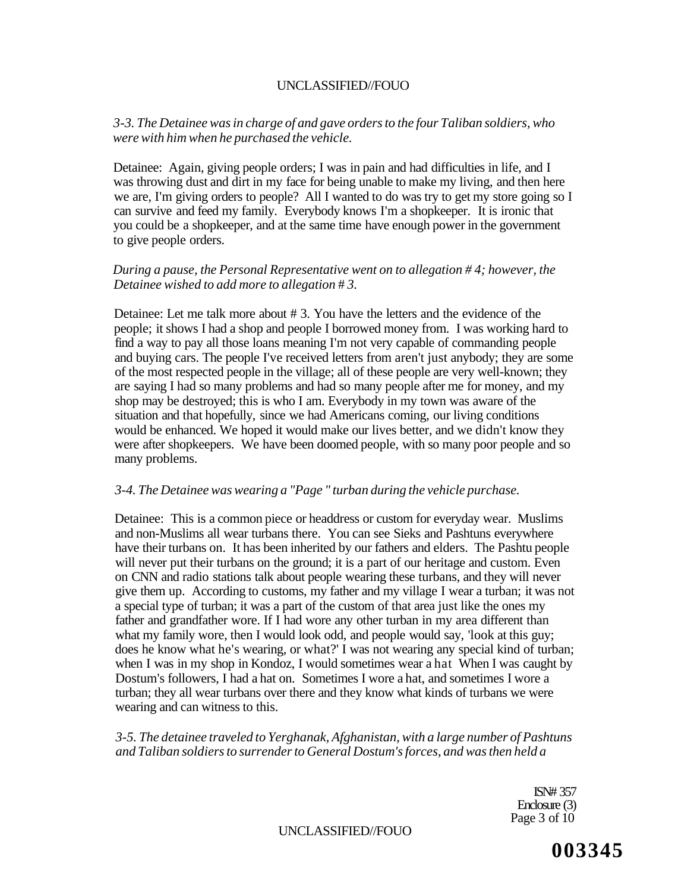*3-3. The Detainee was in charge of and gave orders to the four Taliban soldiers, who were with him when he purchased the vehicle.*

Detainee: Again, giving people orders; I was in pain and had difficulties in life, and I was throwing dust and dirt in my face for being unable to make my living, and then here we are, I'm giving orders to people? All I wanted to do was try to get my store going so I can survive and feed my family. Everybody knows I'm a shopkeeper. It is ironic that you could be a shopkeeper, and at the same time have enough power in the government to give people orders.

*During a pause, the Personal Representative went on to allegation # 4; however, the Detainee wished to add more to allegation # 3.*

Detainee: Let me talk more about # 3. You have the letters and the evidence of the people; it shows I had a shop and people I borrowed money from. I was working hard to find a way to pay all those loans meaning I'm not very capable of commanding people and buying cars. The people I've received letters from aren't just anybody; they are some of the most respected people in the village; all of these people are very well-known; they are saying I had so many problems and had so many people after me for money, and my shop may be destroyed; this is who I am. Everybody in my town was aware of the situation and that hopefully, since we had Americans coming, our living conditions would be enhanced. We hoped it would make our lives better, and we didn't know they were after shopkeepers. We have been doomed people, with so many poor people and so many problems.

*3-4. The Detainee was wearing a "Page " turban during the vehicle purchase.*

Detainee: This is a common piece or headdress or custom for everyday wear. Muslims and non-Muslims all wear turbans there. You can see Sieks and Pashtuns everywhere have their turbans on. It has been inherited by our fathers and elders. The Pashtu people will never put their turbans on the ground; it is a part of our heritage and custom. Even on CNN and radio stations talk about people wearing these turbans, and they will never give them up. According to customs, my father and my village I wear a turban; it was not a special type of turban; it was a part of the custom of that area just like the ones my father and grandfather wore. If I had wore any other turban in my area different than what my family wore, then I would look odd, and people would say, 'look at this guy; does he know what he's wearing, or what?' I was not wearing any special kind of turban; when I was in my shop in Kondoz, I would sometimes wear a hat When I was caught by Dostum's followers, I had a hat on. Sometimes I wore a hat, and sometimes I wore a turban; they all wear turbans over there and they know what kinds of turbans we were wearing and can witness to this.

*3-5. The detainee traveled to Yerghanak, Afghanistan, with a large number of Pashtuns and Taliban soldiers to surrender to General Dostum's forces, and was then held a*

ISN# 357
Enclosure (3)

003345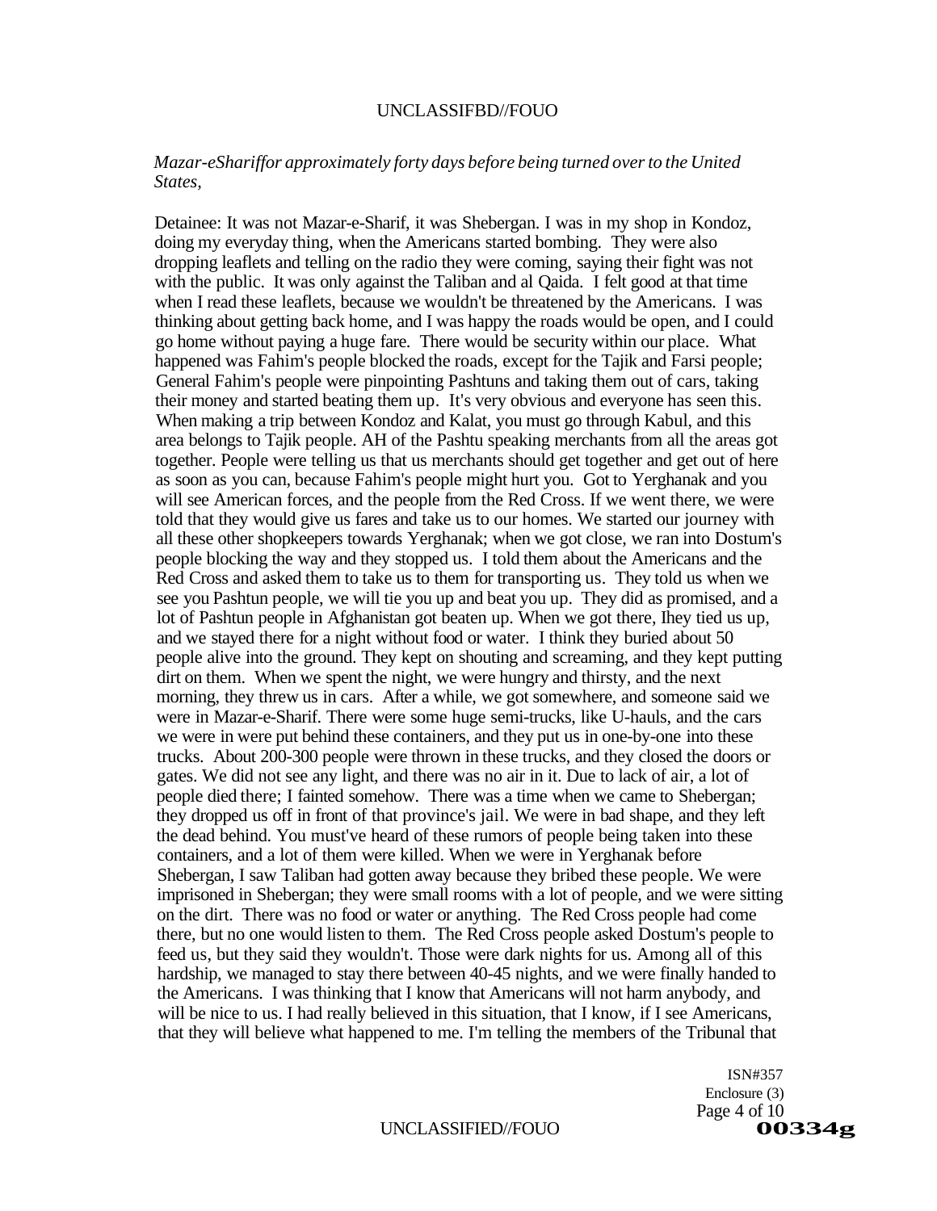*Mazar-eShariffor approximately forty days before being turned over to the United States,*

Detainee: It was not Mazar-e-Sharif, it was Shebergan. I was in my shop in Kondoz, doing my everyday thing, when the Americans started bombing. They were also dropping leaflets and telling on the radio they were coming, saying their fight was not with the public. It was only against the Taliban and al Qaida. I felt good at that time when I read these leaflets, because we wouldn't be threatened by the Americans. I was thinking about getting back home, and I was happy the roads would be open, and I could go home without paying a huge fare. There would be security within our place. What happened was Fahim's people blocked the roads, except for the Tajik and Farsi people; General Fahim's people were pinpointing Pashtuns and taking them out of cars, taking their money and started beating them up. It's very obvious and everyone has seen this. When making a trip between Kondoz and Kalat, you must go through Kabul, and this area belongs to Tajik people. AH of the Pashtu speaking merchants from all the areas got together. People were telling us that us merchants should get together and get out of here as soon as you can, because Fahim's people might hurt you. Got to Yerghanak and you will see American forces, and the people from the Red Cross. If we went there, we were told that they would give us fares and take us to our homes. We started our journey with all these other shopkeepers towards Yerghanak; when we got close, we ran into Dostum's people blocking the way and they stopped us. I told them about the Americans and the Red Cross and asked them to take us to them for transporting us. They told us when we see you Pashtun people, we will tie you up and beat you up. They did as promised, and a lot of Pashtun people in Afghanistan got beaten up. When we got there, Ihey tied us up, and we stayed there for a night without food or water. I think they buried about 50 people alive into the ground. They kept on shouting and screaming, and they kept putting dirt on them. When we spent the night, we were hungry and thirsty, and the next morning, they threw us in cars. After a while, we got somewhere, and someone said we were in Mazar-e-Sharif. There were some huge semi-trucks, like U-hauls, and the cars we were in were put behind these containers, and they put us in one-by-one into these trucks. About 200-300 people were thrown in these trucks, and they closed the doors or gates. We did not see any light, and there was no air in it. Due to lack of air, a lot of people died there; I fainted somehow. There was a time when we came to Shebergan; they dropped us off in front of that province's jail. We were in bad shape, and they left the dead behind. You must've heard of these rumors of people being taken into these containers, and a lot of them were killed. When we were in Yerghanak before Shebergan, I saw Taliban had gotten away because they bribed these people. We were imprisoned in Shebergan; they were small rooms with a lot of people, and we were sitting on the dirt. There was no food or water or anything. The Red Cross people had come there, but no one would listen to them. The Red Cross people asked Dostum's people to feed us, but they said they wouldn't. Those were dark nights for us. Among all of this hardship, we managed to stay there between 40-45 nights, and we were finally handed to the Americans. I was thinking that I know that Americans will not harm anybody, and will be nice to us. I had really believed in this situation, that I know, if I see Americans, that they will believe what happened to me. I'm telling the members of the Tribunal that

ISN#357
Enclosure (3)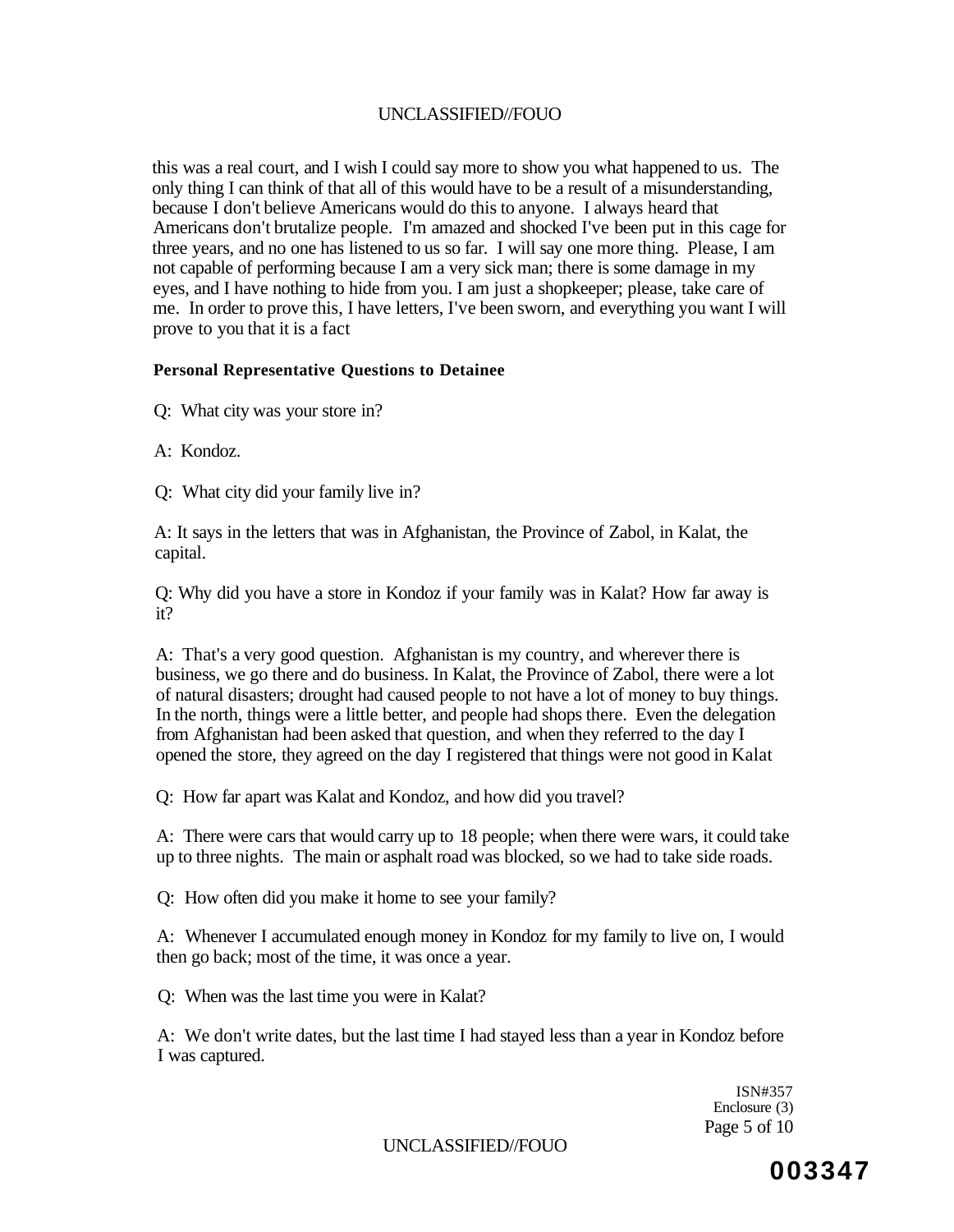this was a real court, and I wish I could say more to show you what happened to us. The only thing I can think of that all of this would have to be a result of a misunderstanding, because I don't believe Americans would do this to anyone. I always heard that Americans don't brutalize people. I'm amazed and shocked I've been put in this cage for three years, and no one has listened to us so far. I will say one more thing. Please, I am not capable of performing because I am a very sick man; there is some damage in my eyes, and I have nothing to hide from you. I am just a shopkeeper; please, take care of me. In order to prove this, I have letters, I've been sworn, and everything you want I will prove to you that it is a fact

**Personal Representative Questions to Detainee**

Q: What city was your store in?

A: Kondoz.

Q: What city did your family live in?

A: It says in the letters that was in Afghanistan, the Province of Zabol, in Kalat, the capital.

Q: Why did you have a store in Kondoz if your family was in Kalat? How far away is it?

A: That's a very good question. Afghanistan is my country, and wherever there is business, we go there and do business. In Kalat, the Province of Zabol, there were a lot of natural disasters; drought had caused people to not have a lot of money to buy things. In the north, things were a little better, and people had shops there. Even the delegation from Afghanistan had been asked that question, and when they referred to the day I opened the store, they agreed on the day I registered that things were not good in Kalat

Q: How far apart was Kalat and Kondoz, and how did you travel?

A: There were cars that would carry up to 18 people; when there were wars, it could take up to three nights. The main or asphalt road was blocked, so we had to take side roads.

Q: How often did you make it home to see your family?

A: Whenever I accumulated enough money in Kondoz for my family to live on, I would then go back; most of the time, it was once a year.

Q: When was the last time you were in Kalat?

A: We don't write dates, but the last time I had stayed less than a year in Kondoz before I was captured.

ISN#357
Enclosure (3)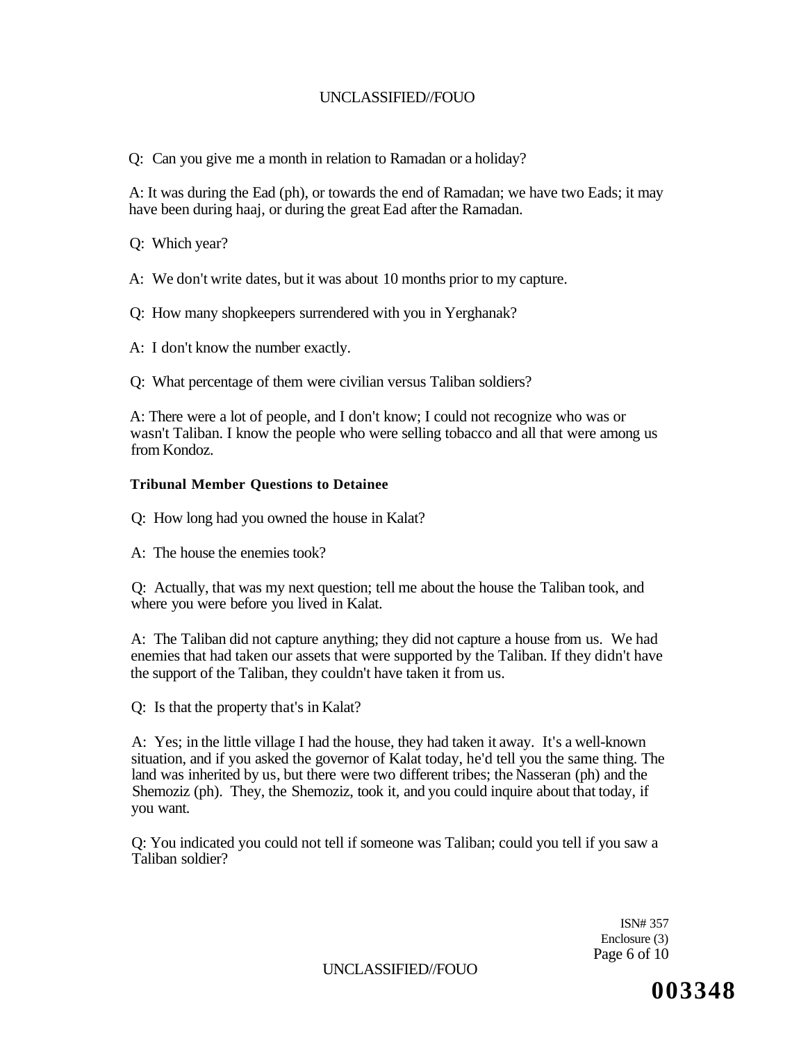Q: Can you give me a month in relation to Ramadan or a holiday?

A: It was during the Ead (ph), or towards the end of Ramadan; we have two Eads; it may have been during haaj, or during the great Ead after the Ramadan.

Q: Which year?

A: We don't write dates, but it was about 10 months prior to my capture.

Q: How many shopkeepers surrendered with you in Yerghanak?

A: I don't know the number exactly.

Q: What percentage of them were civilian versus Taliban soldiers?

A: There were a lot of people, and I don't know; I could not recognize who was or wasn't Taliban. I know the people who were selling tobacco and all that were among us from Kondoz.

**Tribunal Member Questions to Detainee**

Q: How long had you owned the house in Kalat?

A: The house the enemies took?

Q: Actually, that was my next question; tell me about the house the Taliban took, and where you were before you lived in Kalat.

A: The Taliban did not capture anything; they did not capture a house from us. We had enemies that had taken our assets that were supported by the Taliban. If they didn't have the support of the Taliban, they couldn't have taken it from us.

Q: Is that the property that's in Kalat?

A: Yes; in the little village I had the house, they had taken it away. It's a well-known situation, and if you asked the governor of Kalat today, he'd tell you the same thing. The land was inherited by us, but there were two different tribes; the Nasseran (ph) and the Shemoziz (ph). They, the Shemoziz, took it, and you could inquire about that today, if you want.

Q: You indicated you could not tell if someone was Taliban; could you tell if you saw a Taliban soldier?

ISN# 357
Enclosure (3)

003348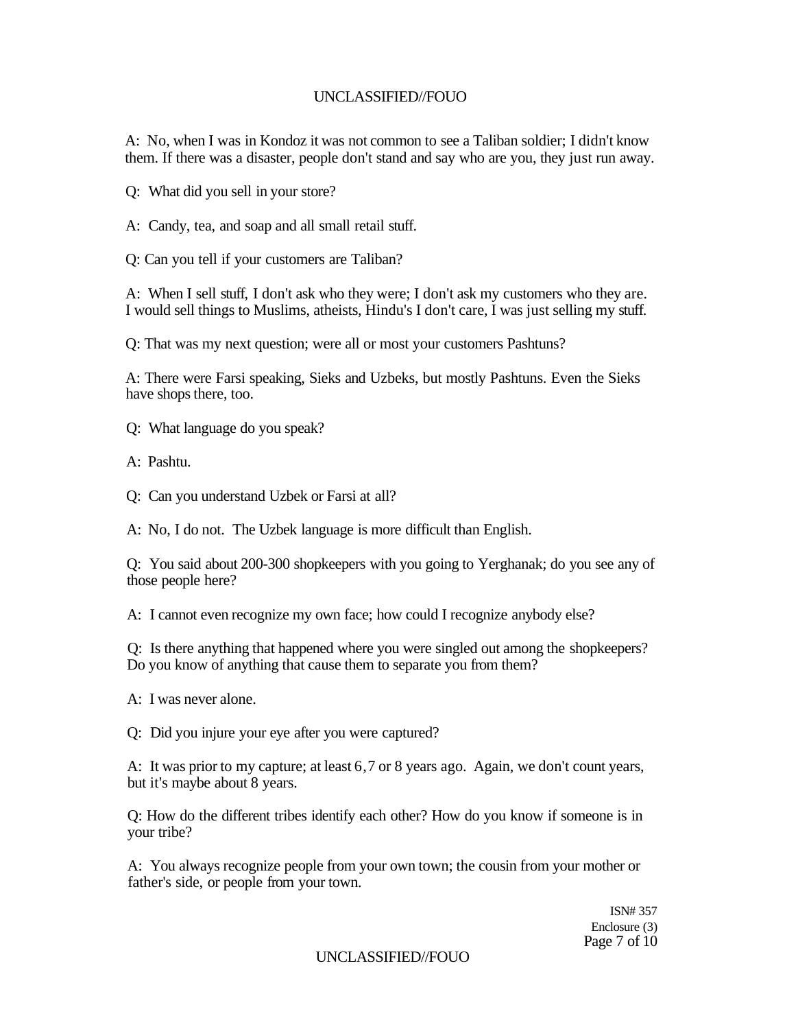A: No, when I was in Kondoz it was not common to see a Taliban soldier; I didn't know them. If there was a disaster, people don't stand and say who are you, they just run away.

Q: What did you sell in your store?

A: Candy, tea, and soap and all small retail stuff.

Q: Can you tell if your customers are Taliban?

A: When I sell stuff, I don't ask who they were; I don't ask my customers who they are. I would sell things to Muslims, atheists, Hindu's I don't care, I was just selling my stuff.

Q: That was my next question; were all or most your customers Pashtuns?

A: There were Farsi speaking, Sieks and Uzbeks, but mostly Pashtuns. Even the Sieks have shops there, too.

Q: What language do you speak?

A: Pashtu.

Q: Can you understand Uzbek or Farsi at all?

A: No, I do not. The Uzbek language is more difficult than English.

Q: You said about 200-300 shopkeepers with you going to Yerghanak; do you see any of those people here?

A: I cannot even recognize my own face; how could I recognize anybody else?

Q: Is there anything that happened where you were singled out among the shopkeepers? Do you know of anything that cause them to separate you from them?

A: I was never alone.

Q: Did you injure your eye after you were captured?

A: It was prior to my capture; at least 6,7 or 8 years ago. Again, we don't count years, but it's maybe about 8 years.

Q: How do the different tribes identify each other? How do you know if someone is in your tribe?

A: You always recognize people from your own town; the cousin from your mother or father's side, or people from your town.

ISN# 357
Enclosure (3)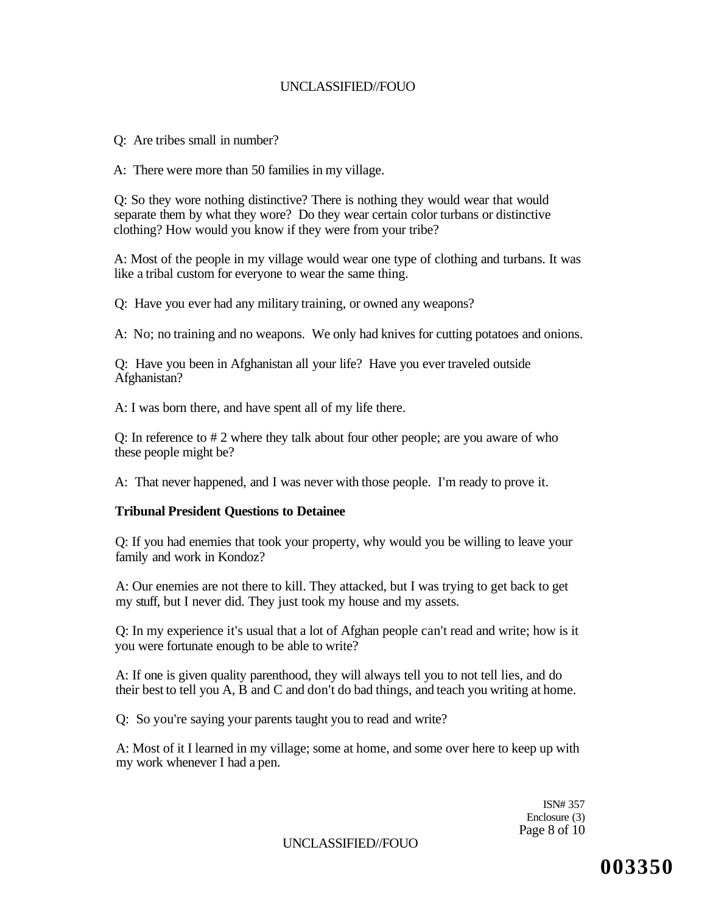Q: Are tribes small in number?

A: There were more than 50 families in my village.

Q: So they wore nothing distinctive? There is nothing they would wear that would separate them by what they wore? Do they wear certain color turbans or distinctive clothing? How would you know if they were from your tribe?

A: Most of the people in my village would wear one type of clothing and turbans. It was like a tribal custom for everyone to wear the same thing.

Q: Have you ever had any military training, or owned any weapons?

A: No; no training and no weapons. We only had knives for cutting potatoes and onions.

Q: Have you been in Afghanistan all your life? Have you ever traveled outside Afghanistan?

A: I was born there, and have spent all of my life there.

Q: In reference to # 2 where they talk about four other people; are you aware of who these people might be?

A: That never happened, and I was never with those people. I'm ready to prove it.

**Tribunal President Questions to Detainee**

Q: If you had enemies that took your property, why would you be willing to leave your family and work in Kondoz?

A: Our enemies are not there to kill. They attacked, but I was trying to get back to get my stuff, but I never did. They just took my house and my assets.

Q: In my experience it's usual that a lot of Afghan people can't read and write; how is it you were fortunate enough to be able to write?

A: If one is given quality parenthood, they will always tell you to not tell lies, and do their best to tell you A, B and C and don't do bad things, and teach you writing at home.

Q: So you're saying your parents taught you to read and write?

A: Most of it I learned in my village; some at home, and some over here to keep up with my work whenever I had a pen.

ISN# 357
Enclosure (3)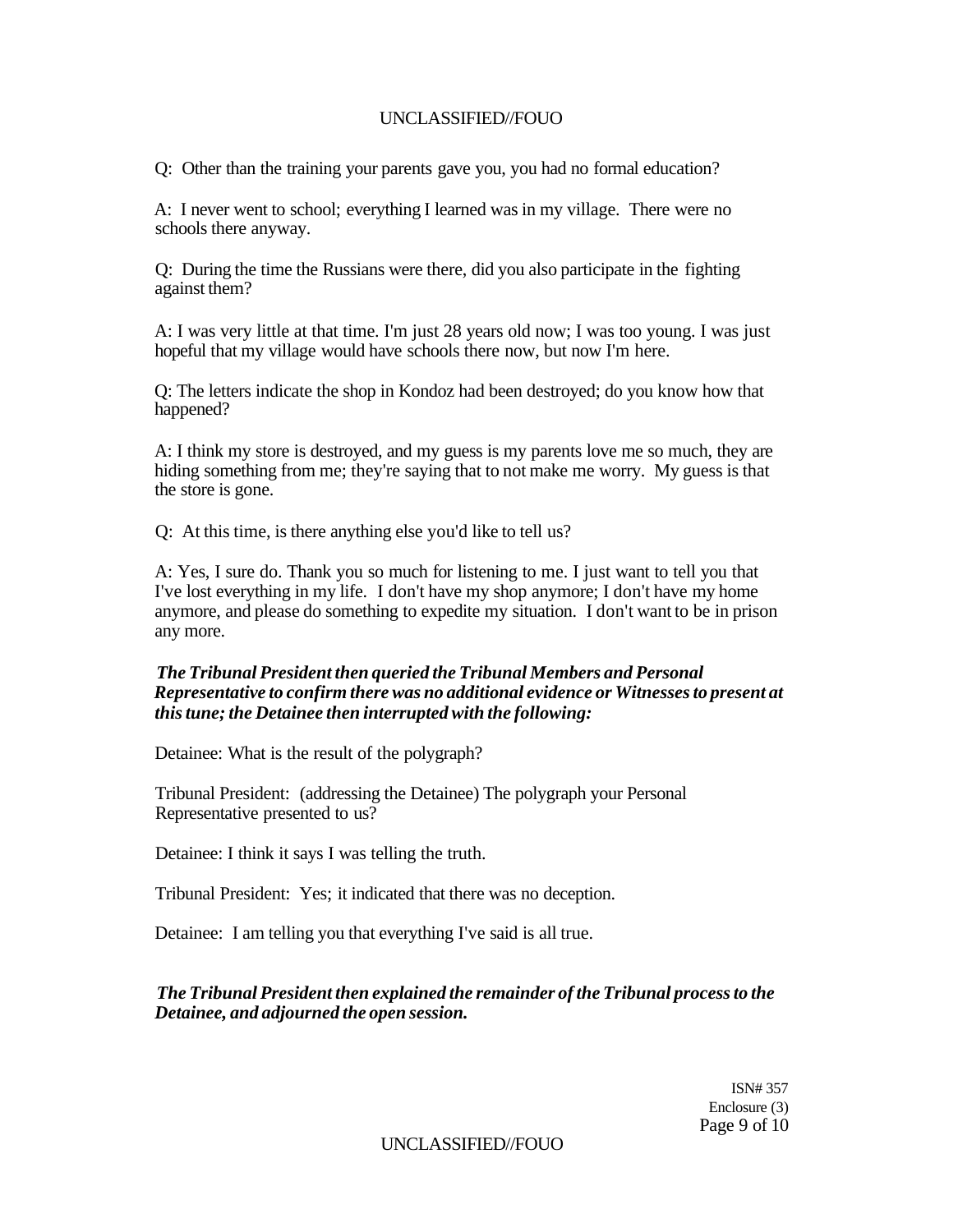Q: Other than the training your parents gave you, you had no formal education?

A: I never went to school; everything I learned was in my village. There were no schools there anyway.

Q: During the time the Russians were there, did you also participate in the fighting against them?

A: I was very little at that time. I'm just 28 years old now; I was too young. I was just hopeful that my village would have schools there now, but now I'm here.

Q: The letters indicate the shop in Kondoz had been destroyed; do you know how that happened?

A: I think my store is destroyed, and my guess is my parents love me so much, they are hiding something from me; they're saying that to not make me worry. My guess is that the store is gone.

Q: At this time, is there anything else you'd like to tell us?

A: Yes, I sure do. Thank you so much for listening to me. I just want to tell you that I've lost everything in my life. I don't have my shop anymore; I don't have my home anymore, and please do something to expedite my situation. I don't want to be in prison any more.

***The Tribunal President then queried the Tribunal Members and Personal Representative to confirm there was no additional evidence or Witnesses to present at this tune; the Detainee then interrupted with the following:***

Detainee: What is the result of the polygraph?

Tribunal President: (addressing the Detainee) The polygraph your Personal Representative presented to us?

Detainee: I think it says I was telling the truth.

Tribunal President: Yes; it indicated that there was no deception.

Detainee: I am telling you that everything I've said is all true.

***The Tribunal President then explained the remainder of the Tribunal process to the Detainee, and adjourned the open session.***

ISN# 357
Enclosure (3)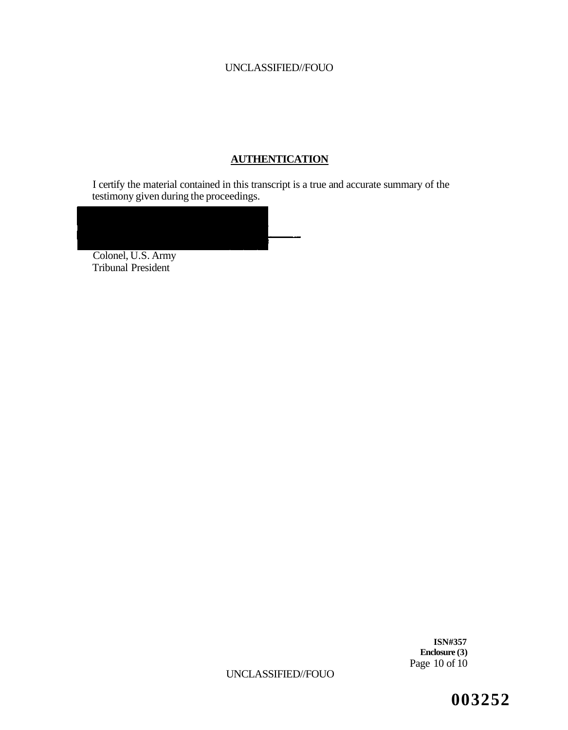## AUTHENTICATION

I certify the material contained in this transcript is a true and accurate summary of the testimony given during the proceedings.

Colonel, U.S. Army
Tribunal President

**ISN#357**
**Enclosure (3)**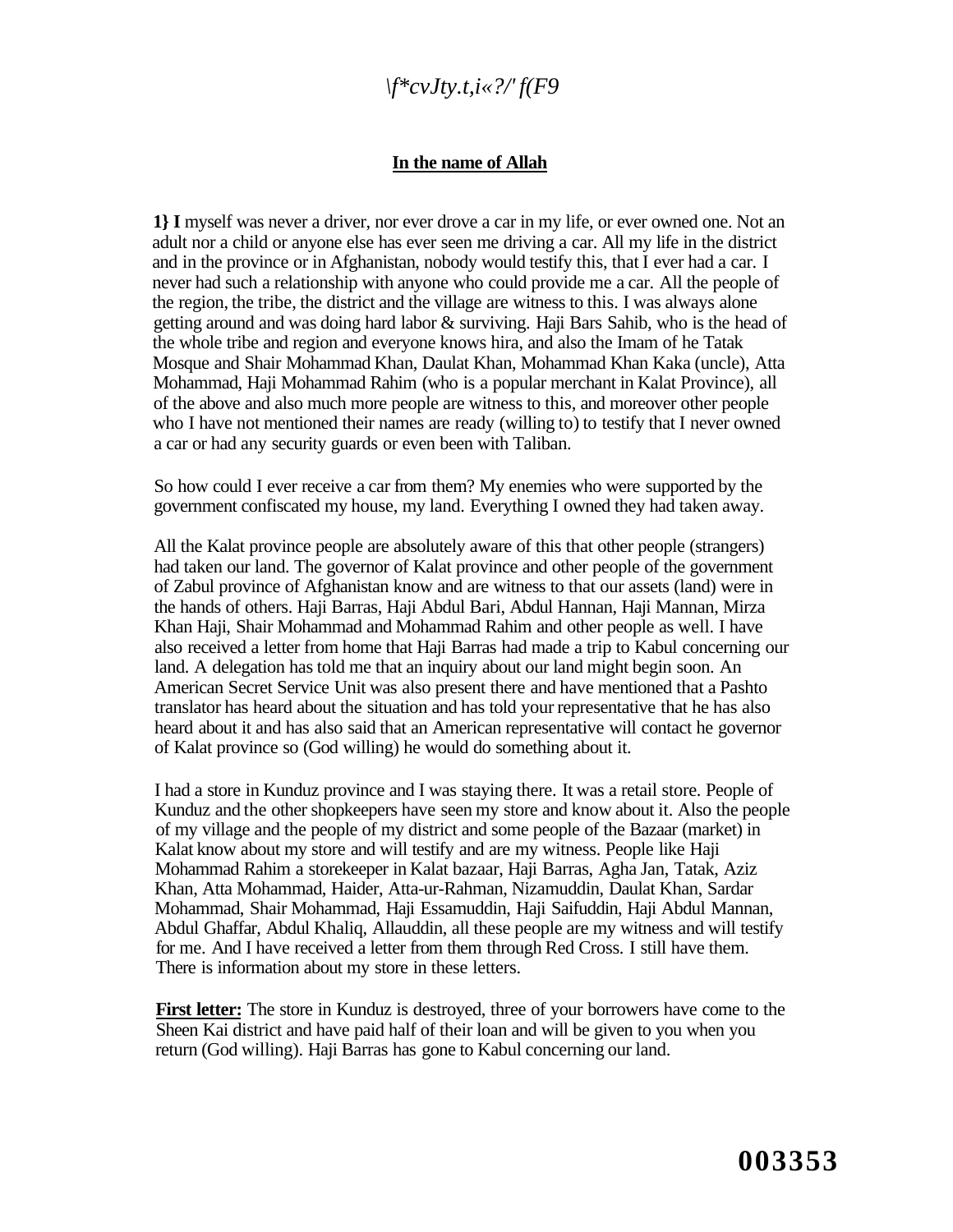\f*cvJty.t,i«?/' f(F9

**In the name of Allah**

**1} I** myself was never a driver, nor ever drove a car in my life, or ever owned one. Not an adult nor a child or anyone else has ever seen me driving a car. All my life in the district and in the province or in Afghanistan, nobody would testify this, that I ever had a car. I never had such a relationship with anyone who could provide me a car. All the people of the region, the tribe, the district and the village are witness to this. I was always alone getting around and was doing hard labor & surviving. Haji Bars Sahib, who is the head of the whole tribe and region and everyone knows hira, and also the Imam of he Tatak Mosque and Shair Mohammad Khan, Daulat Khan, Mohammad Khan Kaka (uncle), Atta Mohammad, Haji Mohammad Rahim (who is a popular merchant in Kalat Province), all of the above and also much more people are witness to this, and moreover other people who I have not mentioned their names are ready (willing to) to testify that I never owned a car or had any security guards or even been with Taliban.

So how could I ever receive a car from them? My enemies who were supported by the government confiscated my house, my land. Everything I owned they had taken away.

All the Kalat province people are absolutely aware of this that other people (strangers) had taken our land. The governor of Kalat province and other people of the government of Zabul province of Afghanistan know and are witness to that our assets (land) were in the hands of others. Haji Barras, Haji Abdul Bari, Abdul Hannan, Haji Mannan, Mirza Khan Haji, Shair Mohammad and Mohammad Rahim and other people as well. I have also received a letter from home that Haji Barras had made a trip to Kabul concerning our land. A delegation has told me that an inquiry about our land might begin soon. An American Secret Service Unit was also present there and have mentioned that a Pashto translator has heard about the situation and has told your representative that he has also heard about it and has also said that an American representative will contact he governor of Kalat province so (God willing) he would do something about it.

I had a store in Kunduz province and I was staying there. It was a retail store. People of Kunduz and the other shopkeepers have seen my store and know about it. Also the people of my village and the people of my district and some people of the Bazaar (market) in Kalat know about my store and will testify and are my witness. People like Haji Mohammad Rahim a storekeeper in Kalat bazaar, Haji Barras, Agha Jan, Tatak, Aziz Khan, Atta Mohammad, Haider, Atta-ur-Rahman, Nizamuddin, Daulat Khan, Sardar Mohammad, Shair Mohammad, Haji Essamuddin, Haji Saifuddin, Haji Abdul Mannan, Abdul Ghaffar, Abdul Khaliq, Allauddin, all these people are my witness and will testify for me. And I have received a letter from them through Red Cross. I still have them. There is information about my store in these letters.

**First letter:** The store in Kunduz is destroyed, three of your borrowers have come to the Sheen Kai district and have paid half of their loan and will be given to you when you return (God willing). Haji Barras has gone to Kabul concerning our land.

**003353**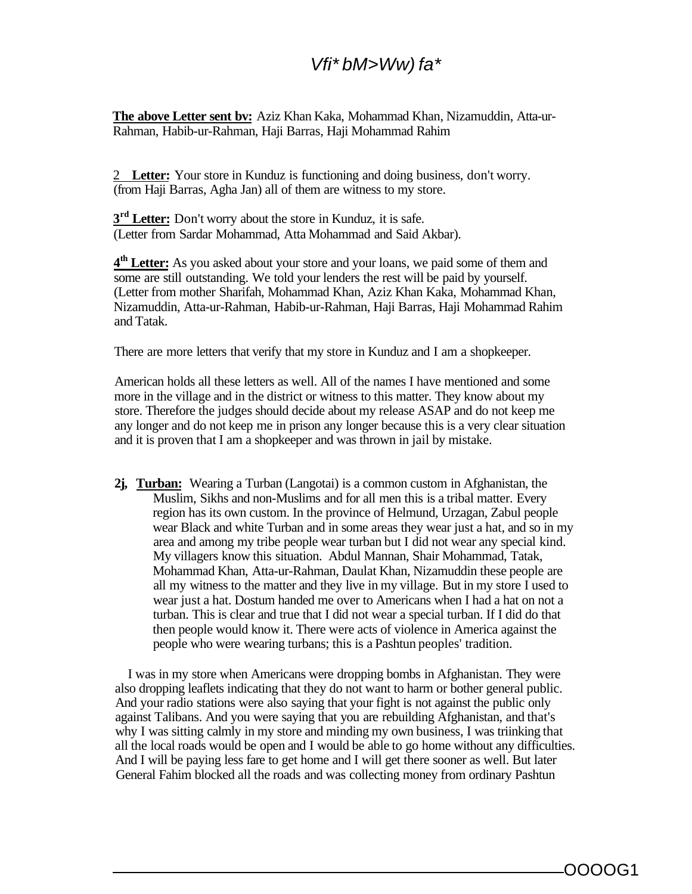*Vfi* bM>Ww) fa**

**The above Letter sent bv:** Aziz Khan Kaka, Mohammad Khan, Nizamuddin, Atta-ur-Rahman, Habib-ur-Rahman, Haji Barras, Haji Mohammad Rahim

2 **Letter:** Your store in Kunduz is functioning and doing business, don't worry. (from Haji Barras, Agha Jan) all of them are witness to my store.

**3rd Letter:** Don't worry about the store in Kunduz, it is safe. (Letter from Sardar Mohammad, Atta Mohammad and Said Akbar).

**4th Letter:** As you asked about your store and your loans, we paid some of them and some are still outstanding. We told your lenders the rest will be paid by yourself. (Letter from mother Sharifah, Mohammad Khan, Aziz Khan Kaka, Mohammad Khan, Nizamuddin, Atta-ur-Rahman, Habib-ur-Rahman, Haji Barras, Haji Mohammad Rahim and Tatak.

There are more letters that verify that my store in Kunduz and I am a shopkeeper.

American holds all these letters as well. All of the names I have mentioned and some more in the village and in the district or witness to this matter. They know about my store. Therefore the judges should decide about my release ASAP and do not keep me any longer and do not keep me in prison any longer because this is a very clear situation and it is proven that I am a shopkeeper and was thrown in jail by mistake.

**2j, Turban:** Wearing a Turban (Langotai) is a common custom in Afghanistan, the Muslim, Sikhs and non-Muslims and for all men this is a tribal matter. Every region has its own custom. In the province of Helmund, Urzagan, Zabul people wear Black and white Turban and in some areas they wear just a hat, and so in my area and among my tribe people wear turban but I did not wear any special kind. My villagers know this situation. Abdul Mannan, Shair Mohammad, Tatak, Mohammad Khan, Atta-ur-Rahman, Daulat Khan, Nizamuddin these people are all my witness to the matter and they live in my village. But in my store I used to wear just a hat. Dostum handed me over to Americans when I had a hat on not a turban. This is clear and true that I did not wear a special turban. If I did do that then people would know it. There were acts of violence in America against the people who were wearing turbans; this is a Pashtun peoples' tradition.

I was in my store when Americans were dropping bombs in Afghanistan. They were also dropping leaflets indicating that they do not want to harm or bother general public. And your radio stations were also saying that your fight is not against the public only against Talibans. And you were saying that you are rebuilding Afghanistan, and that's why I was sitting calmly in my store and minding my own business, I was triinking that all the local roads would be open and I would be able to go home without any difficulties. And I will be paying less fare to get home and I will get there sooner as well. But later General Fahim blocked all the roads and was collecting money from ordinary Pashtun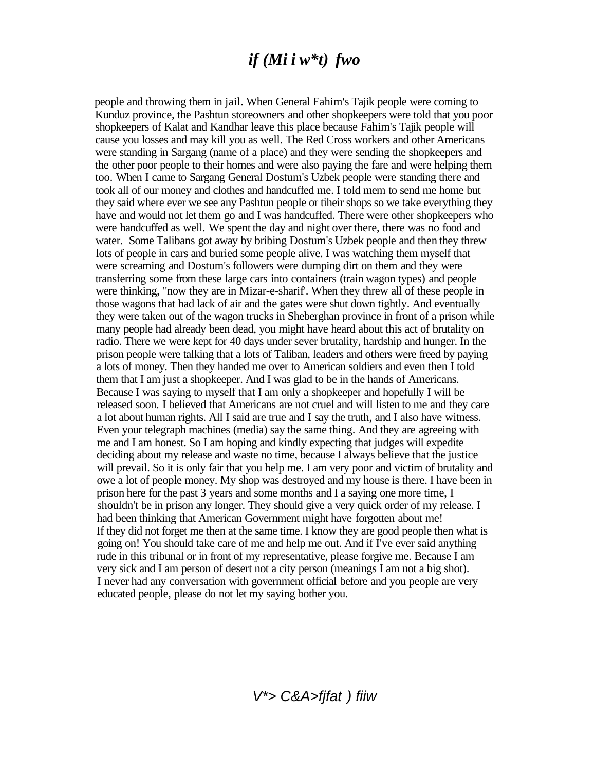people and throwing them in jail. When General Fahim's Tajik people were coming to Kunduz province, the Pashtun storeowners and other shopkeepers were told that you poor shopkeepers of Kalat and Kandhar leave this place because Fahim's Tajik people will cause you losses and may kill you as well. The Red Cross workers and other Americans were standing in Sargang (name of a place) and they were sending the shopkeepers and the other poor people to their homes and were also paying the fare and were helping them too. When I came to Sargang General Dostum's Uzbek people were standing there and took all of our money and clothes and handcuffed me. I told mem to send me home but they said where ever we see any Pashtun people or tiheir shops so we take everything they have and would not let them go and I was handcuffed. There were other shopkeepers who were handcuffed as well. We spent the day and night over there, there was no food and water. Some Talibans got away by bribing Dostum's Uzbek people and then they threw lots of people in cars and buried some people alive. I was watching them myself that were screaming and Dostum's followers were dumping dirt on them and they were transferring some from these large cars into containers (train wagon types) and people were thinking, "now they are in Mizar-e-sharif'. When they threw all of these people in those wagons that had lack of air and the gates were shut down tightly. And eventually they were taken out of the wagon trucks in Sheberghan province in front of a prison while many people had already been dead, you might have heard about this act of brutality on radio. There we were kept for 40 days under sever brutality, hardship and hunger. In the prison people were talking that a lots of Taliban, leaders and others were freed by paying a lots of money. Then they handed me over to American soldiers and even then I told them that I am just a shopkeeper. And I was glad to be in the hands of Americans. Because I was saying to myself that I am only a shopkeeper and hopefully I will be released soon. I believed that Americans are not cruel and will listen to me and they care a lot about human rights. All I said are true and I say the truth, and I also have witness. Even your telegraph machines (media) say the same thing. And they are agreeing with me and I am honest. So I am hoping and kindly expecting that judges will expedite deciding about my release and waste no time, because I always believe that the justice will prevail. So it is only fair that you help me. I am very poor and victim of brutality and owe a lot of people money. My shop was destroyed and my house is there. I have been in prison here for the past 3 years and some months and I a saying one more time, I shouldn't be in prison any longer. They should give a very quick order of my release. I had been thinking that American Government might have forgotten about me! If they did not forget me then at the same time. I know they are good people then what is going on! You should take care of me and help me out. And if I've ever said anything rude in this tribunal or in front of my representative, please forgive me. Because I am very sick and I am person of desert not a city person (meanings I am not a big shot). I never had any conversation with government official before and you people are very educated people, please do not let my saying bother you.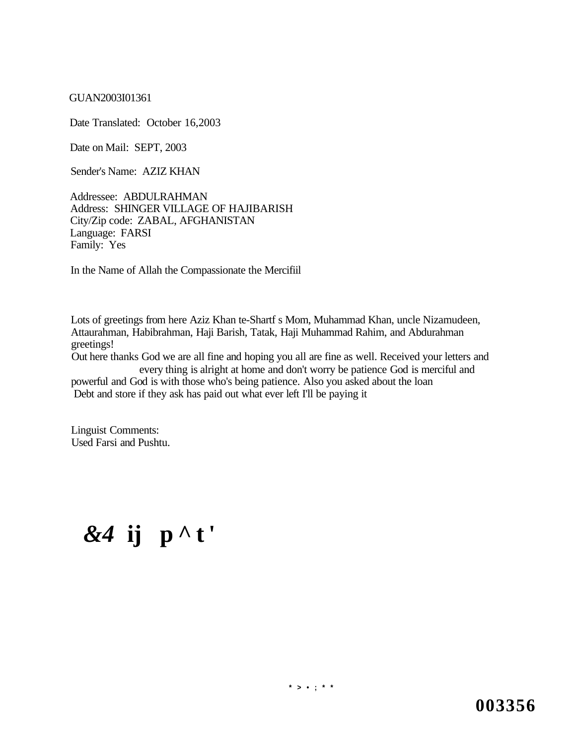GUAN2003I01361

Date Translated: October 16,2003

Date on Mail: SEPT, 2003

Sender's Name: AZIZ KHAN

Addressee: ABDULRAHMAN
Address: SHINGER VILLAGE OF HAJIBARISH
City/Zip code: ZABAL, AFGHANISTAN
Language: FARSI
Family: Yes

In the Name of Allah the Compassionate the Mercifiil

Lots of greetings from here Aziz Khan te-Shartf s Mom, Muhammad Khan, uncle Nizamudeen, Attaurahman, Habibrahman, Haji Barish, Tatak, Haji Muhammad Rahim, and Abdurahman greetings!
Out here thanks God we are all fine and hoping you all are fine as well. Received your letters and every thing is alright at home and don't worry be patience God is merciful and powerful and God is with those who's being patience. Also you asked about the loan Debt and store if they ask has paid out what ever left I'll be paying it

Linguist Comments:
Used Farsi and Pushtu.

**&4 ij p ^ t '**

003356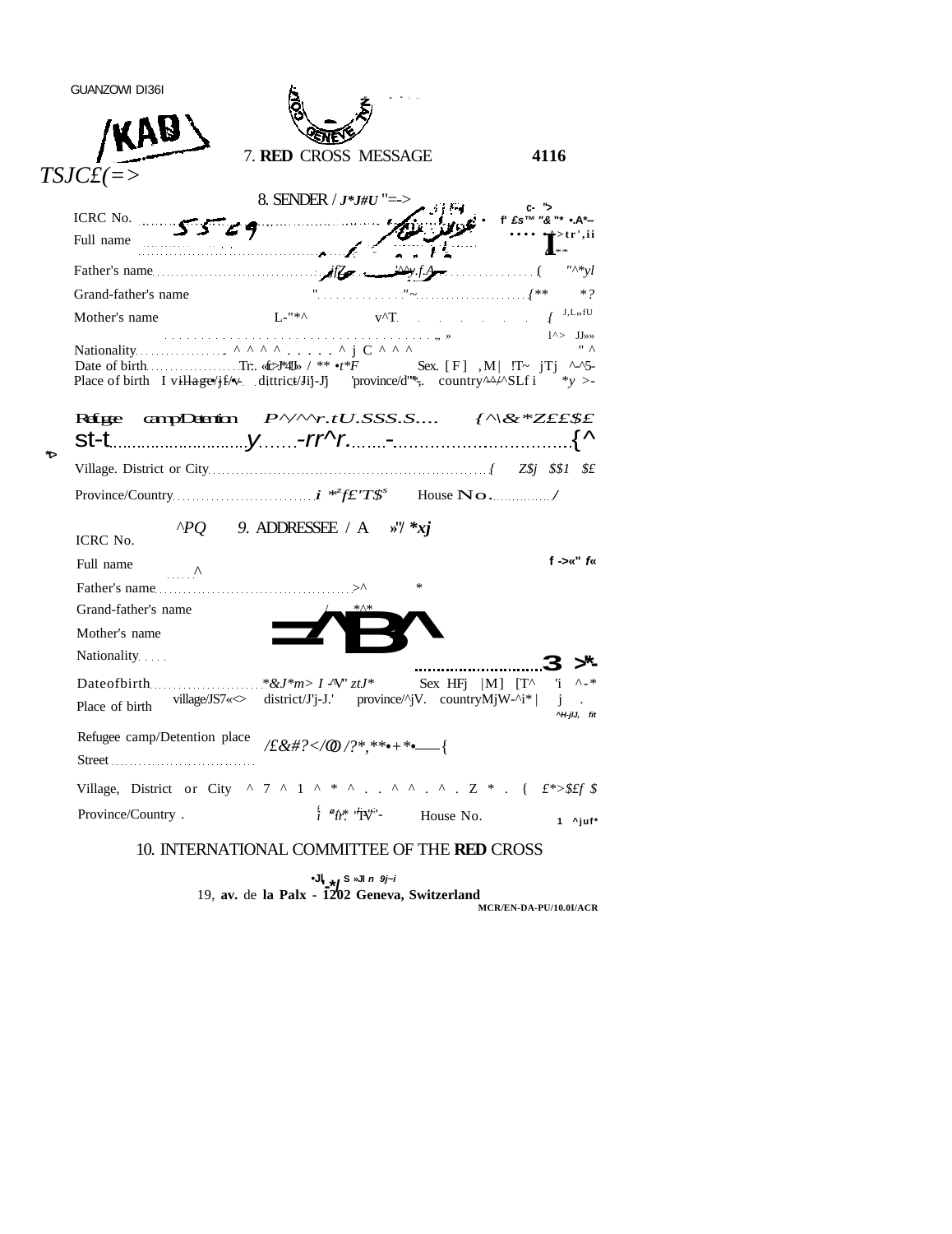GUANZOWI DI36I

KAB

TSJC£(=>

7. **RED** CROSS MESSAGE 4116

8. SENDER / J*J#U "=->

ICRC No. 5569

Full name

Father's name

Grand-father's name

Mother's name

Nationality

Date of birth Sex. [ F ] , M |

Place of birth village/ district/ province/ country

Refugee camp/Detention place

Street

Village. District or City

Province/Country House No.

9. ADDRESSEE / A

ICRC No.

Full name

Father's name

Grand-father's name

Mother's name

Nationality

Dateofbirth Sex [F] |M|

Place of birth village/ district/ province/ country

Refugee camp/Detention place

Street

Village, District or City

Province/Country . House No.

10. INTERNATIONAL COMMITTEE OF THE **RED** CROSS

19, **av.** de **la Paix - 1202 Geneva, Switzerland**

MCR/EN-DA-PU/10.0I/ACR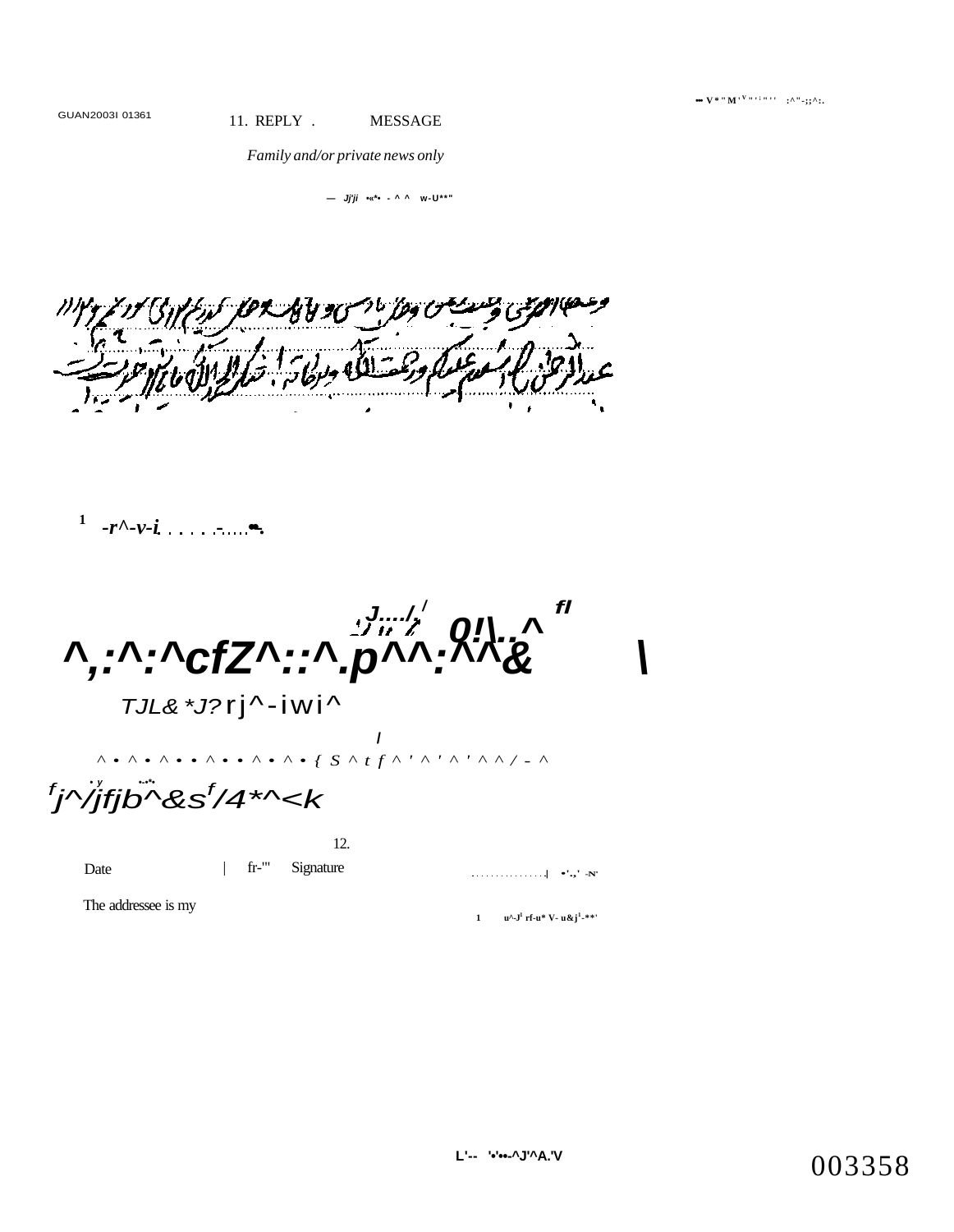GUAN2003I 01361

11. REPLY . MESSAGE

*Family and/or private news only*

12.

Date | Signature

The addressee is my

003358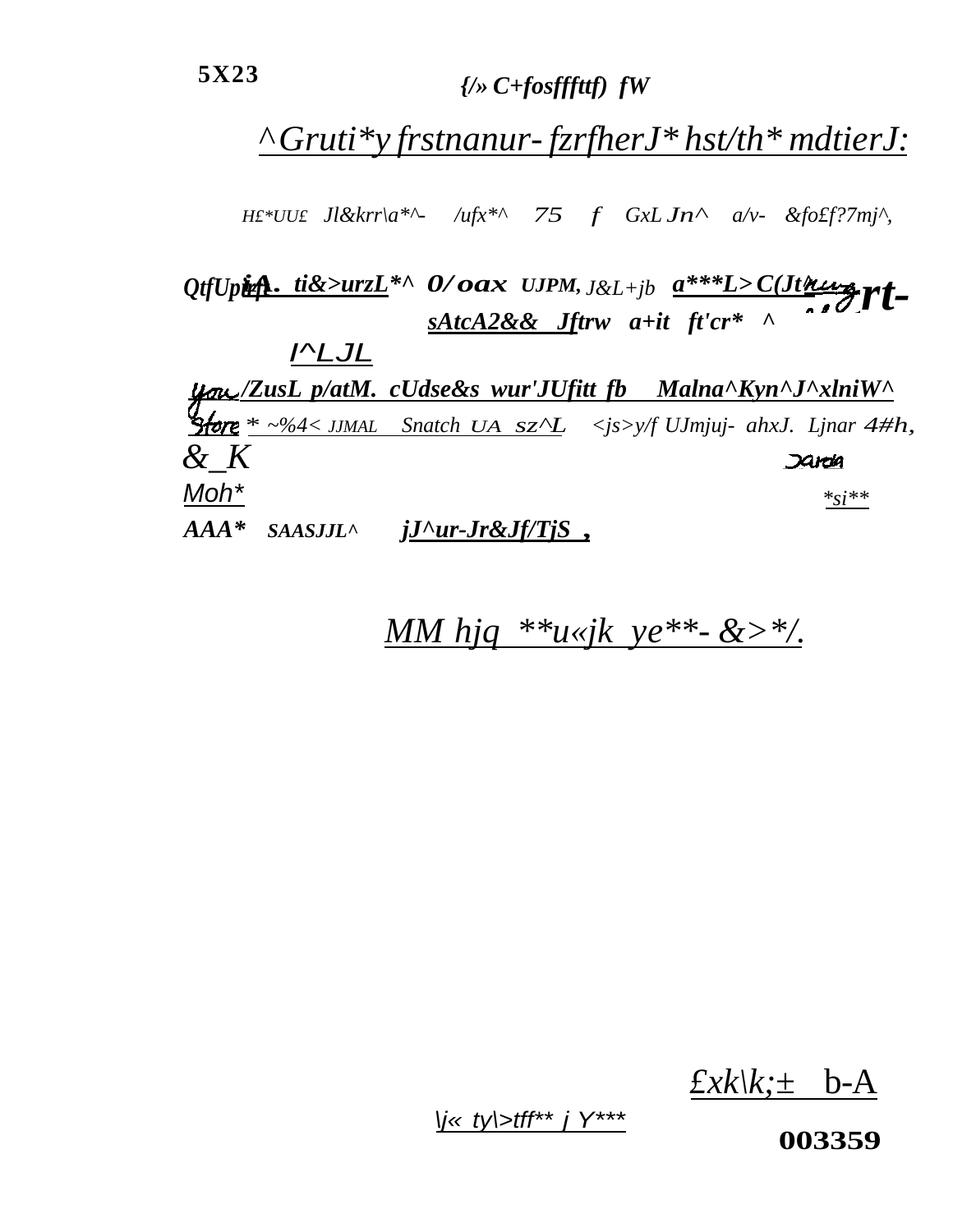5X23

{/» C+fosffttf) fW

^Gruti*y frstnanur- fzrfherJ* hst/th* mdtierJ:

H£*UU£ Jl&krr\a*^- /ufx*^ 75 f GxL Jn^ a/v- &fo£f?7mj^,

QtfUpirfiA. ti&>urzL*^ 0/oax UJPM, J&L+jb a***L>C(Jt rt-

sAtcA2&& Jftrw a+it ft'cr* ^

I^LJL

/ZusL p/atM. cUdse&s wur'JUfitt fb Malna^Kyn^J^xlniW^

* ~%4< JJMAL Snatch UA sz^L <js>y/f UJmjuj- ahxJ. Ljnar 4#h,

&_K

Moh* *si**

AAA* SAASJJL^ jJ^ur-Jr&Jf/TjS ,

MM hjq **u«jk ye**- &>*/.

£xk\k;± b-A

\j« ty\>tff** j Y***

003359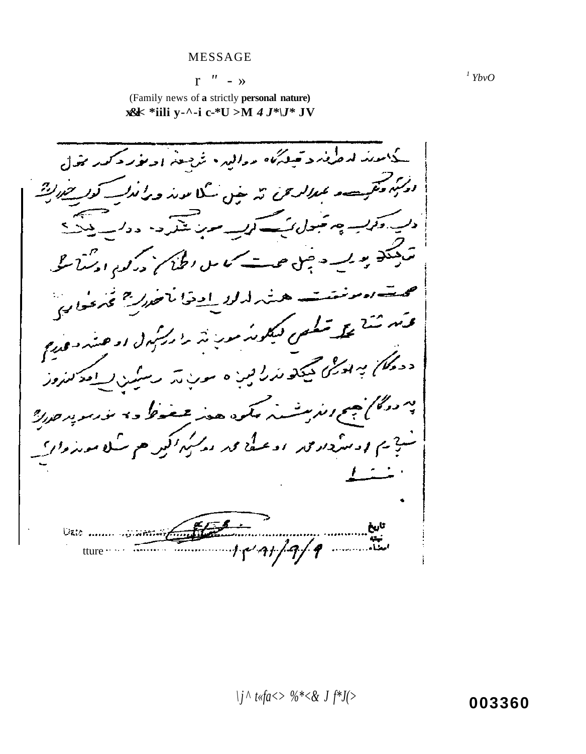MESSAGE

r " - »

(Family news of a **strictly personal nature**)

**x&k *iili y-^-i c-*U >M *4 J*\J** JV**

[1] *YbvO*

Date ........ تاریخ

Signature ........ ۱۳۹۱/۹/۹ ........ نیټه امضاء

*\j ^ t«fa<> %*<& J f*J(>*

**003360**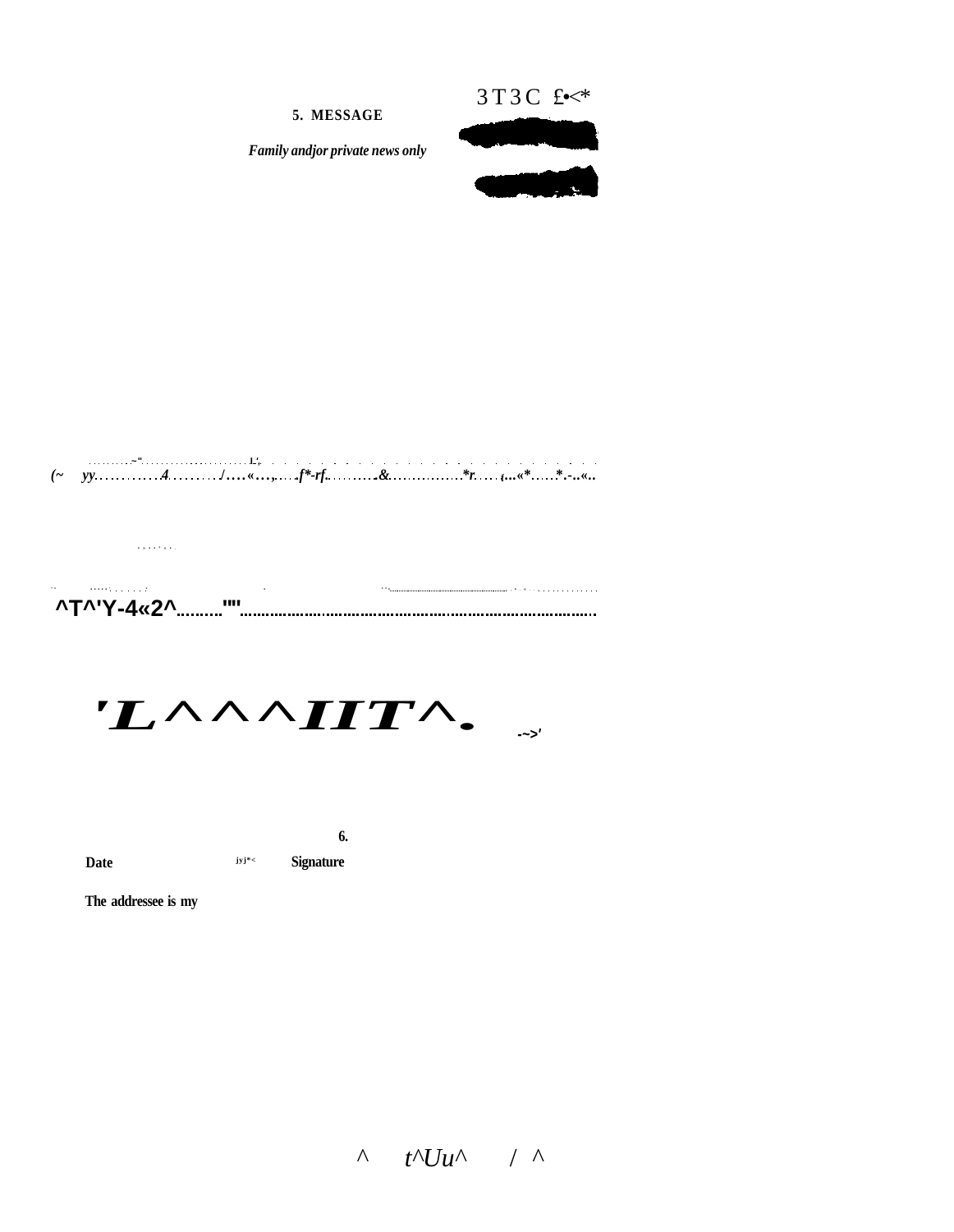3T3C £•<*

**5. MESSAGE**

*Family andjor private news only*

(~ yy............4........./....«...,....f*-rf...........&.................*r.......,...«*......*.-..«..

^T^'Y-4«2^.........""

'L^^^IIT^. -~>'

**6.**

**Date** jyj*< **Signature**

**The addressee is my**

^ t^Uu^ / ^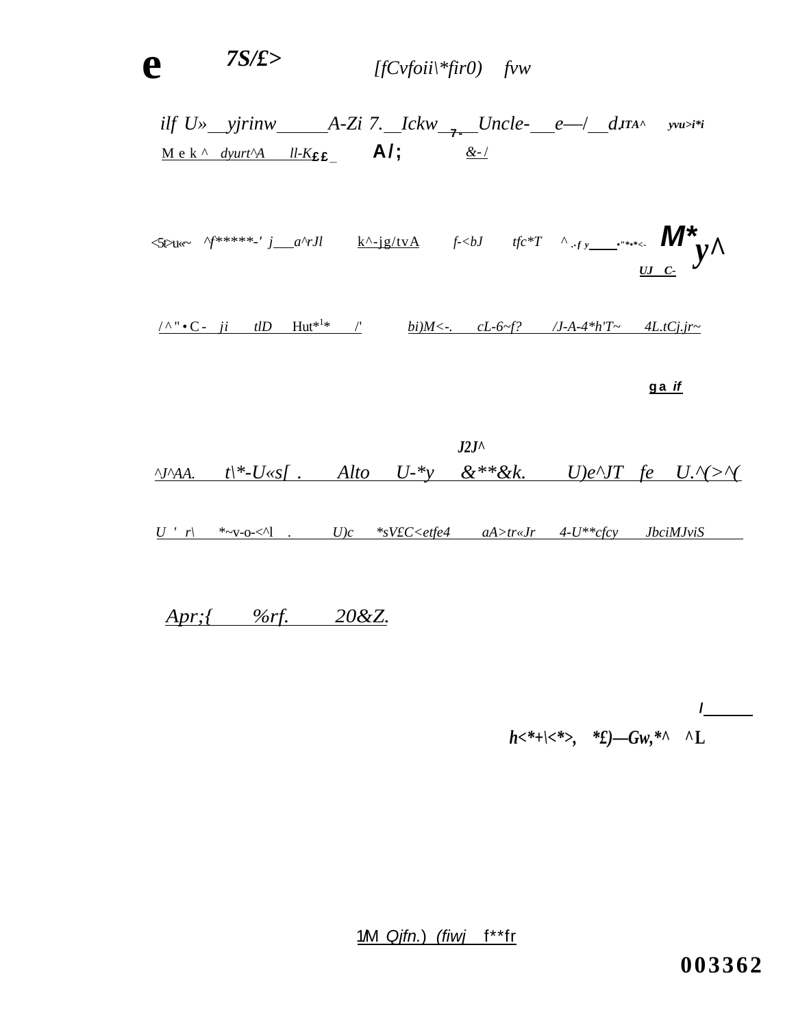e 7S/£> [fCvfoii\*fir0) fvw

ilf U»__yjrinw______A-Zi 7.__Ickw__7-__Uncle-___e—/__d.ITA^ yvu>i*i
Mek^ dyurt^A ll-K££_ A/; &-/

<5t>u«~ ^f*****-' j___a^rJl k^-jg/tvA f-<bJ tfc*T ^.-fy____•"*•*<- M*y^
UJ C-

/^"•C- ji tlD Hut*[1]* /' bi)M<-. cL-6~f? /J-A-4*h'T~ 4L.tCj.jr~

ga if

J2J^
^J^AA. t\*-U«s[ . Alto U-*y &**&k. U)e^JT fe U.^(>^(

U ' r\ *~v-o-<^l . U)c *sV£C<etfe4 aA>tr«Jr 4-U**cfcy JbciMJviS

Apr;{ %rf. 20&Z.

/______
h<*+\<*>, *£)—Gw,*^ ^L

1M Qjfn.) (fiwj f**fr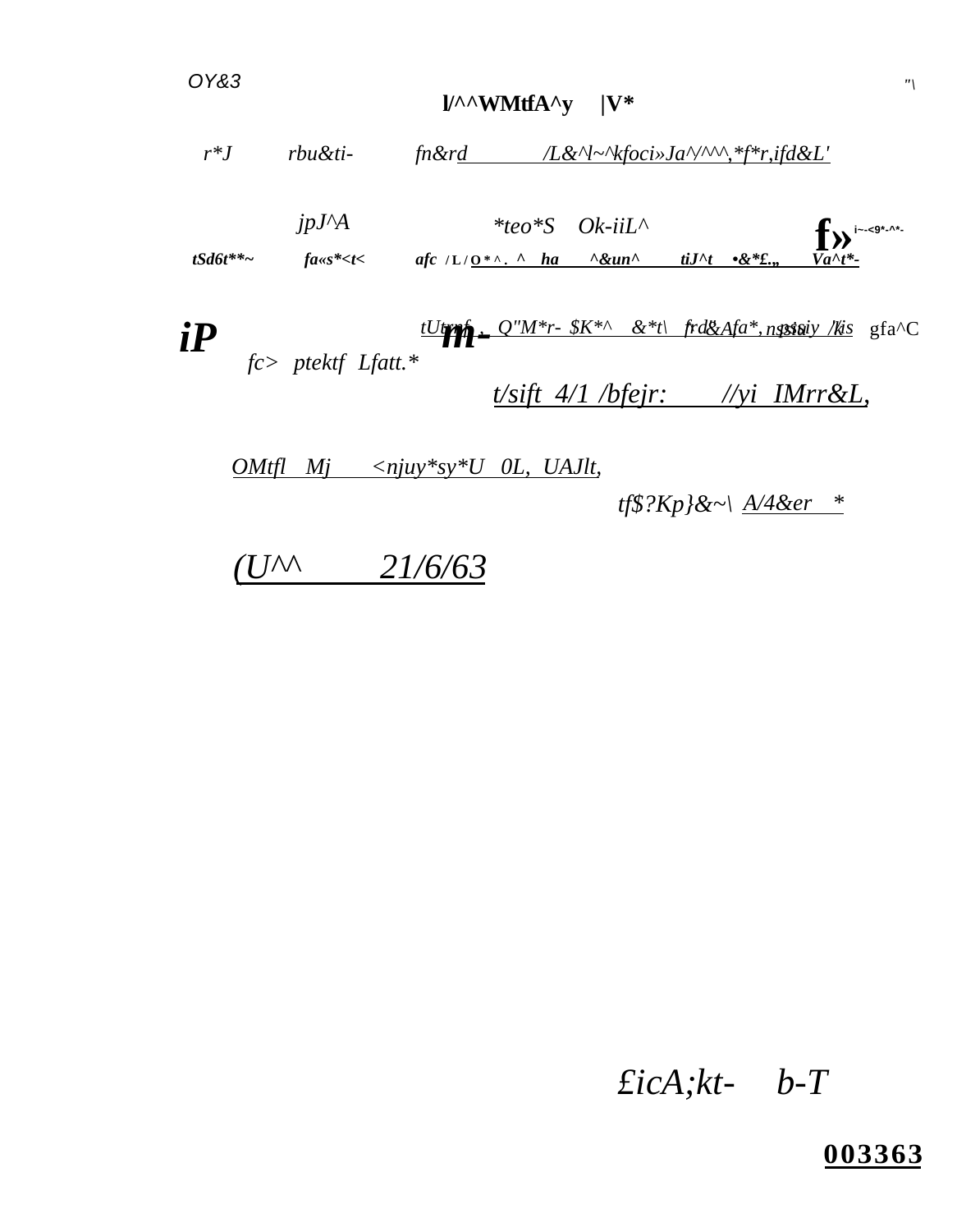OY&3

"\

**l/^^WMtfA^y |V***

*r*J* *rbu&ti-* *fn&rd /L&^l~^kfoci»Ja^/^^,*f*r,ifd&L'*

*jpJ^A* *\*teo\*S Ok-iiL^* **f»** i~-<9\*-^\*-

***tSd6t\*\*~*** ***fa«s\*<t<*** ***afc /L/O\*^. ^ ha ^&un^ tiJ^t •&\*£.„ Va^t\*-***

***iP*** *tUtrnf . Q"M\*r- $K\*^ &\*t\ frd&Afa\*, nssaiy /kis* gfa^C **m-**

*fc> ptektf Lfatt.\**

*t/sift 4/1 /bfejr: //yi IMrr&L,*

*OMtfl Mj <njuy\*sy\*U 0L, UAJlt,*

*tf$?Kp}&~\ A/4&er \**

*(U^^ 21/6/63*

*£icA;kt- b-T*

**003363**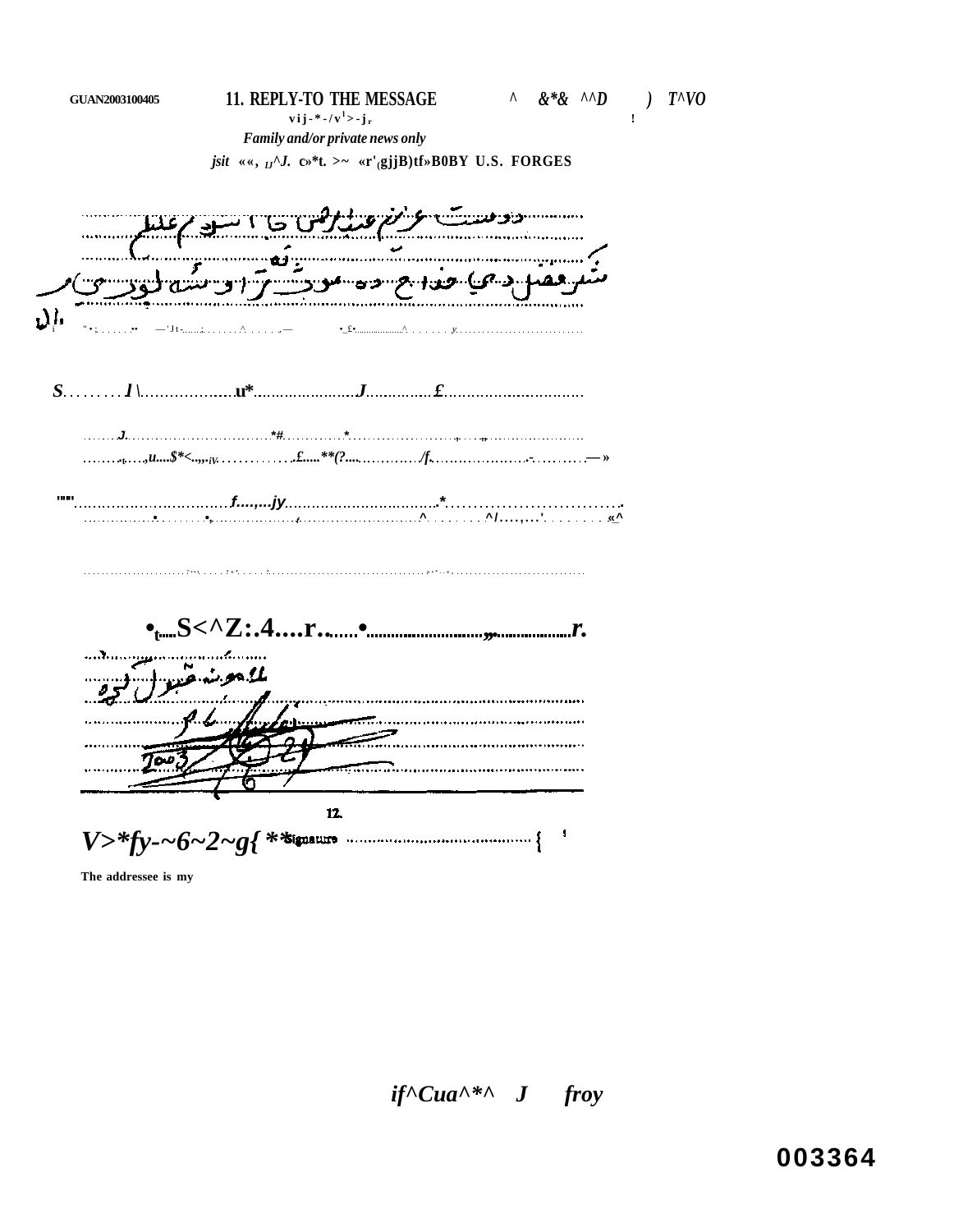GUAN2003100405

**11. REPLY TO THE MESSAGE**

*Family and/or private news only*

BY U.S. FORCES

دوست عزیزم عبدالرحمن جا اسلام علیکم

شریفقل دی خدای ده موږ ته راورسوه لیودی

نمونه قبول لره

2003/6/21

**12.** Signature

The addressee is my

003364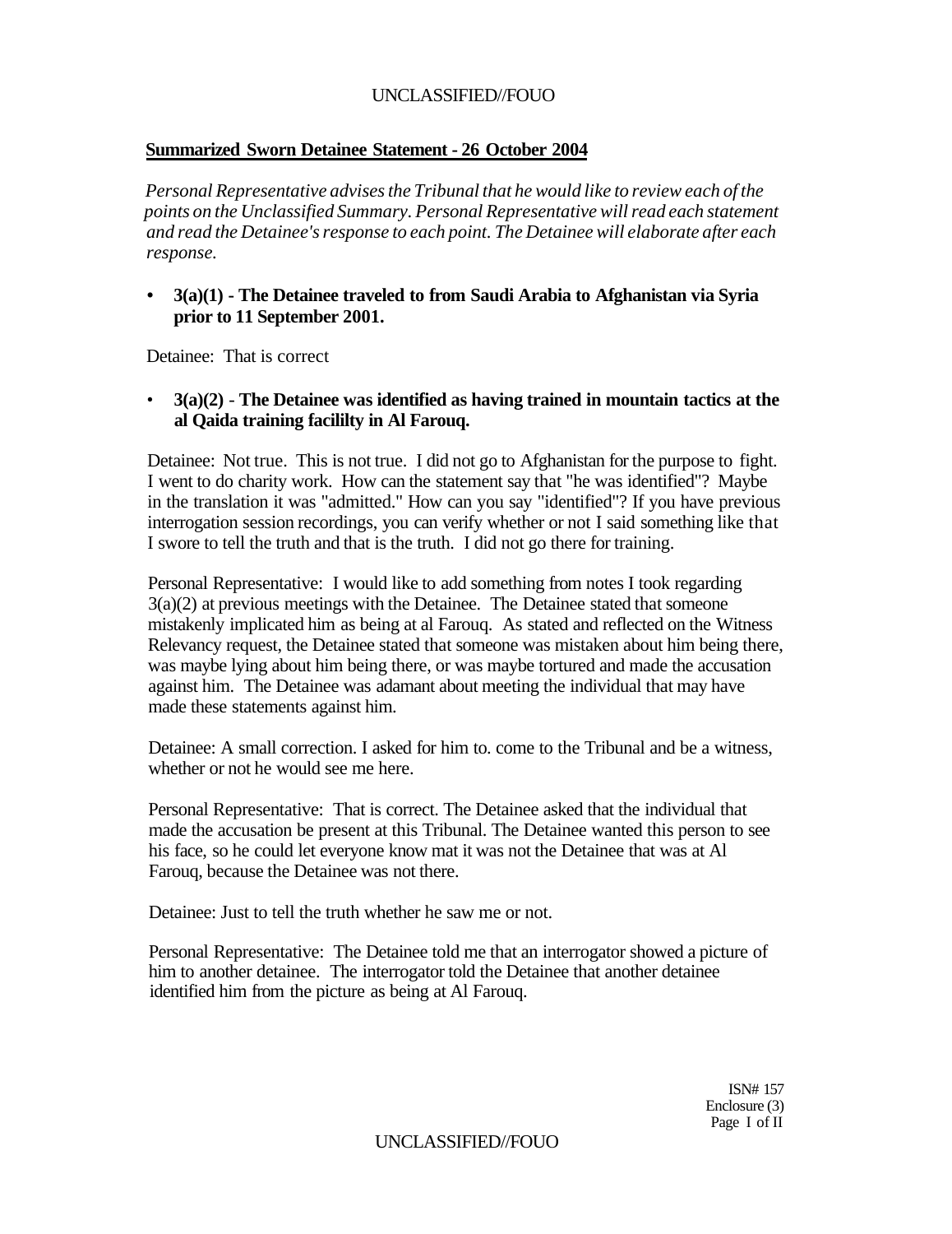**Summarized Sworn Detainee Statement - 26 October 2004**

*Personal Representative advises the Tribunal that he would like to review each of the points on the Unclassified Summary. Personal Representative will read each statement and read the Detainee's response to each point. The Detainee will elaborate after each response.*

- **3(a)(1) - The Detainee traveled to from Saudi Arabia to Afghanistan via Syria prior to 11 September 2001.**

Detainee: That is correct

- **3(a)(2) - The Detainee was identified as having trained in mountain tactics at the al Qaida training facililty in Al Farouq.**

Detainee: Not true. This is not true. I did not go to Afghanistan for the purpose to fight. I went to do charity work. How can the statement say that "he was identified"? Maybe in the translation it was "admitted." How can you say "identified"? If you have previous interrogation session recordings, you can verify whether or not I said something like that I swore to tell the truth and that is the truth. I did not go there for training.

Personal Representative: I would like to add something from notes I took regarding 3(a)(2) at previous meetings with the Detainee. The Detainee stated that someone mistakenly implicated him as being at al Farouq. As stated and reflected on the Witness Relevancy request, the Detainee stated that someone was mistaken about him being there, was maybe lying about him being there, or was maybe tortured and made the accusation against him. The Detainee was adamant about meeting the individual that may have made these statements against him.

Detainee: A small correction. I asked for him to. come to the Tribunal and be a witness, whether or not he would see me here.

Personal Representative: That is correct. The Detainee asked that the individual that made the accusation be present at this Tribunal. The Detainee wanted this person to see his face, so he could let everyone know mat it was not the Detainee that was at Al Farouq, because the Detainee was not there.

Detainee: Just to tell the truth whether he saw me or not.

Personal Representative: The Detainee told me that an interrogator showed a picture of him to another detainee. The interrogator told the Detainee that another detainee identified him from the picture as being at Al Farouq.

ISN# 157
Enclosure (3)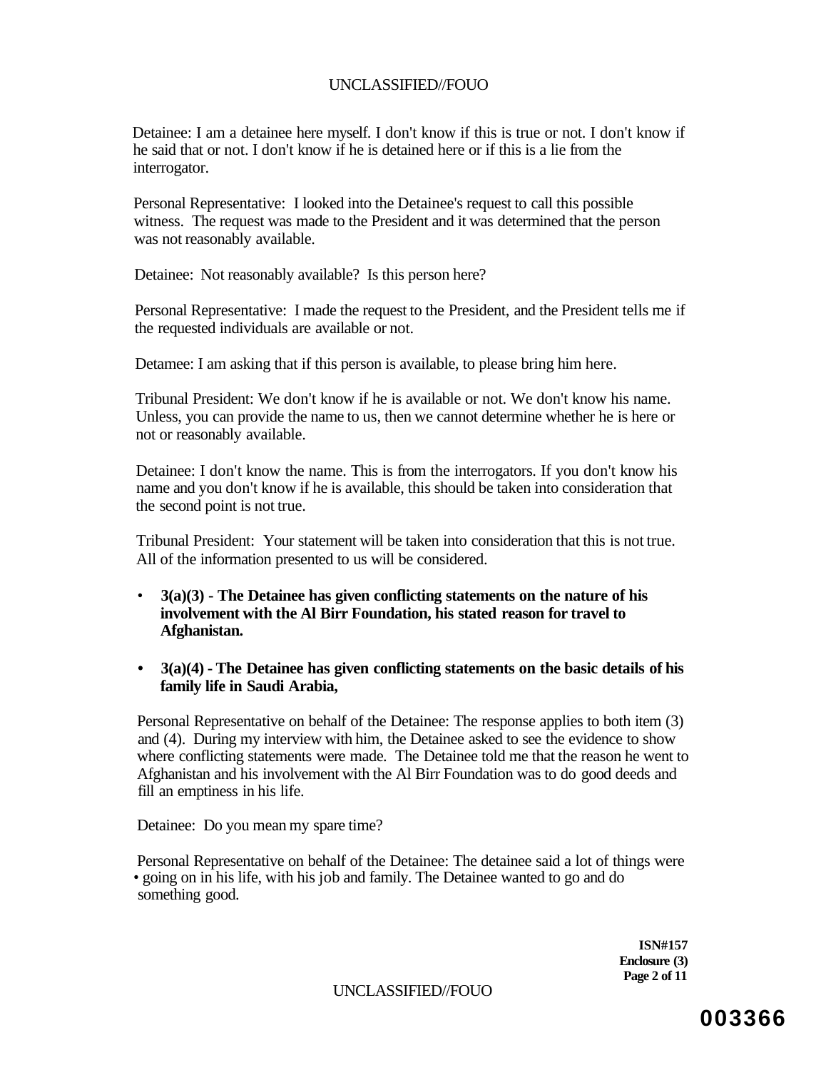Detainee: I am a detainee here myself. I don't know if this is true or not. I don't know if he said that or not. I don't know if he is detained here or if this is a lie from the interrogator.

Personal Representative: I looked into the Detainee's request to call this possible witness. The request was made to the President and it was determined that the person was not reasonably available.

Detainee: Not reasonably available? Is this person here?

Personal Representative: I made the request to the President, and the President tells me if the requested individuals are available or not.

Detamee: I am asking that if this person is available, to please bring him here.

Tribunal President: We don't know if he is available or not. We don't know his name. Unless, you can provide the name to us, then we cannot determine whether he is here or not or reasonably available.

Detainee: I don't know the name. This is from the interrogators. If you don't know his name and you don't know if he is available, this should be taken into consideration that the second point is not true.

Tribunal President: Your statement will be taken into consideration that this is not true. All of the information presented to us will be considered.

- **3(a)(3) - The Detainee has given conflicting statements on the nature of his involvement with the Al Birr Foundation, his stated reason for travel to Afghanistan.**

- **3(a)(4) - The Detainee has given conflicting statements on the basic details of his family life in Saudi Arabia,**

Personal Representative on behalf of the Detainee: The response applies to both item (3) and (4). During my interview with him, the Detainee asked to see the evidence to show where conflicting statements were made. The Detainee told me that the reason he went to Afghanistan and his involvement with the Al Birr Foundation was to do good deeds and fill an emptiness in his life.

Detainee: Do you mean my spare time?

Personal Representative on behalf of the Detainee: The detainee said a lot of things were going on in his life, with his job and family. The Detainee wanted to go and do something good.

**ISN#157**
**Enclosure (3)**

003366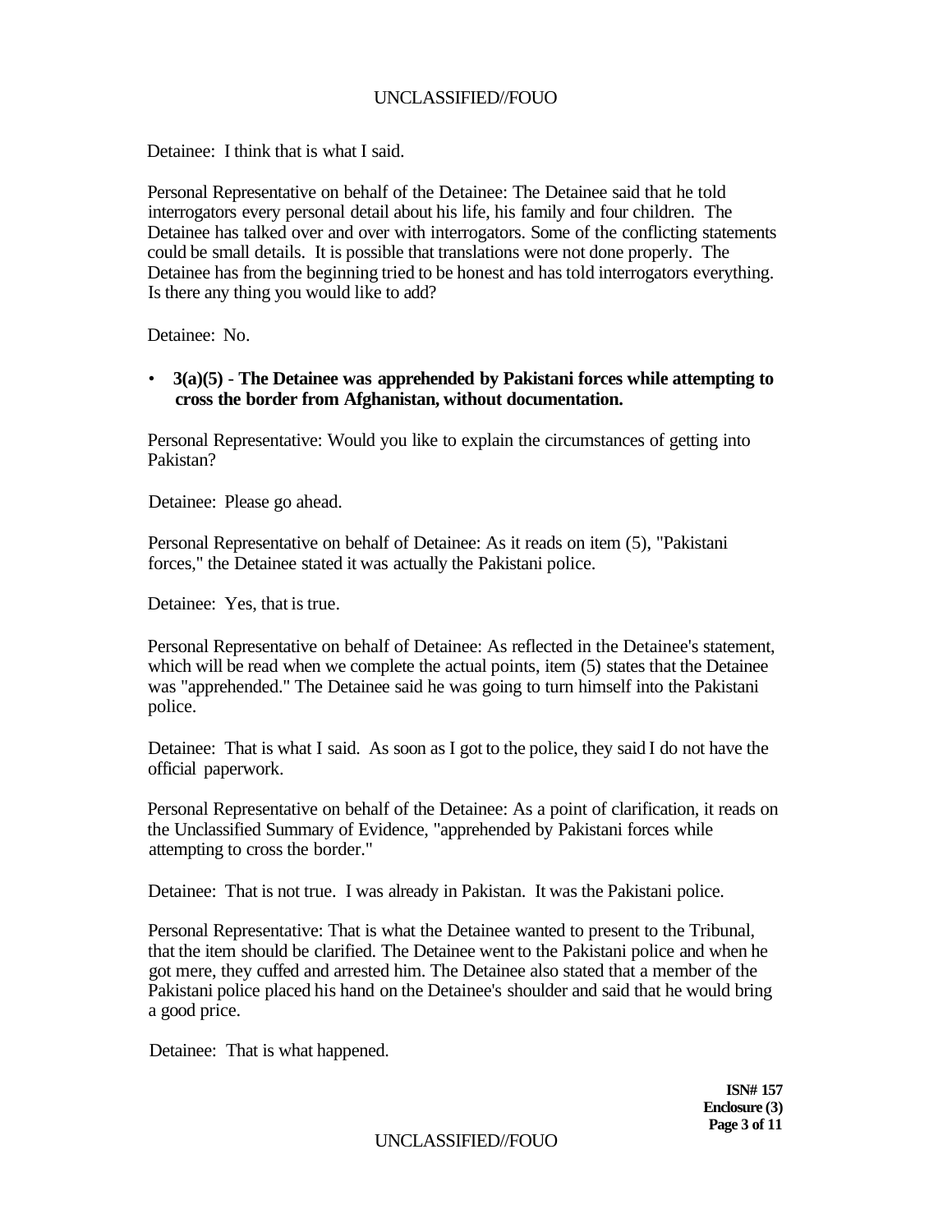Detainee: I think that is what I said.

Personal Representative on behalf of the Detainee: The Detainee said that he told interrogators every personal detail about his life, his family and four children. The Detainee has talked over and over with interrogators. Some of the conflicting statements could be small details. It is possible that translations were not done properly. The Detainee has from the beginning tried to be honest and has told interrogators everything. Is there any thing you would like to add?

Detainee: No.

- **3(a)(5) - The Detainee was apprehended by Pakistani forces while attempting to cross the border from Afghanistan, without documentation.**

Personal Representative: Would you like to explain the circumstances of getting into Pakistan?

Detainee: Please go ahead.

Personal Representative on behalf of Detainee: As it reads on item (5), "Pakistani forces," the Detainee stated it was actually the Pakistani police.

Detainee: Yes, that is true.

Personal Representative on behalf of Detainee: As reflected in the Detainee's statement, which will be read when we complete the actual points, item (5) states that the Detainee was "apprehended." The Detainee said he was going to turn himself into the Pakistani police.

Detainee: That is what I said. As soon as I got to the police, they said I do not have the official paperwork.

Personal Representative on behalf of the Detainee: As a point of clarification, it reads on the Unclassified Summary of Evidence, "apprehended by Pakistani forces while attempting to cross the border."

Detainee: That is not true. I was already in Pakistan. It was the Pakistani police.

Personal Representative: That is what the Detainee wanted to present to the Tribunal, that the item should be clarified. The Detainee went to the Pakistani police and when he got mere, they cuffed and arrested him. The Detainee also stated that a member of the Pakistani police placed his hand on the Detainee's shoulder and said that he would bring a good price.

Detainee: That is what happened.

**ISN# 157**
**Enclosure (3)**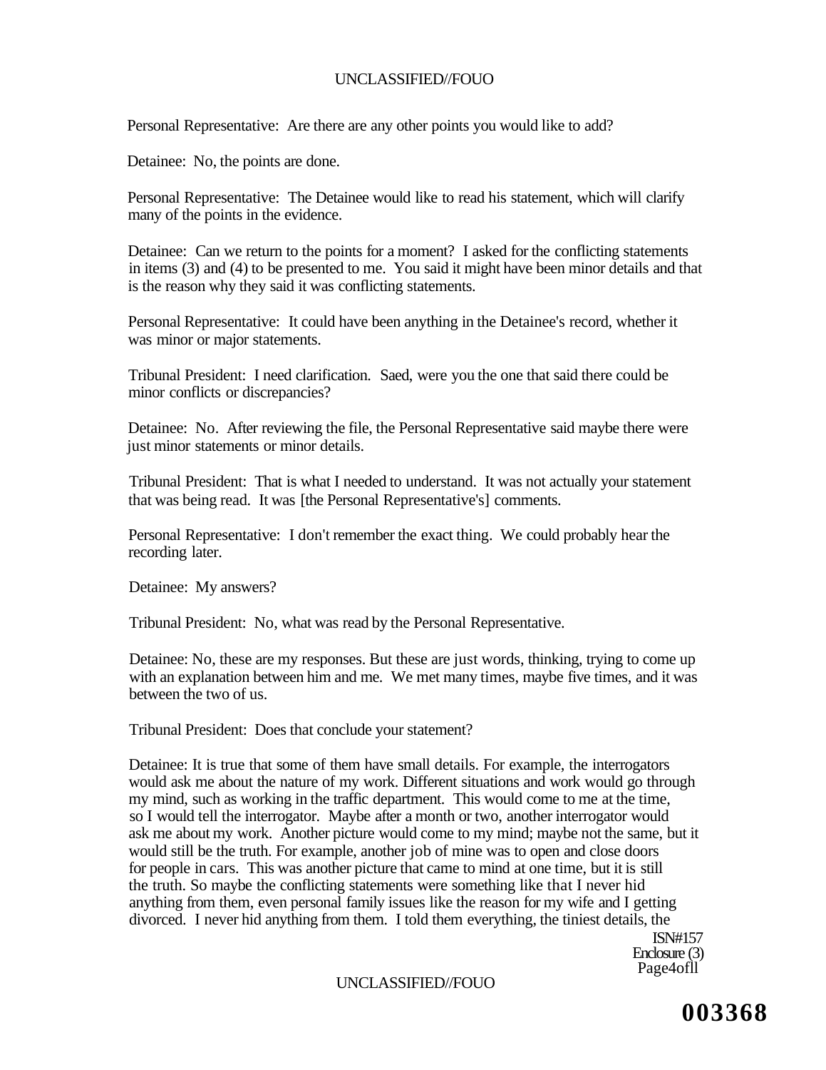Personal Representative: Are there are any other points you would like to add?

Detainee: No, the points are done.

Personal Representative: The Detainee would like to read his statement, which will clarify many of the points in the evidence.

Detainee: Can we return to the points for a moment? I asked for the conflicting statements in items (3) and (4) to be presented to me. You said it might have been minor details and that is the reason why they said it was conflicting statements.

Personal Representative: It could have been anything in the Detainee's record, whether it was minor or major statements.

Tribunal President: I need clarification. Saed, were you the one that said there could be minor conflicts or discrepancies?

Detainee: No. After reviewing the file, the Personal Representative said maybe there were just minor statements or minor details.

Tribunal President: That is what I needed to understand. It was not actually your statement that was being read. It was [the Personal Representative's] comments.

Personal Representative: I don't remember the exact thing. We could probably hear the recording later.

Detainee: My answers?

Tribunal President: No, what was read by the Personal Representative.

Detainee: No, these are my responses. But these are just words, thinking, trying to come up with an explanation between him and me. We met many times, maybe five times, and it was between the two of us.

Tribunal President: Does that conclude your statement?

Detainee: It is true that some of them have small details. For example, the interrogators would ask me about the nature of my work. Different situations and work would go through my mind, such as working in the traffic department. This would come to me at the time, so I would tell the interrogator. Maybe after a month or two, another interrogator would ask me about my work. Another picture would come to my mind; maybe not the same, but it would still be the truth. For example, another job of mine was to open and close doors for people in cars. This was another picture that came to mind at one time, but it is still the truth. So maybe the conflicting statements were something like that I never hid anything from them, even personal family issues like the reason for my wife and I getting divorced. I never hid anything from them. I told them everything, the tiniest details, the

ISN#157
Enclosure (3)
Page 4 of 11

003368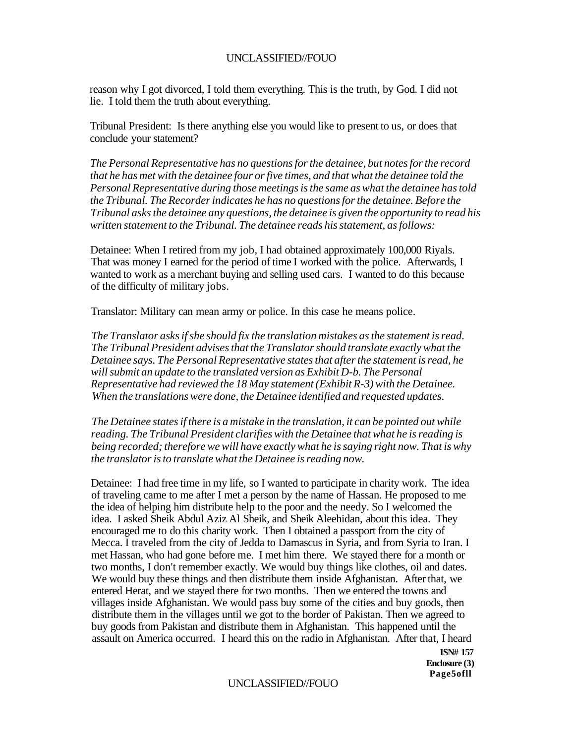reason why I got divorced, I told them everything. This is the truth, by God. I did not lie. I told them the truth about everything.

Tribunal President: Is there anything else you would like to present to us, or does that conclude your statement?

*The Personal Representative has no questions for the detainee, but notes for the record that he has met with the detainee four or five times, and that what the detainee told the Personal Representative during those meetings is the same as what the detainee has told the Tribunal. The Recorder indicates he has no questions for the detainee. Before the Tribunal asks the detainee any questions, the detainee is given the opportunity to read his written statement to the Tribunal. The detainee reads his statement, as follows:*

Detainee: When I retired from my job, I had obtained approximately 100,000 Riyals. That was money I earned for the period of time I worked with the police. Afterwards, I wanted to work as a merchant buying and selling used cars. I wanted to do this because of the difficulty of military jobs.

Translator: Military can mean army or police. In this case he means police.

*The Translator asks if she should fix the translation mistakes as the statement is read. The Tribunal President advises that the Translator should translate exactly what the Detainee says. The Personal Representative states that after the statement is read, he will submit an update to the translated version as Exhibit D-b. The Personal Representative had reviewed the 18 May statement (Exhibit R-3) with the Detainee. When the translations were done, the Detainee identified and requested updates.*

*The Detainee states if there is a mistake in the translation, it can be pointed out while reading. The Tribunal President clarifies with the Detainee that what he is reading is being recorded; therefore we will have exactly what he is saying right now. That is why the translator is to translate what the Detainee is reading now.*

Detainee: I had free time in my life, so I wanted to participate in charity work. The idea of traveling came to me after I met a person by the name of Hassan. He proposed to me the idea of helping him distribute help to the poor and the needy. So I welcomed the idea. I asked Sheik Abdul Aziz Al Sheik, and Sheik Aleehidan, about this idea. They encouraged me to do this charity work. Then I obtained a passport from the city of Mecca. I traveled from the city of Jedda to Damascus in Syria, and from Syria to Iran. I met Hassan, who had gone before me. I met him there. We stayed there for a month or two months, I don't remember exactly. We would buy things like clothes, oil and dates. We would buy these things and then distribute them inside Afghanistan. After that, we entered Herat, and we stayed there for two months. Then we entered the towns and villages inside Afghanistan. We would pass buy some of the cities and buy goods, then distribute them in the villages until we got to the border of Pakistan. Then we agreed to buy goods from Pakistan and distribute them in Afghanistan. This happened until the assault on America occurred. I heard this on the radio in Afghanistan. After that, I heard

ISN# 157
Enclosure (3)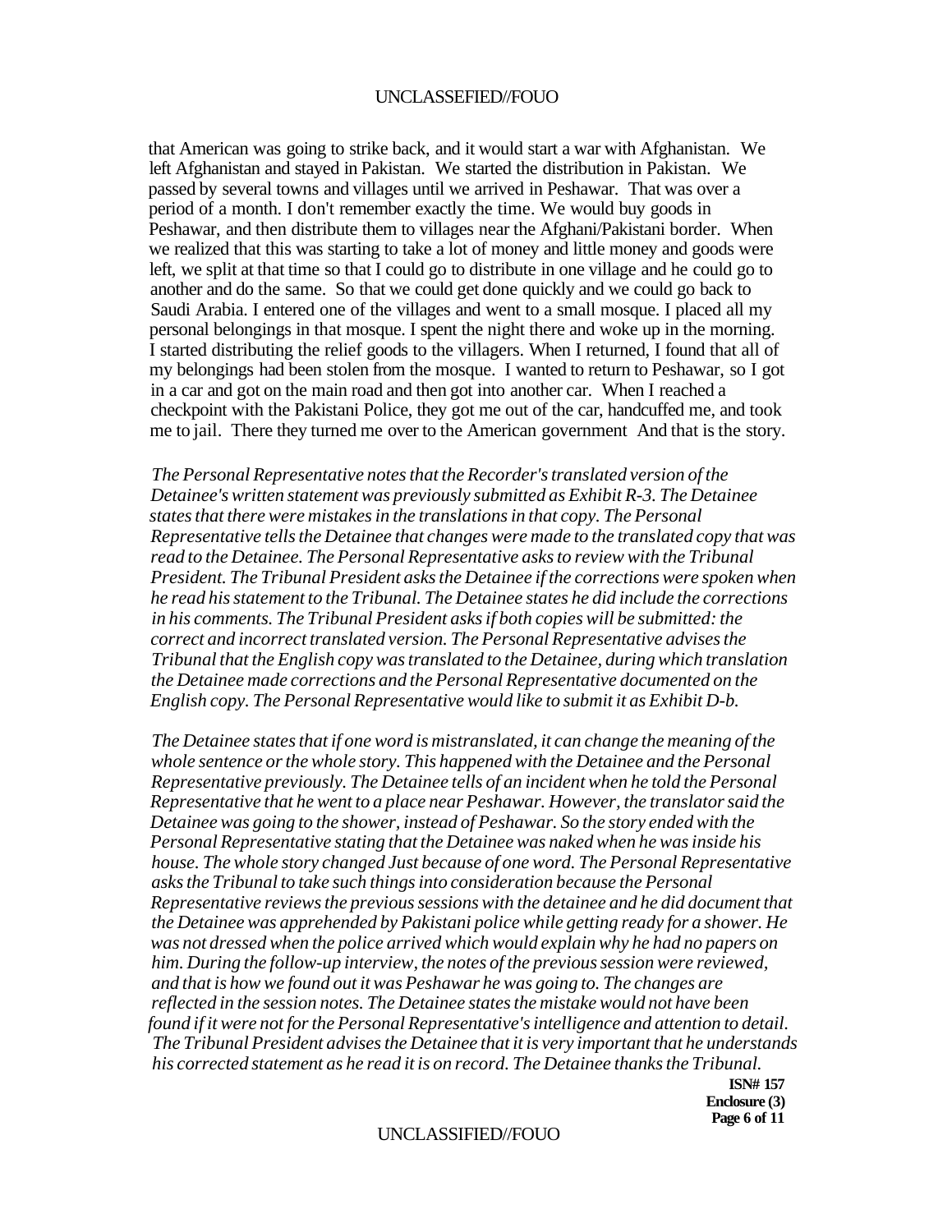that American was going to strike back, and it would start a war with Afghanistan. We left Afghanistan and stayed in Pakistan. We started the distribution in Pakistan. We passed by several towns and villages until we arrived in Peshawar. That was over a period of a month. I don't remember exactly the time. We would buy goods in Peshawar, and then distribute them to villages near the Afghani/Pakistani border. When we realized that this was starting to take a lot of money and little money and goods were left, we split at that time so that I could go to distribute in one village and he could go to another and do the same. So that we could get done quickly and we could go back to Saudi Arabia. I entered one of the villages and went to a small mosque. I placed all my personal belongings in that mosque. I spent the night there and woke up in the morning. I started distributing the relief goods to the villagers. When I returned, I found that all of my belongings had been stolen from the mosque. I wanted to return to Peshawar, so I got in a car and got on the main road and then got into another car. When I reached a checkpoint with the Pakistani Police, they got me out of the car, handcuffed me, and took me to jail. There they turned me over to the American government And that is the story.

*The Personal Representative notes that the Recorder's translated version of the Detainee's written statement was previously submitted as Exhibit R-3. The Detainee states that there were mistakes in the translations in that copy. The Personal Representative tells the Detainee that changes were made to the translated copy that was read to the Detainee. The Personal Representative asks to review with the Tribunal President. The Tribunal President asks the Detainee if the corrections were spoken when he read his statement to the Tribunal. The Detainee states he did include the corrections in his comments. The Tribunal President asks if both copies will be submitted: the correct and incorrect translated version. The Personal Representative advises the Tribunal that the English copy was translated to the Detainee, during which translation the Detainee made corrections and the Personal Representative documented on the English copy. The Personal Representative would like to submit it as Exhibit D-b.*

*The Detainee states that if one word is mistranslated, it can change the meaning of the whole sentence or the whole story. This happened with the Detainee and the Personal Representative previously. The Detainee tells of an incident when he told the Personal Representative that he went to a place near Peshawar. However, the translator said the Detainee was going to the shower, instead of Peshawar. So the story ended with the Personal Representative stating that the Detainee was naked when he was inside his house. The whole story changed Just because of one word. The Personal Representative asks the Tribunal to take such things into consideration because the Personal Representative reviews the previous sessions with the detainee and he did document that the Detainee was apprehended by Pakistani police while getting ready for a shower. He was not dressed when the police arrived which would explain why he had no papers on him. During the follow-up interview, the notes of the previous session were reviewed, and that is how we found out it was Peshawar he was going to. The changes are reflected in the session notes. The Detainee states the mistake would not have been found if it were not for the Personal Representative's intelligence and attention to detail. The Tribunal President advises the Detainee that it is very important that he understands his corrected statement as he read it is on record. The Detainee thanks the Tribunal.*

**ISN# 157**
**Enclosure (3)**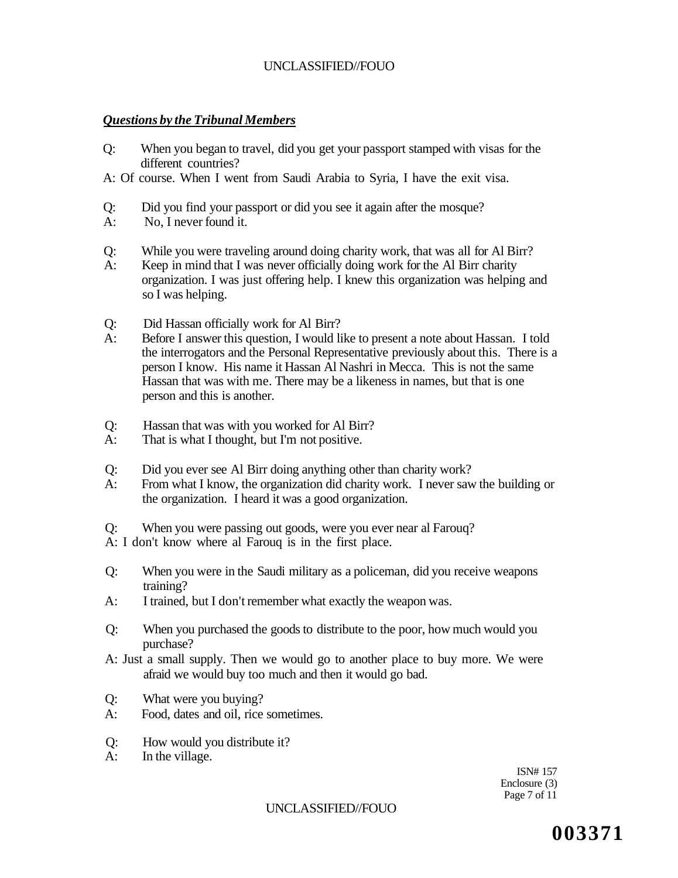***Questions by the Tribunal Members***

Q: When you began to travel, did you get your passport stamped with visas for the different countries?

A: Of course. When I went from Saudi Arabia to Syria, I have the exit visa.

Q: Did you find your passport or did you see it again after the mosque?

A: No, I never found it.

Q: While you were traveling around doing charity work, that was all for Al Birr?

A: Keep in mind that I was never officially doing work for the Al Birr charity organization. I was just offering help. I knew this organization was helping and so I was helping.

Q: Did Hassan officially work for Al Birr?

A: Before I answer this question, I would like to present a note about Hassan. I told the interrogators and the Personal Representative previously about this. There is a person I know. His name it Hassan Al Nashri in Mecca. This is not the same Hassan that was with me. There may be a likeness in names, but that is one person and this is another.

Q: Hassan that was with you worked for Al Birr?

A: That is what I thought, but I'm not positive.

Q: Did you ever see Al Birr doing anything other than charity work?

A: From what I know, the organization did charity work. I never saw the building or the organization. I heard it was a good organization.

Q: When you were passing out goods, were you ever near al Farouq?

A: I don't know where al Farouq is in the first place.

Q: When you were in the Saudi military as a policeman, did you receive weapons training?

A: I trained, but I don't remember what exactly the weapon was.

Q: When you purchased the goods to distribute to the poor, how much would you purchase?

A: Just a small supply. Then we would go to another place to buy more. We were afraid we would buy too much and then it would go bad.

Q: What were you buying?

A: Food, dates and oil, rice sometimes.

Q: How would you distribute it?

A: In the village.

ISN# 157
Enclosure (3)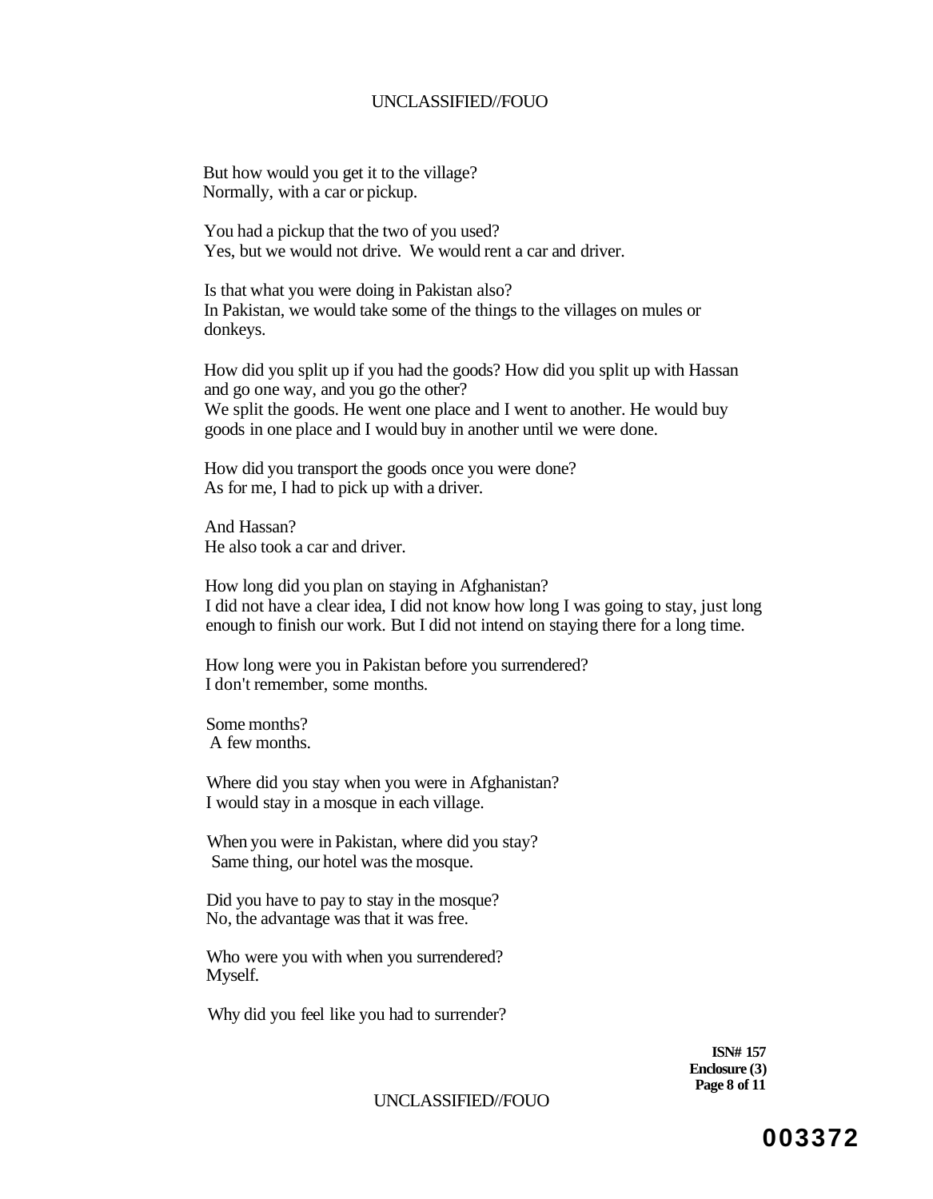But how would you get it to the village?
Normally, with a car or pickup.

You had a pickup that the two of you used?
Yes, but we would not drive. We would rent a car and driver.

Is that what you were doing in Pakistan also?
In Pakistan, we would take some of the things to the villages on mules or donkeys.

How did you split up if you had the goods? How did you split up with Hassan and go one way, and you go the other?
We split the goods. He went one place and I went to another. He would buy goods in one place and I would buy in another until we were done.

How did you transport the goods once you were done?
As for me, I had to pick up with a driver.

And Hassan?
He also took a car and driver.

How long did you plan on staying in Afghanistan?
I did not have a clear idea, I did not know how long I was going to stay, just long enough to finish our work. But I did not intend on staying there for a long time.

How long were you in Pakistan before you surrendered?
I don't remember, some months.

Some months?
A few months.

Where did you stay when you were in Afghanistan?
I would stay in a mosque in each village.

When you were in Pakistan, where did you stay?
Same thing, our hotel was the mosque.

Did you have to pay to stay in the mosque?
No, the advantage was that it was free.

Who were you with when you surrendered?
Myself.

Why did you feel like you had to surrender?

**ISN# 157**
**Enclosure (3)**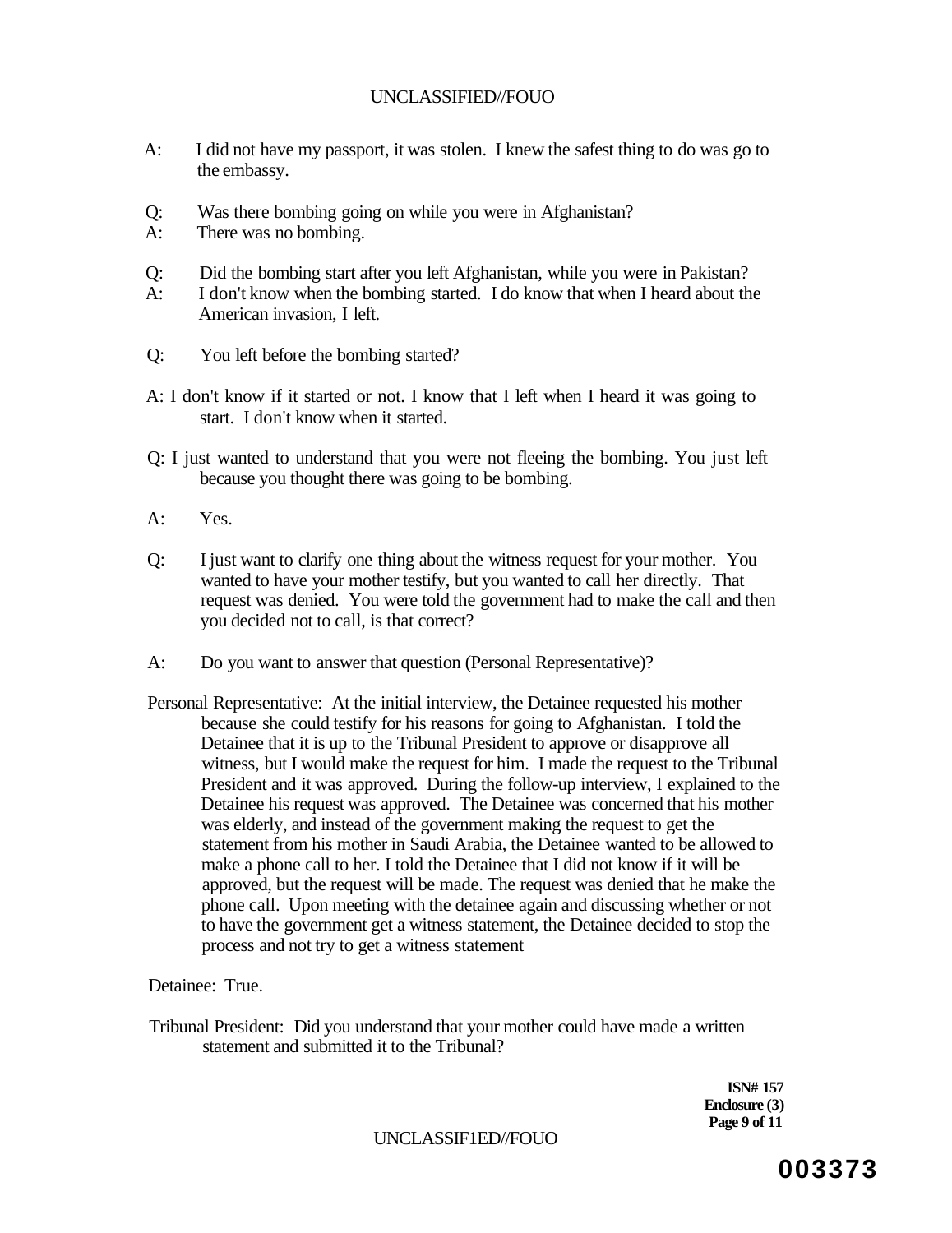A: I did not have my passport, it was stolen. I knew the safest thing to do was go to the embassy.

Q: Was there bombing going on while you were in Afghanistan?
A: There was no bombing.

Q: Did the bombing start after you left Afghanistan, while you were in Pakistan?
A: I don't know when the bombing started. I do know that when I heard about the American invasion, I left.

Q: You left before the bombing started?

A: I don't know if it started or not. I know that I left when I heard it was going to start. I don't know when it started.

Q: I just wanted to understand that you were not fleeing the bombing. You just left because you thought there was going to be bombing.

A: Yes.

Q: I just want to clarify one thing about the witness request for your mother. You wanted to have your mother testify, but you wanted to call her directly. That request was denied. You were told the government had to make the call and then you decided not to call, is that correct?

A: Do you want to answer that question (Personal Representative)?

Personal Representative: At the initial interview, the Detainee requested his mother because she could testify for his reasons for going to Afghanistan. I told the Detainee that it is up to the Tribunal President to approve or disapprove all witness, but I would make the request for him. I made the request to the Tribunal President and it was approved. During the follow-up interview, I explained to the Detainee his request was approved. The Detainee was concerned that his mother was elderly, and instead of the government making the request to get the statement from his mother in Saudi Arabia, the Detainee wanted to be allowed to make a phone call to her. I told the Detainee that I did not know if it will be approved, but the request will be made. The request was denied that he make the phone call. Upon meeting with the detainee again and discussing whether or not to have the government get a witness statement, the Detainee decided to stop the process and not try to get a witness statement

Detainee: True.

Tribunal President: Did you understand that your mother could have made a written statement and submitted it to the Tribunal?

**ISN# 157**
**Enclosure (3)**

**003373**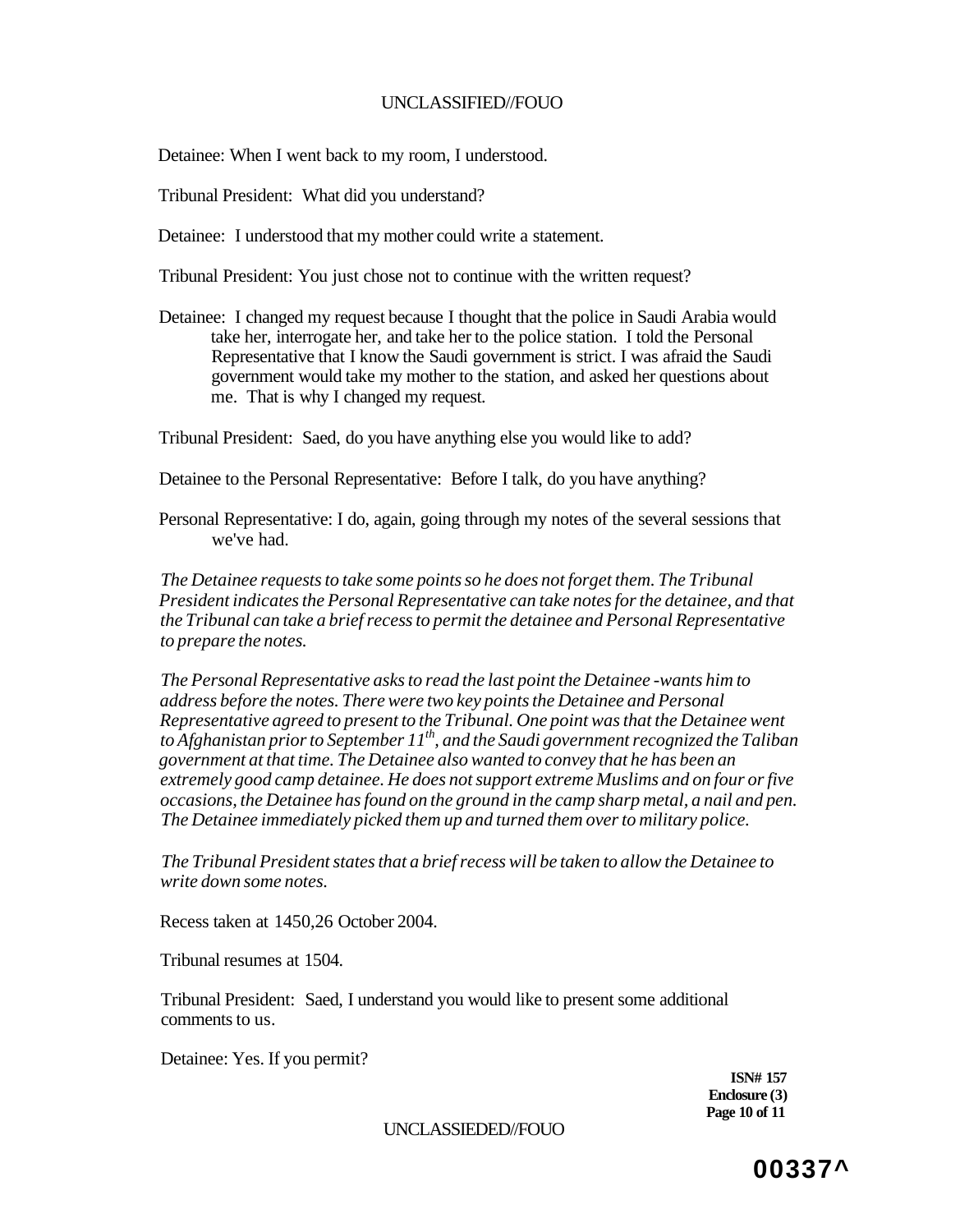Detainee: When I went back to my room, I understood.

Tribunal President: What did you understand?

Detainee: I understood that my mother could write a statement.

Tribunal President: You just chose not to continue with the written request?

Detainee: I changed my request because I thought that the police in Saudi Arabia would take her, interrogate her, and take her to the police station. I told the Personal Representative that I know the Saudi government is strict. I was afraid the Saudi government would take my mother to the station, and asked her questions about me. That is why I changed my request.

Tribunal President: Saed, do you have anything else you would like to add?

Detainee to the Personal Representative: Before I talk, do you have anything?

Personal Representative: I do, again, going through my notes of the several sessions that we've had.

*The Detainee requests to take some points so he does not forget them. The Tribunal President indicates the Personal Representative can take notes for the detainee, and that the Tribunal can take a brief recess to permit the detainee and Personal Representative to prepare the notes.*

*The Personal Representative asks to read the last point the Detainee -wants him to address before the notes. There were two key points the Detainee and Personal Representative agreed to present to the Tribunal. One point was that the Detainee went to Afghanistan prior to September 11th, and the Saudi government recognized the Taliban government at that time. The Detainee also wanted to convey that he has been an extremely good camp detainee. He does not support extreme Muslims and on four or five occasions, the Detainee has found on the ground in the camp sharp metal, a nail and pen. The Detainee immediately picked them up and turned them over to military police.*

*The Tribunal President states that a brief recess will be taken to allow the Detainee to write down some notes.*

Recess taken at 1450,26 October 2004.

Tribunal resumes at 1504.

Tribunal President: Saed, I understand you would like to present some additional comments to us.

Detainee: Yes. If you permit?

**ISN# 157**
**Enclosure (3)**
**Page 10 of 11**

**00337^**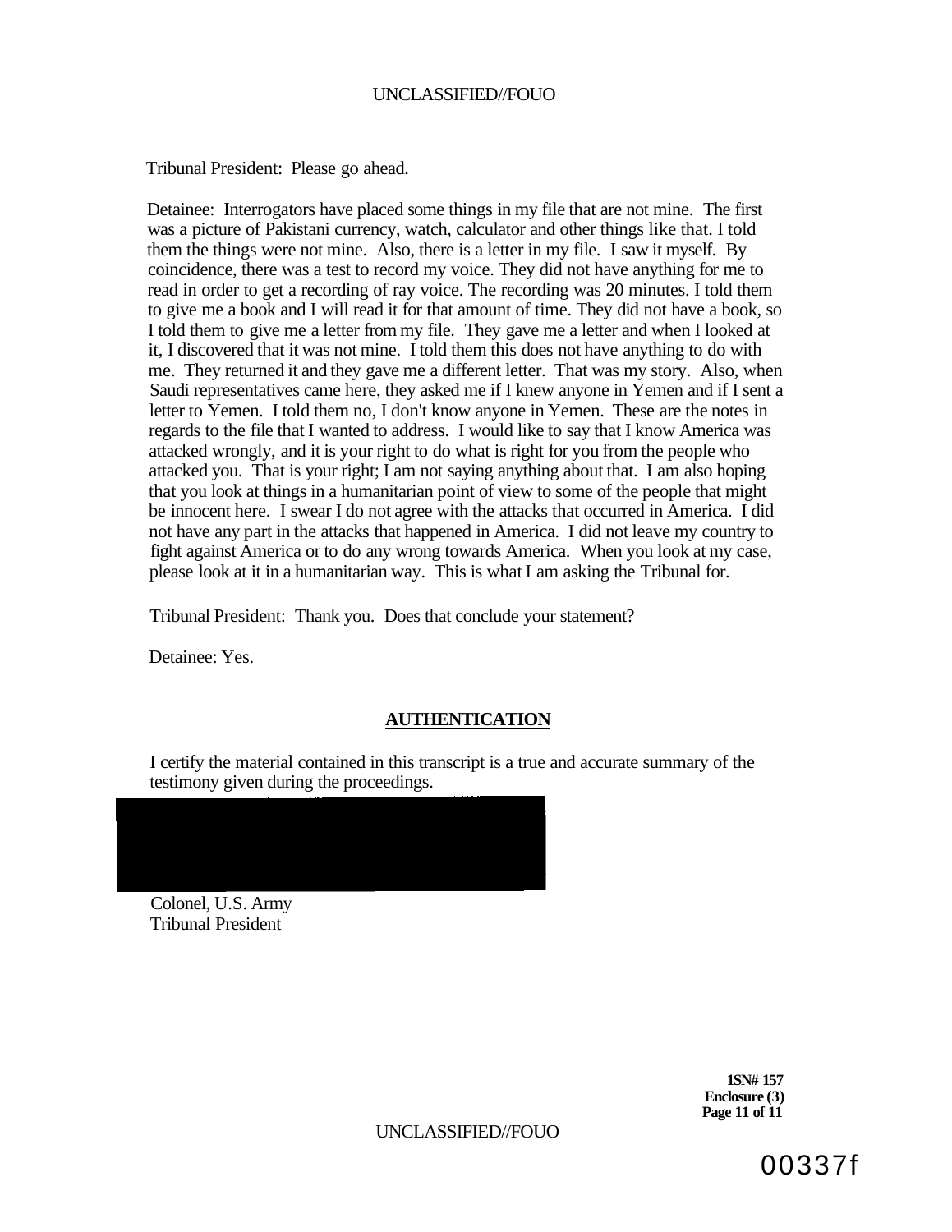Tribunal President: Please go ahead.

Detainee: Interrogators have placed some things in my file that are not mine. The first was a picture of Pakistani currency, watch, calculator and other things like that. I told them the things were not mine. Also, there is a letter in my file. I saw it myself. By coincidence, there was a test to record my voice. They did not have anything for me to read in order to get a recording of ray voice. The recording was 20 minutes. I told them to give me a book and I will read it for that amount of time. They did not have a book, so I told them to give me a letter from my file. They gave me a letter and when I looked at it, I discovered that it was not mine. I told them this does not have anything to do with me. They returned it and they gave me a different letter. That was my story. Also, when Saudi representatives came here, they asked me if I knew anyone in Yemen and if I sent a letter to Yemen. I told them no, I don't know anyone in Yemen. These are the notes in regards to the file that I wanted to address. I would like to say that I know America was attacked wrongly, and it is your right to do what is right for you from the people who attacked you. That is your right; I am not saying anything about that. I am also hoping that you look at things in a humanitarian point of view to some of the people that might be innocent here. I swear I do not agree with the attacks that occurred in America. I did not have any part in the attacks that happened in America. I did not leave my country to fight against America or to do any wrong towards America. When you look at my case, please look at it in a humanitarian way. This is what I am asking the Tribunal for.

Tribunal President: Thank you. Does that conclude your statement?

Detainee: Yes.

## AUTHENTICATION

I certify the material contained in this transcript is a true and accurate summary of the testimony given during the proceedings.

Colonel, U.S. Army
Tribunal President

**1SN# 157**
**Enclosure (3)**

00337f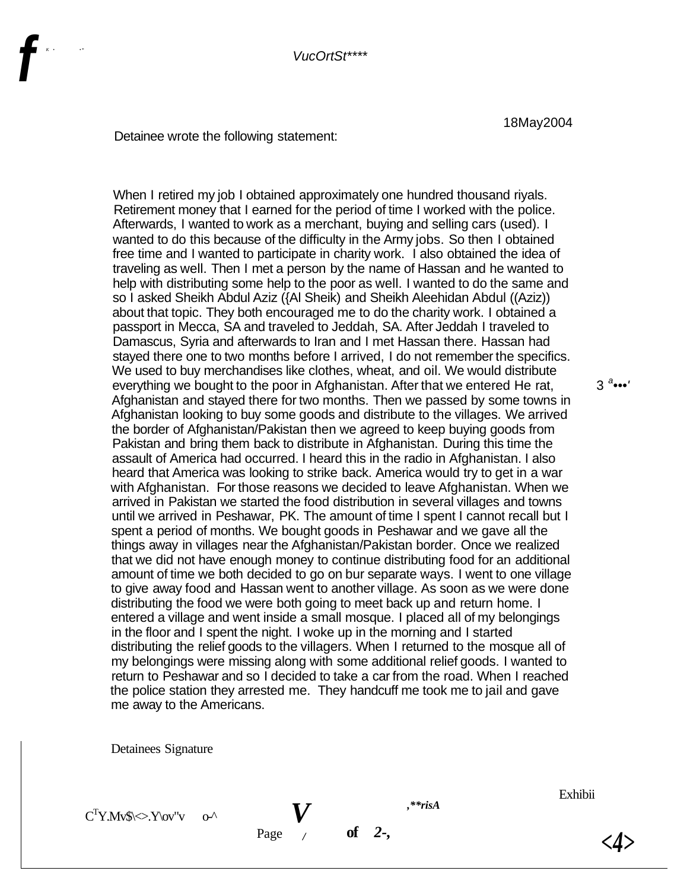18May2004

Detainee wrote the following statement:

When I retired my job I obtained approximately one hundred thousand riyals. Retirement money that I earned for the period of time I worked with the police. Afterwards, I wanted to work as a merchant, buying and selling cars (used). I wanted to do this because of the difficulty in the Army jobs. So then I obtained free time and I wanted to participate in charity work. I also obtained the idea of traveling as well. Then I met a person by the name of Hassan and he wanted to help with distributing some help to the poor as well. I wanted to do the same and so I asked Sheikh Abdul Aziz ({Al Sheik) and Sheikh Aleehidan Abdul ((Aziz)) about that topic. They both encouraged me to do the charity work. I obtained a passport in Mecca, SA and traveled to Jeddah, SA. After Jeddah I traveled to Damascus, Syria and afterwards to Iran and I met Hassan there. Hassan had stayed there one to two months before I arrived, I do not remember the specifics. We used to buy merchandises like clothes, wheat, and oil. We would distribute everything we bought to the poor in Afghanistan. After that we entered He rat, Afghanistan and stayed there for two months. Then we passed by some towns in Afghanistan looking to buy some goods and distribute to the villages. We arrived the border of Afghanistan/Pakistan then we agreed to keep buying goods from Pakistan and bring them back to distribute in Afghanistan. During this time the assault of America had occurred. I heard this in the radio in Afghanistan. I also heard that America was looking to strike back. America would try to get in a war with Afghanistan. For those reasons we decided to leave Afghanistan. When we arrived in Pakistan we started the food distribution in several villages and towns until we arrived in Peshawar, PK. The amount of time I spent I cannot recall but I spent a period of months. We bought goods in Peshawar and we gave all the things away in villages near the Afghanistan/Pakistan border. Once we realized that we did not have enough money to continue distributing food for an additional amount of time we both decided to go on bur separate ways. I went to one village to give away food and Hassan went to another village. As soon as we were done distributing the food we were both going to meet back up and return home. I entered a village and went inside a small mosque. I placed all of my belongings in the floor and I spent the night. I woke up in the morning and I started distributing the relief goods to the villagers. When I returned to the mosque all of my belongings were missing along with some additional relief goods. I wanted to return to Peshawar and so I decided to take a car from the road. When I reached the police station they arrested me. They handcuff me took me to jail and gave me away to the Americans.

Detainees Signature

Exhibii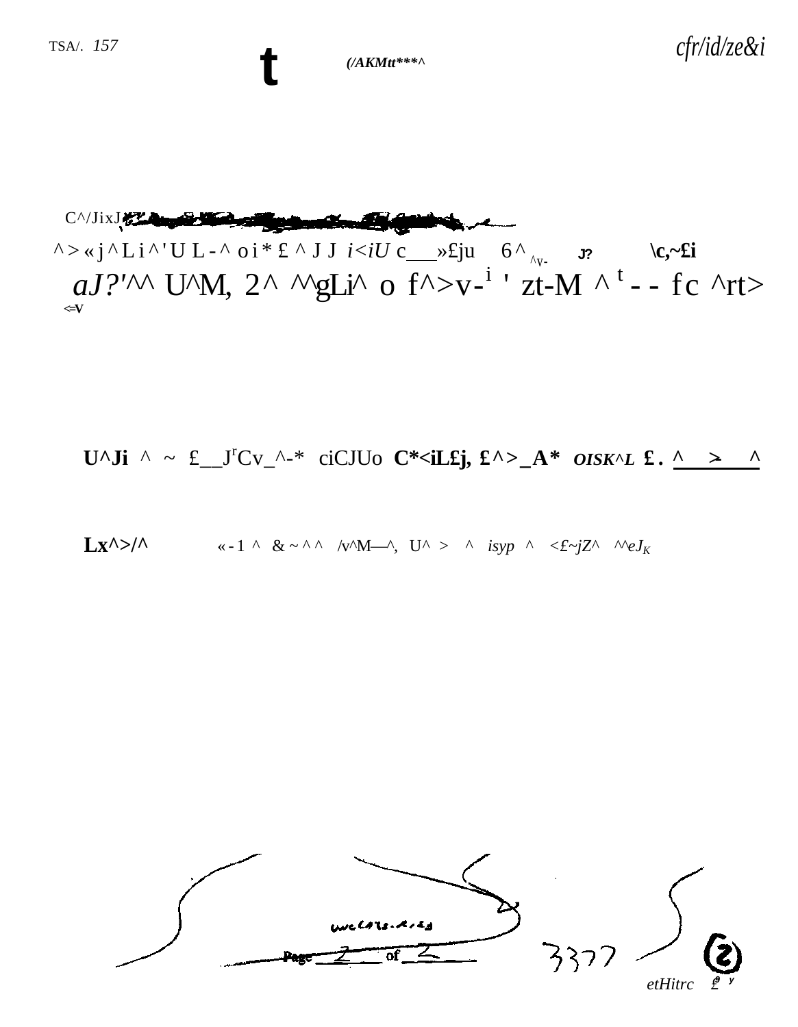C^/JixJ

^>«j^Li^'UL-^ oi*£^JJ i<iU c___»£ju 6^ ^V- J? \c,~£i

*aJ?'*^^ U^M, 2^ ^^gLi^ o f^>v-[i] ' zt-M ^ [t] - - fc ^rt> <=V

**U^Ji** ^ ~ £__J[r]Cv_^-* ciCJUo **C*<iL£j, £^>_A*** ***OISK^L*** **£.** ^ > ^

**Lx^>/^** «-1 ^ &~^^ /v^M—^, U^ > ^ *isyp* ^ <£~jZ^ ^^$eJ_K$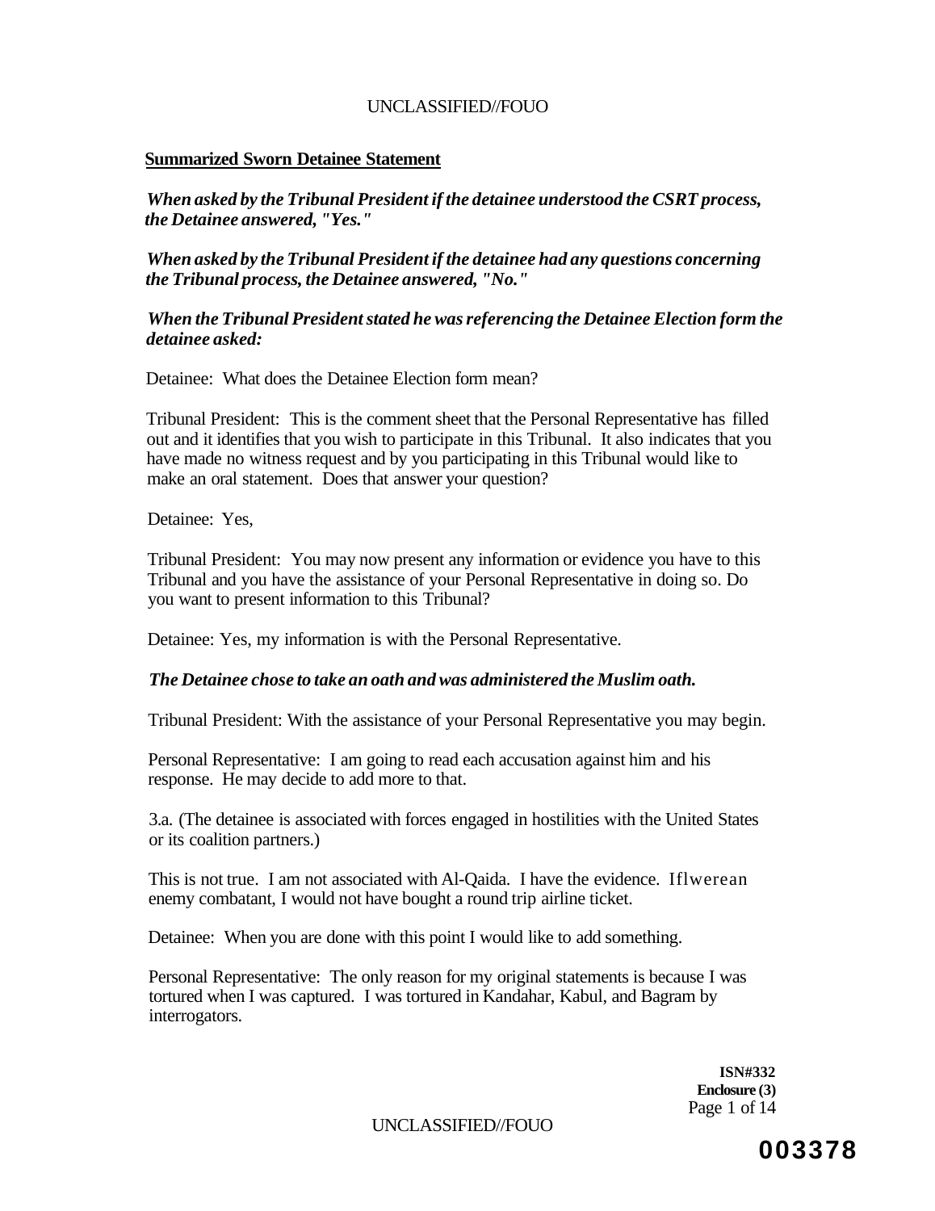**Summarized Sworn Detainee Statement**

***When asked by the Tribunal President if the detainee understood the CSRT process, the Detainee answered, "Yes."***

***When asked by the Tribunal President if the detainee had any questions concerning the Tribunal process, the Detainee answered, "No."***

***When the Tribunal President stated he was referencing the Detainee Election form the detainee asked:***

Detainee: What does the Detainee Election form mean?

Tribunal President: This is the comment sheet that the Personal Representative has filled out and it identifies that you wish to participate in this Tribunal. It also indicates that you have made no witness request and by you participating in this Tribunal would like to make an oral statement. Does that answer your question?

Detainee: Yes,

Tribunal President: You may now present any information or evidence you have to this Tribunal and you have the assistance of your Personal Representative in doing so. Do you want to present information to this Tribunal?

Detainee: Yes, my information is with the Personal Representative.

***The Detainee chose to take an oath and was administered the Muslim oath.***

Tribunal President: With the assistance of your Personal Representative you may begin.

Personal Representative: I am going to read each accusation against him and his response. He may decide to add more to that.

3.a. (The detainee is associated with forces engaged in hostilities with the United States or its coalition partners.)

This is not true. I am not associated with Al-Qaida. I have the evidence. If I were an enemy combatant, I would not have bought a round trip airline ticket.

Detainee: When you are done with this point I would like to add something.

Personal Representative: The only reason for my original statements is because I was tortured when I was captured. I was tortured in Kandahar, Kabul, and Bagram by interrogators.

**ISN#332**
**Enclosure (3)**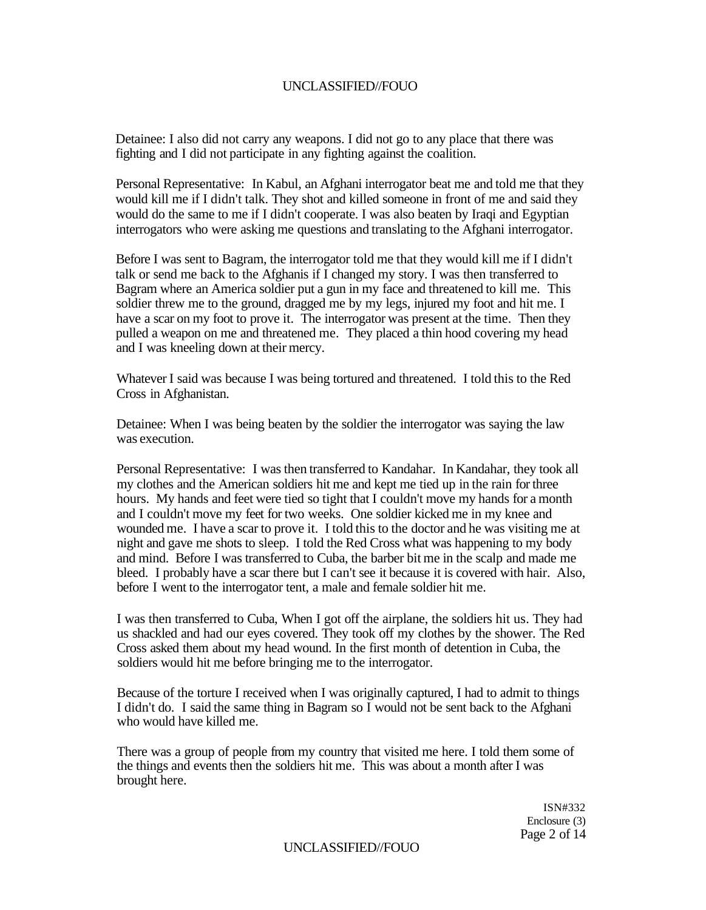Detainee: I also did not carry any weapons. I did not go to any place that there was fighting and I did not participate in any fighting against the coalition.

Personal Representative: In Kabul, an Afghani interrogator beat me and told me that they would kill me if I didn't talk. They shot and killed someone in front of me and said they would do the same to me if I didn't cooperate. I was also beaten by Iraqi and Egyptian interrogators who were asking me questions and translating to the Afghani interrogator.

Before I was sent to Bagram, the interrogator told me that they would kill me if I didn't talk or send me back to the Afghanis if I changed my story. I was then transferred to Bagram where an America soldier put a gun in my face and threatened to kill me. This soldier threw me to the ground, dragged me by my legs, injured my foot and hit me. I have a scar on my foot to prove it. The interrogator was present at the time. Then they pulled a weapon on me and threatened me. They placed a thin hood covering my head and I was kneeling down at their mercy.

Whatever I said was because I was being tortured and threatened. I told this to the Red Cross in Afghanistan.

Detainee: When I was being beaten by the soldier the interrogator was saying the law was execution.

Personal Representative: I was then transferred to Kandahar. In Kandahar, they took all my clothes and the American soldiers hit me and kept me tied up in the rain for three hours. My hands and feet were tied so tight that I couldn't move my hands for a month and I couldn't move my feet for two weeks. One soldier kicked me in my knee and wounded me. I have a scar to prove it. I told this to the doctor and he was visiting me at night and gave me shots to sleep. I told the Red Cross what was happening to my body and mind. Before I was transferred to Cuba, the barber bit me in the scalp and made me bleed. I probably have a scar there but I can't see it because it is covered with hair. Also, before I went to the interrogator tent, a male and female soldier hit me.

I was then transferred to Cuba, When I got off the airplane, the soldiers hit us. They had us shackled and had our eyes covered. They took off my clothes by the shower. The Red Cross asked them about my head wound. In the first month of detention in Cuba, the soldiers would hit me before bringing me to the interrogator.

Because of the torture I received when I was originally captured, I had to admit to things I didn't do. I said the same thing in Bagram so I would not be sent back to the Afghani who would have killed me.

There was a group of people from my country that visited me here. I told them some of the things and events then the soldiers hit me. This was about a month after I was brought here.

ISN#332
Enclosure (3)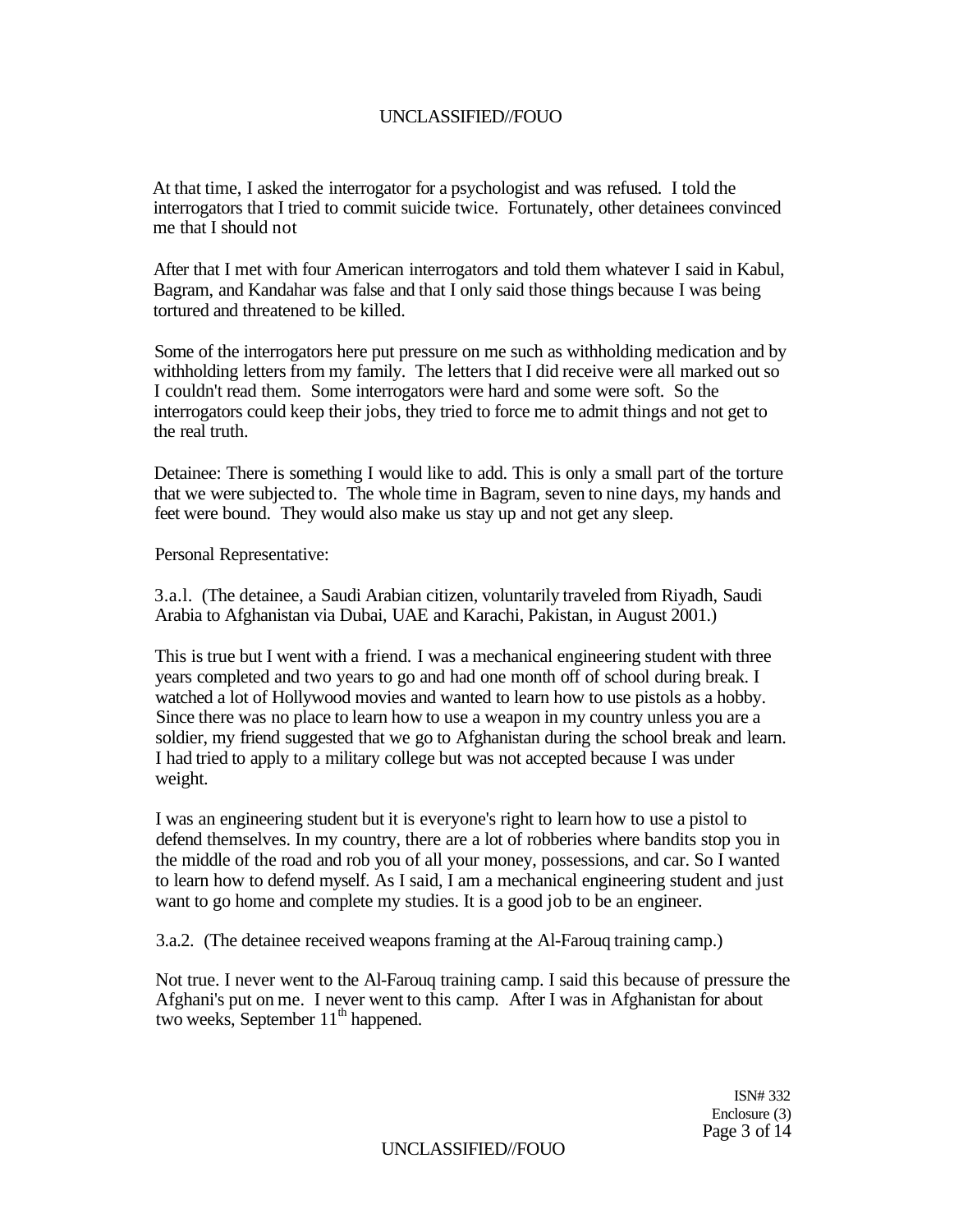At that time, I asked the interrogator for a psychologist and was refused. I told the interrogators that I tried to commit suicide twice. Fortunately, other detainees convinced me that I should not

After that I met with four American interrogators and told them whatever I said in Kabul, Bagram, and Kandahar was false and that I only said those things because I was being tortured and threatened to be killed.

Some of the interrogators here put pressure on me such as withholding medication and by withholding letters from my family. The letters that I did receive were all marked out so I couldn't read them. Some interrogators were hard and some were soft. So the interrogators could keep their jobs, they tried to force me to admit things and not get to the real truth.

Detainee: There is something I would like to add. This is only a small part of the torture that we were subjected to. The whole time in Bagram, seven to nine days, my hands and feet were bound. They would also make us stay up and not get any sleep.

Personal Representative:

3.a.l. (The detainee, a Saudi Arabian citizen, voluntarily traveled from Riyadh, Saudi Arabia to Afghanistan via Dubai, UAE and Karachi, Pakistan, in August 2001.)

This is true but I went with a friend. I was a mechanical engineering student with three years completed and two years to go and had one month off of school during break. I watched a lot of Hollywood movies and wanted to learn how to use pistols as a hobby. Since there was no place to learn how to use a weapon in my country unless you are a soldier, my friend suggested that we go to Afghanistan during the school break and learn. I had tried to apply to a military college but was not accepted because I was under weight.

I was an engineering student but it is everyone's right to learn how to use a pistol to defend themselves. In my country, there are a lot of robberies where bandits stop you in the middle of the road and rob you of all your money, possessions, and car. So I wanted to learn how to defend myself. As I said, I am a mechanical engineering student and just want to go home and complete my studies. It is a good job to be an engineer.

3.a.2. (The detainee received weapons framing at the Al-Farouq training camp.)

Not true. I never went to the Al-Farouq training camp. I said this because of pressure the Afghani's put on me. I never went to this camp. After I was in Afghanistan for about two weeks, September 11th happened.

ISN# 332
Enclosure (3)